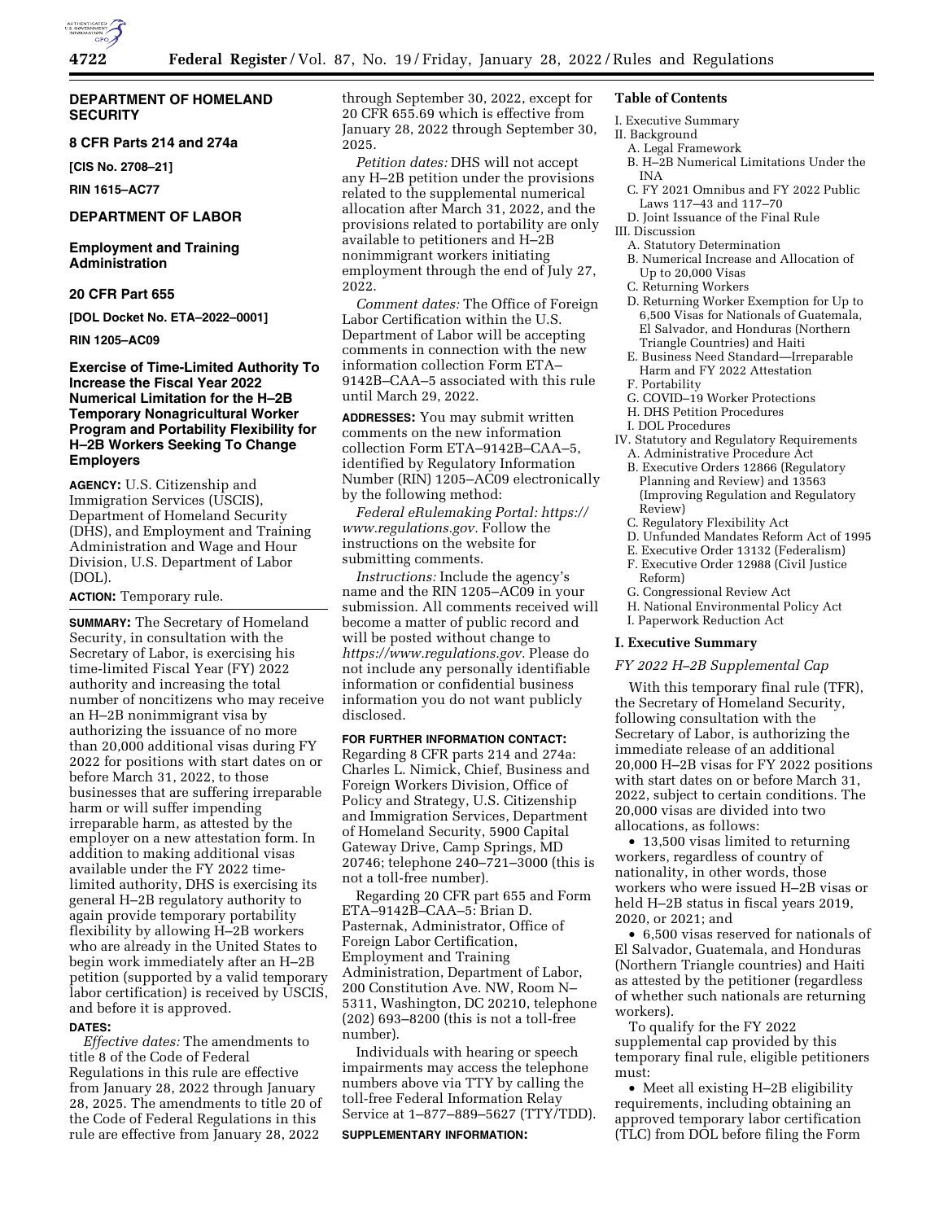**DEPARTMENT OF HOMELAND SECURITY**

**8 CFR Parts 214 and 274a**

**[CIS No. 2708–21]**

**RIN 1615–AC77**

**DEPARTMENT OF LABOR**

**Employment and Training Administration**

**20 CFR Part 655**

**[DOL Docket No. ETA–2022–0001]**

**RIN 1205–AC09**

# Exercise of Time-Limited Authority To Increase the Fiscal Year 2022 Numerical Limitation for the H–2B Temporary Nonagricultural Worker Program and Portability Flexibility for H–2B Workers Seeking To Change Employers

**AGENCY:** U.S. Citizenship and Immigration Services (USCIS), Department of Homeland Security (DHS), and Employment and Training Administration and Wage and Hour Division, U.S. Department of Labor (DOL).

**ACTION:** Temporary rule.

**SUMMARY:** The Secretary of Homeland Security, in consultation with the Secretary of Labor, is exercising his time-limited Fiscal Year (FY) 2022 authority and increasing the total number of noncitizens who may receive an H–2B nonimmigrant visa by authorizing the issuance of no more than 20,000 additional visas during FY 2022 for positions with start dates on or before March 31, 2022, to those businesses that are suffering irreparable harm or will suffer impending irreparable harm, as attested by the employer on a new attestation form. In addition to making additional visas available under the FY 2022 time-limited authority, DHS is exercising its general H–2B regulatory authority to again provide temporary portability flexibility by allowing H–2B workers who are already in the United States to begin work immediately after an H–2B petition (supported by a valid temporary labor certification) is received by USCIS, and before it is approved.

**DATES:**

*Effective dates:* The amendments to title 8 of the Code of Federal Regulations in this rule are effective from January 28, 2022 through January 28, 2025. The amendments to title 20 of the Code of Federal Regulations in this rule are effective from January 28, 2022 through September 30, 2022, except for 20 CFR 655.69 which is effective from January 28, 2022 through September 30, 2025.

*Petition dates:* DHS will not accept any H–2B petition under the provisions related to the supplemental numerical allocation after March 31, 2022, and the provisions related to portability are only available to petitioners and H–2B nonimmigrant workers initiating employment through the end of July 27, 2022.

*Comment dates:* The Office of Foreign Labor Certification within the U.S. Department of Labor will be accepting comments in connection with the new information collection Form ETA–9142B–CAA–5 associated with this rule until March 29, 2022.

**ADDRESSES:** You may submit written comments on the new information collection Form ETA–9142B–CAA–5, identified by Regulatory Information Number (RIN) 1205–AC09 electronically by the following method:

*Federal eRulemaking Portal: https://www.regulations.gov.* Follow the instructions on the website for submitting comments.

*Instructions:* Include the agency's name and the RIN 1205–AC09 in your submission. All comments received will become a matter of public record and will be posted without change to *https://www.regulations.gov.* Please do not include any personally identifiable information or confidential business information you do not want publicly disclosed.

**FOR FURTHER INFORMATION CONTACT:** Regarding 8 CFR parts 214 and 274a: Charles L. Nimick, Chief, Business and Foreign Workers Division, Office of Policy and Strategy, U.S. Citizenship and Immigration Services, Department of Homeland Security, 5900 Capital Gateway Drive, Camp Springs, MD 20746; telephone 240–721–3000 (this is not a toll-free number).

Regarding 20 CFR part 655 and Form ETA–9142B–CAA–5: Brian D. Pasternak, Administrator, Office of Foreign Labor Certification, Employment and Training Administration, Department of Labor, 200 Constitution Ave. NW, Room N–5311, Washington, DC 20210, telephone (202) 693–8200 (this is not a toll-free number).

Individuals with hearing or speech impairments may access the telephone numbers above via TTY by calling the toll-free Federal Information Relay Service at 1–877–889–5627 (TTY/TDD).

**SUPPLEMENTARY INFORMATION:**

**Table of Contents**

I. Executive Summary
II. Background
  A. Legal Framework
  B. H–2B Numerical Limitations Under the INA
  C. FY 2021 Omnibus and FY 2022 Public Laws 117–43 and 117–70
  D. Joint Issuance of the Final Rule
III. Discussion
  A. Statutory Determination
  B. Numerical Increase and Allocation of Up to 20,000 Visas
  C. Returning Workers
  D. Returning Worker Exemption for Up to 6,500 Visas for Nationals of Guatemala, El Salvador, and Honduras (Northern Triangle Countries) and Haiti
  E. Business Need Standard—Irreparable Harm and FY 2022 Attestation
  F. Portability
  G. COVID–19 Worker Protections
  H. DHS Petition Procedures
  I. DOL Procedures
IV. Statutory and Regulatory Requirements
  A. Administrative Procedure Act
  B. Executive Orders 12866 (Regulatory Planning and Review) and 13563 (Improving Regulation and Regulatory Review)
  C. Regulatory Flexibility Act
  D. Unfunded Mandates Reform Act of 1995
  E. Executive Order 13132 (Federalism)
  F. Executive Order 12988 (Civil Justice Reform)
  G. Congressional Review Act
  H. National Environmental Policy Act
  I. Paperwork Reduction Act

## I. Executive Summary

### *FY 2022 H–2B Supplemental Cap*

With this temporary final rule (TFR), the Secretary of Homeland Security, following consultation with the Secretary of Labor, is authorizing the immediate release of an additional 20,000 H–2B visas for FY 2022 positions with start dates on or before March 31, 2022, subject to certain conditions. The 20,000 visas are divided into two allocations, as follows:

- 13,500 visas limited to returning workers, regardless of country of nationality, in other words, those workers who were issued H–2B visas or held H–2B status in fiscal years 2019, 2020, or 2021; and
- 6,500 visas reserved for nationals of El Salvador, Guatemala, and Honduras (Northern Triangle countries) and Haiti as attested by the petitioner (regardless of whether such nationals are returning workers).

To qualify for the FY 2022 supplemental cap provided by this temporary final rule, eligible petitioners must:

- Meet all existing H–2B eligibility requirements, including obtaining an approved temporary labor certification (TLC) from DOL before filing the Form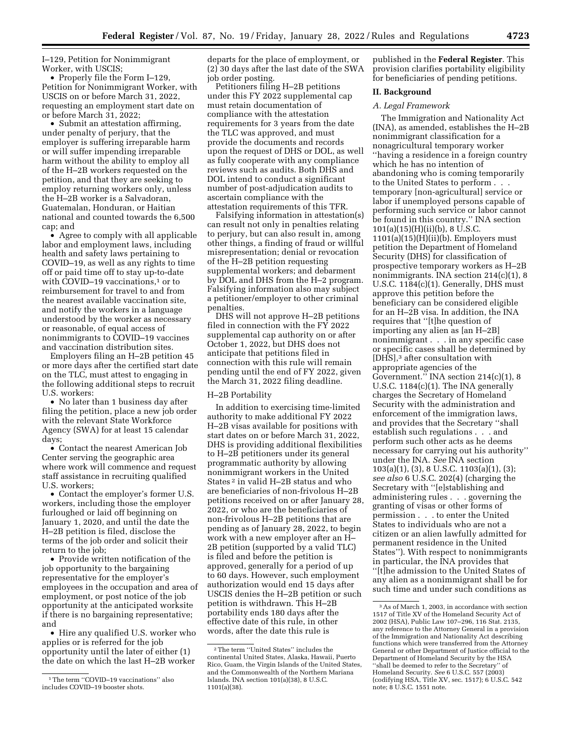I–129, Petition for Nonimmigrant Worker, with USCIS;

- Properly file the Form I–129, Petition for Nonimmigrant Worker, with USCIS on or before March 31, 2022, requesting an employment start date on or before March 31, 2022;
- Submit an attestation affirming, under penalty of perjury, that the employer is suffering irreparable harm or will suffer impending irreparable harm without the ability to employ all of the H–2B workers requested on the petition, and that they are seeking to employ returning workers only, unless the H–2B worker is a Salvadoran, Guatemalan, Honduran, or Haitian national and counted towards the 6,500 cap; and
- Agree to comply with all applicable labor and employment laws, including health and safety laws pertaining to COVID–19, as well as any rights to time off or paid time off to stay up-to-date with COVID–19 vaccinations,[1] or to reimbursement for travel to and from the nearest available vaccination site, and notify the workers in a language understood by the worker as necessary or reasonable, of equal access of nonimmigrants to COVID–19 vaccines and vaccination distribution sites.

Employers filing an H–2B petition 45 or more days after the certified start date on the TLC, must attest to engaging in the following additional steps to recruit U.S. workers:

- No later than 1 business day after filing the petition, place a new job order with the relevant State Workforce Agency (SWA) for at least 15 calendar days;
- Contact the nearest American Job Center serving the geographic area where work will commence and request staff assistance in recruiting qualified U.S. workers;
- Contact the employer's former U.S. workers, including those the employer furloughed or laid off beginning on January 1, 2020, and until the date the H–2B petition is filed, disclose the terms of the job order and solicit their return to the job;
- Provide written notification of the job opportunity to the bargaining representative for the employer's employees in the occupation and area of employment, or post notice of the job opportunity at the anticipated worksite if there is no bargaining representative; and
- Hire any qualified U.S. worker who applies or is referred for the job opportunity until the later of either (1) the date on which the last H–2B worker departs for the place of employment, or (2) 30 days after the last date of the SWA job order posting.

Petitioners filing H–2B petitions under this FY 2022 supplemental cap must retain documentation of compliance with the attestation requirements for 3 years from the date the TLC was approved, and must provide the documents and records upon the request of DHS or DOL, as well as fully cooperate with any compliance reviews such as audits. Both DHS and DOL intend to conduct a significant number of post-adjudication audits to ascertain compliance with the attestation requirements of this TFR.

Falsifying information in attestation(s) can result not only in penalties relating to perjury, but can also result in, among other things, a finding of fraud or willful misrepresentation; denial or revocation of the H–2B petition requesting supplemental workers; and debarment by DOL and DHS from the H–2 program. Falsifying information also may subject a petitioner/employer to other criminal penalties.

DHS will not approve H–2B petitions filed in connection with the FY 2022 supplemental cap authority on or after October 1, 2022, but DHS does not anticipate that petitions filed in connection with this rule will remain pending until the end of FY 2022, given the March 31, 2022 filing deadline.

H–2B Portability

In addition to exercising time-limited authority to make additional FY 2022 H–2B visas available for positions with start dates on or before March 31, 2022, DHS is providing additional flexibilities to H–2B petitioners under its general programmatic authority by allowing nonimmigrant workers in the United States[2] in valid H–2B status and who are beneficiaries of non-frivolous H–2B petitions received on or after January 28, 2022, or who are the beneficiaries of non-frivolous H–2B petitions that are pending as of January 28, 2022, to begin work with a new employer after an H–2B petition (supported by a valid TLC) is filed and before the petition is approved, generally for a period of up to 60 days. However, such employment authorization would end 15 days after USCIS denies the H–2B petition or such petition is withdrawn. This H–2B portability ends 180 days after the effective date of this rule, in other words, after the date this rule is published in the **Federal Register**. This provision clarifies portability eligibility for beneficiaries of pending petitions.

## II. Background

### A. Legal Framework

The Immigration and Nationality Act (INA), as amended, establishes the H–2B nonimmigrant classification for a nonagricultural temporary worker ''having a residence in a foreign country which he has no intention of abandoning who is coming temporarily to the United States to perform . . . temporary [non-agricultural] service or labor if unemployed persons capable of performing such service or labor cannot be found in this country.'' INA section 101(a)(15)(H)(ii)(b), 8 U.S.C. 1101(a)(15)(H)(ii)(b). Employers must petition the Department of Homeland Security (DHS) for classification of prospective temporary workers as H–2B nonimmigrants. INA section 214(c)(1), 8 U.S.C. 1184(c)(1). Generally, DHS must approve this petition before the beneficiary can be considered eligible for an H–2B visa. In addition, the INA requires that ''[t]he question of importing any alien as [an H–2B] nonimmigrant . . . in any specific case or specific cases shall be determined by [DHS],[3] after consultation with appropriate agencies of the Government.'' INA section 214(c)(1), 8 U.S.C. 1184(c)(1). The INA generally charges the Secretary of Homeland Security with the administration and enforcement of the immigration laws, and provides that the Secretary ''shall establish such regulations . . . and perform such other acts as he deems necessary for carrying out his authority'' under the INA. *See* INA section 103(a)(1), (3), 8 U.S.C. 1103(a)(1), (3); *see also* 6 U.S.C. 202(4) (charging the Secretary with ''[e]stablishing and administering rules . . . governing the granting of visas or other forms of permission . . . to enter the United States to individuals who are not a citizen or an alien lawfully admitted for permanent residence in the United States''). With respect to nonimmigrants in particular, the INA provides that ''[t]he admission to the United States of any alien as a nonimmigrant shall be for such time and under such conditions as

---

[1] The term ''COVID–19 vaccinations'' also includes COVID–19 booster shots.

[2] The term ''United States'' includes the continental United States, Alaska, Hawaii, Puerto Rico, Guam, the Virgin Islands of the United States, and the Commonwealth of the Northern Mariana Islands. INA section 101(a)(38), 8 U.S.C. 1101(a)(38).

[3] As of March 1, 2003, in accordance with section 1517 of Title XV of the Homeland Security Act of 2002 (HSA), Public Law 107–296, 116 Stat. 2135, any reference to the Attorney General in a provision of the Immigration and Nationality Act describing functions which were transferred from the Attorney General or other Department of Justice official to the Department of Homeland Security by the HSA ''shall be deemed to refer to the Secretary'' of Homeland Security. *See* 6 U.S.C. 557 (2003) (codifying HSA, Title XV, sec. 1517); 6 U.S.C. 542 note; 8 U.S.C. 1551 note.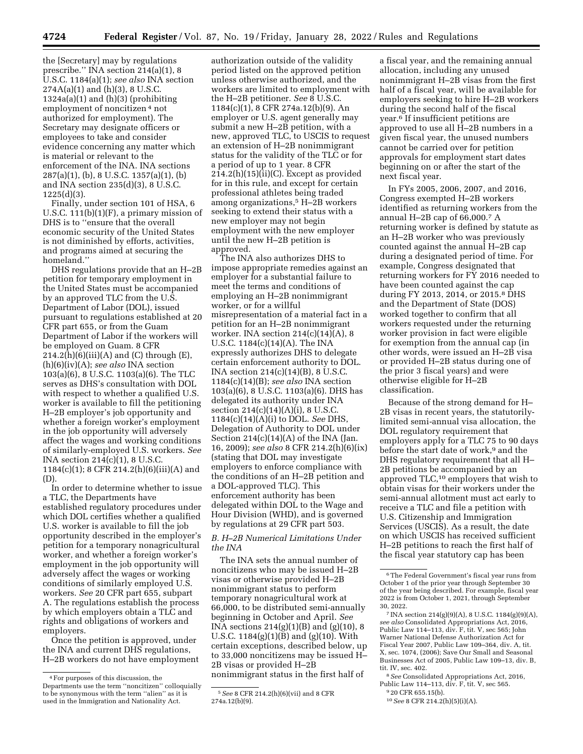the [Secretary] may by regulations prescribe.'' INA section 214(a)(1), 8 U.S.C. 1184(a)(1); *see also* INA section 274A(a)(1) and (h)(3), 8 U.S.C. 1324a(a)(1) and (h)(3) (prohibiting employment of noncitizen [4] not authorized for employment). The Secretary may designate officers or employees to take and consider evidence concerning any matter which is material or relevant to the enforcement of the INA. INA sections 287(a)(1), (b), 8 U.S.C. 1357(a)(1), (b) and INA section 235(d)(3), 8 U.S.C. 1225(d)(3).

Finally, under section 101 of HSA, 6 U.S.C. 111(b)(1)(F), a primary mission of DHS is to ''ensure that the overall economic security of the United States is not diminished by efforts, activities, and programs aimed at securing the homeland.''

DHS regulations provide that an H–2B petition for temporary employment in the United States must be accompanied by an approved TLC from the U.S. Department of Labor (DOL), issued pursuant to regulations established at 20 CFR part 655, or from the Guam Department of Labor if the workers will be employed on Guam. 8 CFR 214.2(h)(6)(iii)(A) and (C) through (E), (h)(6)(iv)(A); *see also* INA section 103(a)(6), 8 U.S.C. 1103(a)(6). The TLC serves as DHS's consultation with DOL with respect to whether a qualified U.S. worker is available to fill the petitioning H–2B employer's job opportunity and whether a foreign worker's employment in the job opportunity will adversely affect the wages and working conditions of similarly-employed U.S. workers. *See* INA section 214(c)(1), 8 U.S.C. 1184(c)(1); 8 CFR 214.2(h)(6)(iii)(A) and (D).

In order to determine whether to issue a TLC, the Departments have established regulatory procedures under which DOL certifies whether a qualified U.S. worker is available to fill the job opportunity described in the employer's petition for a temporary nonagricultural worker, and whether a foreign worker's employment in the job opportunity will adversely affect the wages or working conditions of similarly employed U.S. workers. *See* 20 CFR part 655, subpart A. The regulations establish the process by which employers obtain a TLC and rights and obligations of workers and employers.

Once the petition is approved, under the INA and current DHS regulations, H–2B workers do not have employment authorization outside of the validity period listed on the approved petition unless otherwise authorized, and the workers are limited to employment with the H–2B petitioner. *See* 8 U.S.C. 1184(c)(1), 8 CFR 274a.12(b)(9). An employer or U.S. agent generally may submit a new H–2B petition, with a new, approved TLC, to USCIS to request an extension of H–2B nonimmigrant status for the validity of the TLC or for a period of up to 1 year. 8 CFR 214.2(h)(15)(ii)(C). Except as provided for in this rule, and except for certain professional athletes being traded among organizations,[5] H–2B workers seeking to extend their status with a new employer may not begin employment with the new employer until the new H–2B petition is approved.

The INA also authorizes DHS to impose appropriate remedies against an employer for a substantial failure to meet the terms and conditions of employing an H–2B nonimmigrant worker, or for a willful misrepresentation of a material fact in a petition for an H–2B nonimmigrant worker. INA section 214(c)(14)(A), 8 U.S.C. 1184(c)(14)(A). The INA expressly authorizes DHS to delegate certain enforcement authority to DOL. INA section 214(c)(14)(B), 8 U.S.C. 1184(c)(14)(B); *see also* INA section 103(a)(6), 8 U.S.C. 1103(a)(6). DHS has delegated its authority under INA section 214(c)(14)(A)(i), 8 U.S.C. 1184(c)(14)(A)(i) to DOL. *See* DHS, Delegation of Authority to DOL under Section 214(c)(14)(A) of the INA (Jan. 16, 2009); *see also* 8 CFR 214.2(h)(6)(ix) (stating that DOL may investigate employers to enforce compliance with the conditions of an H–2B petition and a DOL-approved TLC). This enforcement authority has been delegated within DOL to the Wage and Hour Division (WHD), and is governed by regulations at 29 CFR part 503.

### *B. H–2B Numerical Limitations Under the INA*

The INA sets the annual number of noncitizens who may be issued H–2B visas or otherwise provided H–2B nonimmigrant status to perform temporary nonagricultural work at 66,000, to be distributed semi-annually beginning in October and April. *See* INA sections 214(g)(1)(B) and (g)(10), 8 U.S.C. 1184(g)(1)(B) and (g)(10). With certain exceptions, described below, up to 33,000 noncitizens may be issued H–2B visas or provided H–2B nonimmigrant status in the first half of a fiscal year, and the remaining annual allocation, including any unused nonimmigrant H–2B visas from the first half of a fiscal year, will be available for employers seeking to hire H–2B workers during the second half of the fiscal year.[6] If insufficient petitions are approved to use all H–2B numbers in a given fiscal year, the unused numbers cannot be carried over for petition approvals for employment start dates beginning on or after the start of the next fiscal year.

In FYs 2005, 2006, 2007, and 2016, Congress exempted H–2B workers identified as returning workers from the annual H–2B cap of 66,000.[7] A returning worker is defined by statute as an H–2B worker who was previously counted against the annual H–2B cap during a designated period of time. For example, Congress designated that returning workers for FY 2016 needed to have been counted against the cap during FY 2013, 2014, or 2015.[8] DHS and the Department of State (DOS) worked together to confirm that all workers requested under the returning worker provision in fact were eligible for exemption from the annual cap (in other words, were issued an H–2B visa or provided H–2B status during one of the prior 3 fiscal years) and were otherwise eligible for H–2B classification.

Because of the strong demand for H–2B visas in recent years, the statutorily-limited semi-annual visa allocation, the DOL regulatory requirement that employers apply for a TLC 75 to 90 days before the start date of work,[9] and the DHS regulatory requirement that all H–2B petitions be accompanied by an approved TLC,[10] employers that wish to obtain visas for their workers under the semi-annual allotment must act early to receive a TLC and file a petition with U.S. Citizenship and Immigration Services (USCIS). As a result, the date on which USCIS has received sufficient H–2B petitions to reach the first half of the fiscal year statutory cap has been

---

[4] For purposes of this discussion, the Departments use the term ''noncitizen'' colloquially to be synonymous with the term ''alien'' as it is used in the Immigration and Nationality Act.

[5] *See* 8 CFR 214.2(h)(6)(vii) and 8 CFR 274a.12(b)(9).

[6] The Federal Government's fiscal year runs from October 1 of the prior year through September 30 of the year being described. For example, fiscal year 2022 is from October 1, 2021, through September 30, 2022.

[7] INA section 214(g)(9)(A), 8 U.S.C. 1184(g)(9)(A), *see also* Consolidated Appropriations Act, 2016, Public Law 114–113, div. F, tit. V, sec 565; John Warner National Defense Authorization Act for Fiscal Year 2007, Public Law 109–364, div. A, tit. X, sec. 1074, (2006); Save Our Small and Seasonal Businesses Act of 2005, Public Law 109–13, div. B, tit. IV, sec. 402.

[8] *See* Consolidated Appropriations Act, 2016, Public Law 114–113, div. F, tit. V, sec 565.

[9] 20 CFR 655.15(b).

[10] *See* 8 CFR 214.2(h)(5)(i)(A).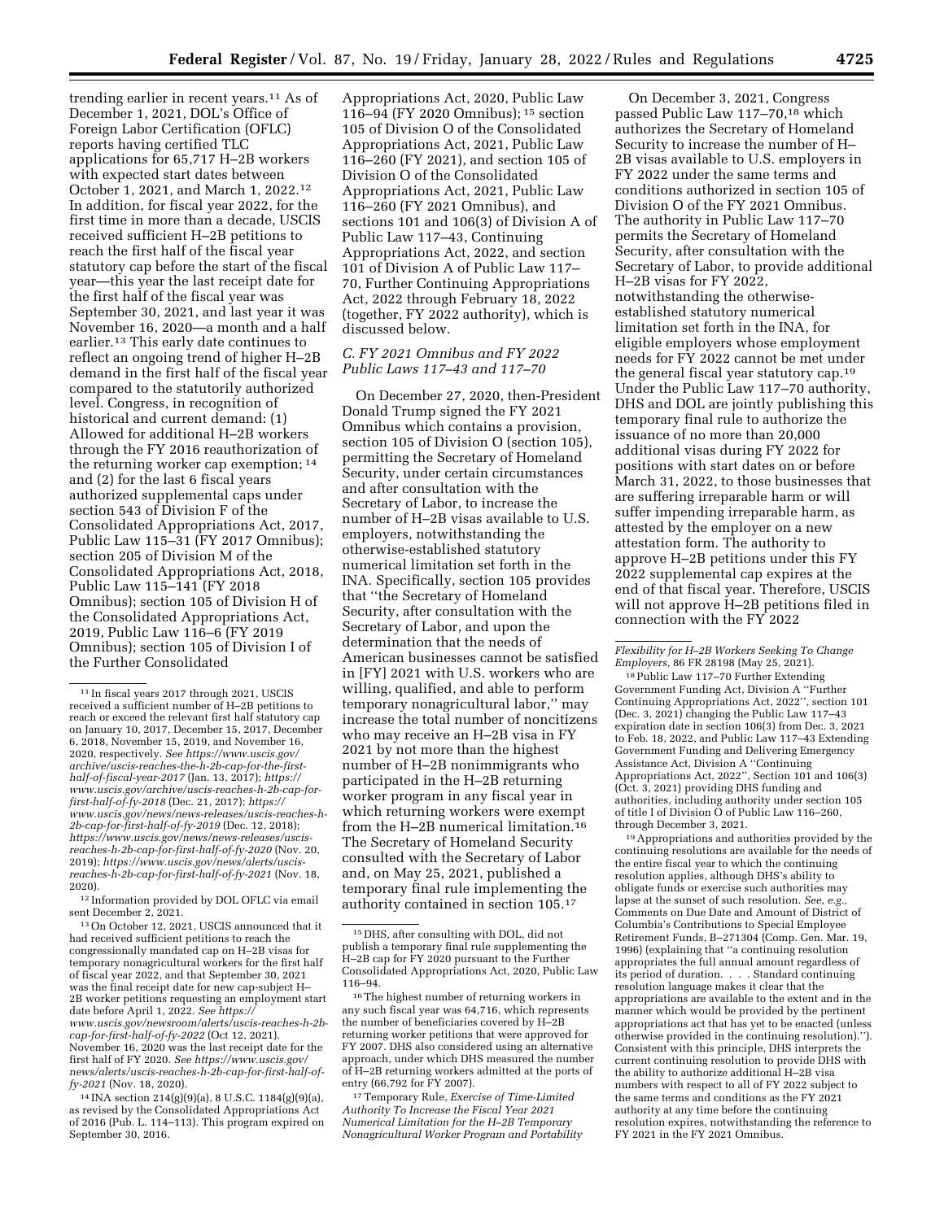trending earlier in recent years.[11] As of December 1, 2021, DOL's Office of Foreign Labor Certification (OFLC) reports having certified TLC applications for 65,717 H–2B workers with expected start dates between October 1, 2021, and March 1, 2022.[12] In addition, for fiscal year 2022, for the first time in more than a decade, USCIS received sufficient H–2B petitions to reach the first half of the fiscal year statutory cap before the start of the fiscal year—this year the last receipt date for the first half of the fiscal year was September 30, 2021, and last year it was November 16, 2020—a month and a half earlier.[13] This early date continues to reflect an ongoing trend of higher H–2B demand in the first half of the fiscal year compared to the statutorily authorized level. Congress, in recognition of historical and current demand: (1) Allowed for additional H–2B workers through the FY 2016 reauthorization of the returning worker cap exemption; [14] and (2) for the last 6 fiscal years authorized supplemental caps under section 543 of Division F of the Consolidated Appropriations Act, 2017, Public Law 115–31 (FY 2017 Omnibus); section 205 of Division M of the Consolidated Appropriations Act, 2018, Public Law 115–141 (FY 2018 Omnibus); section 105 of Division H of the Consolidated Appropriations Act, 2019, Public Law 116–6 (FY 2019 Omnibus); section 105 of Division I of the Further Consolidated Appropriations Act, 2020, Public Law 116–94 (FY 2020 Omnibus); [15] section 105 of Division O of the Consolidated Appropriations Act, 2021, Public Law 116–260 (FY 2021), and section 105 of Division O of the Consolidated Appropriations Act, 2021, Public Law 116–260 (FY 2021 Omnibus), and sections 101 and 106(3) of Division A of Public Law 117–43, Continuing Appropriations Act, 2022, and section 101 of Division A of Public Law 117–70, Further Continuing Appropriations Act, 2022 through February 18, 2022 (together, FY 2022 authority), which is discussed below.

### C. FY 2021 Omnibus and FY 2022 Public Laws 117–43 and 117–70

On December 27, 2020, then-President Donald Trump signed the FY 2021 Omnibus which contains a provision, section 105 of Division O (section 105), permitting the Secretary of Homeland Security, under certain circumstances and after consultation with the Secretary of Labor, to increase the number of H–2B visas available to U.S. employers, notwithstanding the otherwise-established statutory numerical limitation set forth in the INA. Specifically, section 105 provides that "the Secretary of Homeland Security, after consultation with the Secretary of Labor, and upon the determination that the needs of American businesses cannot be satisfied in [FY] 2021 with U.S. workers who are willing, qualified, and able to perform temporary nonagricultural labor," may increase the total number of noncitizens who may receive an H–2B visa in FY 2021 by not more than the highest number of H–2B nonimmigrants who participated in the H–2B returning worker program in any fiscal year in which returning workers were exempt from the H–2B numerical limitation.[16] The Secretary of Homeland Security consulted with the Secretary of Labor and, on May 25, 2021, published a temporary final rule implementing the authority contained in section 105.[17]

On December 3, 2021, Congress passed Public Law 117–70,[18] which authorizes the Secretary of Homeland Security to increase the number of H–2B visas available to U.S. employers in FY 2022 under the same terms and conditions authorized in section 105 of Division O of the FY 2021 Omnibus. The authority in Public Law 117–70 permits the Secretary of Homeland Security, after consultation with the Secretary of Labor, to provide additional H–2B visas for FY 2022, notwithstanding the otherwise-established statutory numerical limitation set forth in the INA, for eligible employers whose employment needs for FY 2022 cannot be met under the general fiscal year statutory cap.[19] Under the Public Law 117–70 authority, DHS and DOL are jointly publishing this temporary final rule to authorize the issuance of no more than 20,000 additional visas during FY 2022 for positions with start dates on or before March 31, 2022, to those businesses that are suffering irreparable harm or will suffer impending irreparable harm, as attested by the employer on a new attestation form. The authority to approve H–2B petitions under this FY 2022 supplemental cap expires at the end of that fiscal year. Therefore, USCIS will not approve H–2B petitions filed in connection with the FY 2022

---

[11] In fiscal years 2017 through 2021, USCIS received a sufficient number of H–2B petitions to reach or exceed the relevant first half statutory cap on January 10, 2017, December 15, 2017, December 6, 2018, November 15, 2019, and November 16, 2020, respectively. *See https://www.uscis.gov/archive/uscis-reaches-the-h-2b-cap-for-the-first-half-of-fiscal-year-2017* (Jan. 13, 2017); *https://www.uscis.gov/archive/uscis-reaches-h-2b-cap-for-first-half-of-fy-2018* (Dec. 21, 2017); *https://www.uscis.gov/news/news-releases/uscis-reaches-h-2b-cap-for-first-half-of-fy-2019* (Dec. 12, 2018); *https://www.uscis.gov/news/news-releases/uscis-reaches-h-2b-cap-for-first-half-of-fy-2020* (Nov. 20, 2019); *https://www.uscis.gov/news/alerts/uscis-reaches-h-2b-cap-for-first-half-of-fy-2021* (Nov. 18, 2020).

[12] Information provided by DOL OFLC via email sent December 2, 2021.

[13] On October 12, 2021, USCIS announced that it had received sufficient petitions to reach the congressionally mandated cap on H–2B visas for temporary nonagricultural workers for the first half of fiscal year 2022, and that September 30, 2021 was the final receipt date for new cap-subject H–2B worker petitions requesting an employment start date before April 1, 2022. *See https://www.uscis.gov/newsroom/alerts/uscis-reaches-h-2b-cap-for-first-half-of-fy-2022* (Oct 12, 2021). November 16, 2020 was the last receipt date for the first half of FY 2020. *See https://www.uscis.gov/news/alerts/uscis-reaches-h-2b-cap-for-first-half-of-fy-2021* (Nov. 18, 2020).

[14] INA section 214(g)(9)(a), 8 U.S.C. 1184(g)(9)(a), as revised by the Consolidated Appropriations Act of 2016 (Pub. L. 114–113). This program expired on September 30, 2016.

[15] DHS, after consulting with DOL, did not publish a temporary final rule supplementing the H–2B cap for FY 2020 pursuant to the Further Consolidated Appropriations Act, 2020, Public Law 116–94.

[16] The highest number of returning workers in any such fiscal year was 64,716, which represents the number of beneficiaries covered by H–2B returning worker petitions that were approved for FY 2007. DHS also considered using an alternative approach, under which DHS measured the number of H–2B returning workers admitted at the ports of entry (66,792 for FY 2007).

[17] Temporary Rule, *Exercise of Time-Limited Authority To Increase the Fiscal Year 2021 Numerical Limitation for the H–2B Temporary Nonagricultural Worker Program and Portability Flexibility for H–2B Workers Seeking To Change Employers,* 86 FR 28198 (May 25, 2021).

[18] Public Law 117–70 Further Extending Government Funding Act, Division A "Further Continuing Appropriations Act, 2022", section 101 (Dec. 3, 2021) changing the Public Law 117–43 expiration date in section 106(3) from Dec. 3, 2021 to Feb. 18, 2022, and Public Law 117–43 Extending Government Funding and Delivering Emergency Assistance Act, Division A "Continuing Appropriations Act, 2022", Section 101 and 106(3) (Oct. 3, 2021) providing DHS funding and authorities, including authority under section 105 of title I of Division O of Public Law 116–260, through December 3, 2021.

[19] Appropriations and authorities provided by the continuing resolutions are available for the needs of the entire fiscal year to which the continuing resolution applies, although DHS's ability to obligate funds or exercise such authorities may lapse at the sunset of such resolution. *See, e.g.,* Comments on Due Date and Amount of District of Columbia's Contributions to Special Employee Retirement Funds, B–271304 (Comp. Gen. Mar. 19, 1996) (explaining that "a continuing resolution appropriates the full annual amount regardless of its period of duration. . . . Standard continuing resolution language makes it clear that the appropriations are available to the extent and in the manner which would be provided by the pertinent appropriations act that has yet to be enacted (unless otherwise provided in the continuing resolution)."). Consistent with this principle, DHS interprets the current continuing resolution to provide DHS with the ability to authorize additional H–2B visa numbers with respect to all of FY 2022 subject to the same terms and conditions as the FY 2021 authority at any time before the continuing resolution expires, notwithstanding the reference to FY 2021 in the FY 2021 Omnibus.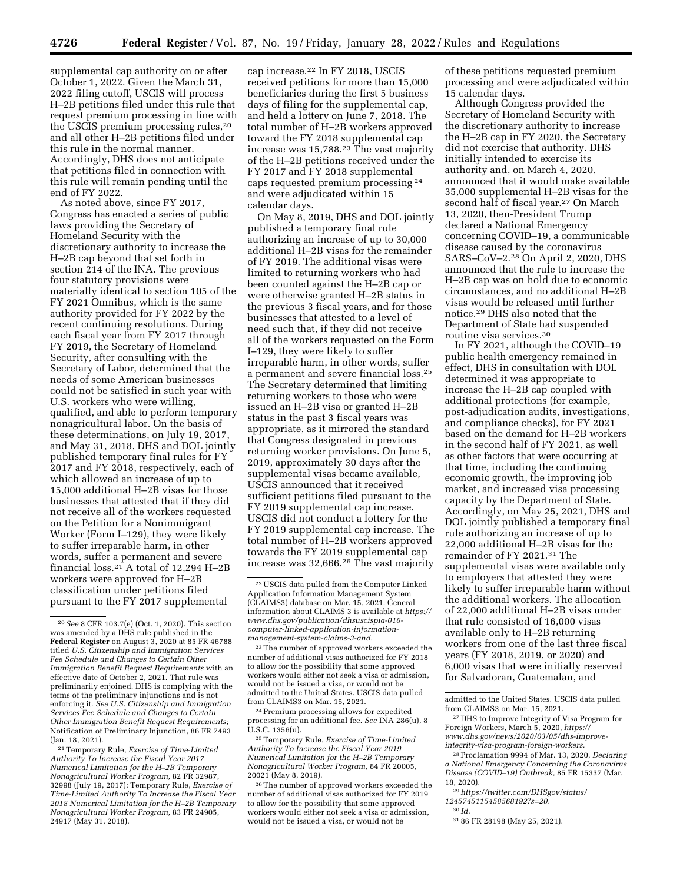supplemental cap authority on or after October 1, 2022. Given the March 31, 2022 filing cutoff, USCIS will process H–2B petitions filed under this rule that request premium processing in line with the USCIS premium processing rules,[20] and all other H–2B petitions filed under this rule in the normal manner. Accordingly, DHS does not anticipate that petitions filed in connection with this rule will remain pending until the end of FY 2022.

As noted above, since FY 2017, Congress has enacted a series of public laws providing the Secretary of Homeland Security with the discretionary authority to increase the H–2B cap beyond that set forth in section 214 of the INA. The previous four statutory provisions were materially identical to section 105 of the FY 2021 Omnibus, which is the same authority provided for FY 2022 by the recent continuing resolutions. During each fiscal year from FY 2017 through FY 2019, the Secretary of Homeland Security, after consulting with the Secretary of Labor, determined that the needs of some American businesses could not be satisfied in such year with U.S. workers who were willing, qualified, and able to perform temporary nonagricultural labor. On the basis of these determinations, on July 19, 2017, and May 31, 2018, DHS and DOL jointly published temporary final rules for FY 2017 and FY 2018, respectively, each of which allowed an increase of up to 15,000 additional H–2B visas for those businesses that attested that if they did not receive all of the workers requested on the Petition for a Nonimmigrant Worker (Form I–129), they were likely to suffer irreparable harm, in other words, suffer a permanent and severe financial loss.[21] A total of 12,294 H–2B workers were approved for H–2B classification under petitions filed pursuant to the FY 2017 supplemental cap increase.[22] In FY 2018, USCIS received petitions for more than 15,000 beneficiaries during the first 5 business days of filing for the supplemental cap, and held a lottery on June 7, 2018. The total number of H–2B workers approved toward the FY 2018 supplemental cap increase was 15,788.[23] The vast majority of the H–2B petitions received under the FY 2017 and FY 2018 supplemental caps requested premium processing[24] and were adjudicated within 15 calendar days.

On May 8, 2019, DHS and DOL jointly published a temporary final rule authorizing an increase of up to 30,000 additional H–2B visas for the remainder of FY 2019. The additional visas were limited to returning workers who had been counted against the H–2B cap or were otherwise granted H–2B status in the previous 3 fiscal years, and for those businesses that attested to a level of need such that, if they did not receive all of the workers requested on the Form I–129, they were likely to suffer irreparable harm, in other words, suffer a permanent and severe financial loss.[25] The Secretary determined that limiting returning workers to those who were issued an H–2B visa or granted H–2B status in the past 3 fiscal years was appropriate, as it mirrored the standard that Congress designated in previous returning worker provisions. On June 5, 2019, approximately 30 days after the supplemental visas became available, USCIS announced that it received sufficient petitions filed pursuant to the FY 2019 supplemental cap increase. USCIS did not conduct a lottery for the FY 2019 supplemental cap increase. The total number of H–2B workers approved towards the FY 2019 supplemental cap increase was 32,666.[26] The vast majority of these petitions requested premium processing and were adjudicated within 15 calendar days.

Although Congress provided the Secretary of Homeland Security with the discretionary authority to increase the H–2B cap in FY 2020, the Secretary did not exercise that authority. DHS initially intended to exercise its authority and, on March 4, 2020, announced that it would make available 35,000 supplemental H–2B visas for the second half of fiscal year.[27] On March 13, 2020, then-President Trump declared a National Emergency concerning COVID–19, a communicable disease caused by the coronavirus SARS–CoV–2.[28] On April 2, 2020, DHS announced that the rule to increase the H–2B cap was on hold due to economic circumstances, and no additional H–2B visas would be released until further notice.[29] DHS also noted that the Department of State had suspended routine visa services.[30]

In FY 2021, although the COVID–19 public health emergency remained in effect, DHS in consultation with DOL determined it was appropriate to increase the H–2B cap coupled with additional protections (for example, post-adjudication audits, investigations, and compliance checks), for FY 2021 based on the demand for H–2B workers in the second half of FY 2021, as well as other factors that were occurring at that time, including the continuing economic growth, the improving job market, and increased visa processing capacity by the Department of State. Accordingly, on May 25, 2021, DHS and DOL jointly published a temporary final rule authorizing an increase of up to 22,000 additional H–2B visas for the remainder of FY 2021.[31] The supplemental visas were available only to employers that attested they were likely to suffer irreparable harm without the additional workers. The allocation of 22,000 additional H–2B visas under that rule consisted of 16,000 visas available only to H–2B returning workers from one of the last three fiscal years (FY 2018, 2019, or 2020) and 6,000 visas that were initially reserved for Salvadoran, Guatemalan, and

---

[20] *See* 8 CFR 103.7(e) (Oct. 1, 2020). This section was amended by a DHS rule published in the **Federal Register** on August 3, 2020 at 85 FR 46788 titled *U.S. Citizenship and Immigration Services Fee Schedule and Changes to Certain Other Immigration Benefit Request Requirements* with an effective date of October 2, 2021. That rule was preliminarily enjoined. DHS is complying with the terms of the preliminary injunctions and is not enforcing it. *See U.S. Citizenship and Immigration Services Fee Schedule and Changes to Certain Other Immigration Benefit Request Requirements;* Notification of Preliminary Injunction, 86 FR 7493 (Jan. 18, 2021).

[21] Temporary Rule, *Exercise of Time-Limited Authority To Increase the Fiscal Year 2017 Numerical Limitation for the H–2B Temporary Nonagricultural Worker Program,* 82 FR 32987, 32998 (July 19, 2017); Temporary Rule, *Exercise of Time-Limited Authority To Increase the Fiscal Year 2018 Numerical Limitation for the H–2B Temporary Nonagricultural Worker Program,* 83 FR 24905, 24917 (May 31, 2018).

[22] USCIS data pulled from the Computer Linked Application Information Management System (CLAIMS3) database on Mar. 15, 2021. General information about CLAIMS 3 is available at *https://www.dhs.gov/publication/dhsuscispia-016-computer-linked-application-information-management-system-claims-3-and.*

[23] The number of approved workers exceeded the number of additional visas authorized for FY 2018 to allow for the possibility that some approved workers would either not seek a visa or admission, would not be issued a visa, or would not be admitted to the United States. USCIS data pulled from CLAIMS3 on Mar. 15, 2021.

[24] Premium processing allows for expedited processing for an additional fee. *See* INA 286(u), 8 U.S.C. 1356(u).

[25] Temporary Rule, *Exercise of Time-Limited Authority To Increase the Fiscal Year 2019 Numerical Limitation for the H–2B Temporary Nonagricultural Worker Program,* 84 FR 20005, 20021 (May 8, 2019).

[26] The number of approved workers exceeded the number of additional visas authorized for FY 2019 to allow for the possibility that some approved workers would either not seek a visa or admission, would not be issued a visa, or would not be admitted to the United States. USCIS data pulled from CLAIMS3 on Mar. 15, 2021.

[27] DHS to Improve Integrity of Visa Program for Foreign Workers, March 5, 2020, *https://www.dhs.gov/news/2020/03/05/dhs-improve-integrity-visa-program-foreign-workers.*

[28] Proclamation 9994 of Mar. 13, 2020, *Declaring a National Emergency Concerning the Coronavirus Disease (COVID–19) Outbreak,* 85 FR 15337 (Mar. 18, 2020).

[29] *https://twitter.com/DHSgov/status/1245745115458568192?s=20.*

[30] *Id.*

[31] 86 FR 28198 (May 25, 2021).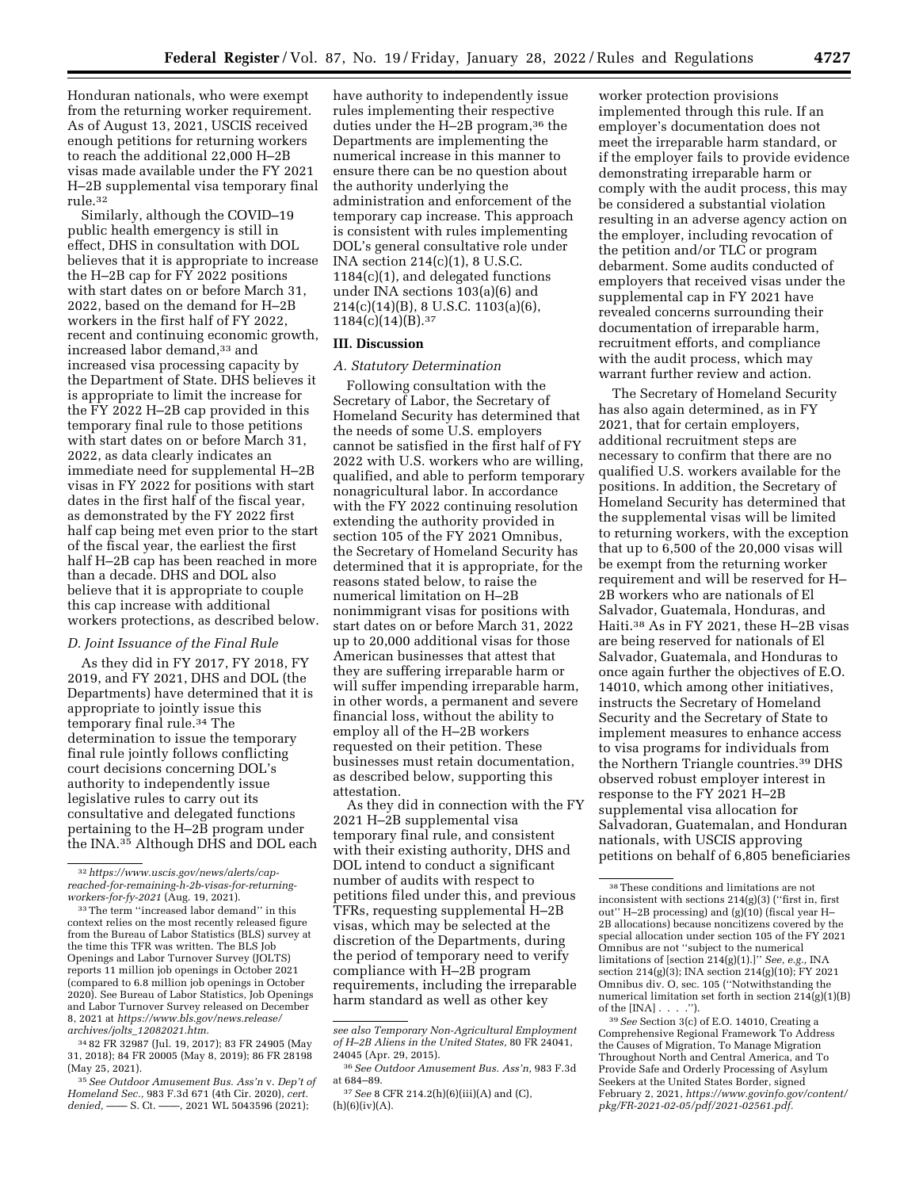Honduran nationals, who were exempt from the returning worker requirement. As of August 13, 2021, USCIS received enough petitions for returning workers to reach the additional 22,000 H–2B visas made available under the FY 2021 H–2B supplemental visa temporary final rule.[32]

Similarly, although the COVID–19 public health emergency is still in effect, DHS in consultation with DOL believes that it is appropriate to increase the H–2B cap for FY 2022 positions with start dates on or before March 31, 2022, based on the demand for H–2B workers in the first half of FY 2022, recent and continuing economic growth, increased labor demand,[33] and increased visa processing capacity by the Department of State. DHS believes it is appropriate to limit the increase for the FY 2022 H–2B cap provided in this temporary final rule to those petitions with start dates on or before March 31, 2022, as data clearly indicates an immediate need for supplemental H–2B visas in FY 2022 for positions with start dates in the first half of the fiscal year, as demonstrated by the FY 2022 first half cap being met even prior to the start of the fiscal year, the earliest the first half H–2B cap has been reached in more than a decade. DHS and DOL also believe that it is appropriate to couple this cap increase with additional workers protections, as described below.

### *D. Joint Issuance of the Final Rule*

As they did in FY 2017, FY 2018, FY 2019, and FY 2021, DHS and DOL (the Departments) have determined that it is appropriate to jointly issue this temporary final rule.[34] The determination to issue the temporary final rule jointly follows conflicting court decisions concerning DOL's authority to independently issue legislative rules to carry out its consultative and delegated functions pertaining to the H–2B program under the INA.[35] Although DHS and DOL each have authority to independently issue rules implementing their respective duties under the H–2B program,[36] the Departments are implementing the numerical increase in this manner to ensure there can be no question about the authority underlying the administration and enforcement of the temporary cap increase. This approach is consistent with rules implementing DOL's general consultative role under INA section 214(c)(1), 8 U.S.C. 1184(c)(1), and delegated functions under INA sections 103(a)(6) and 214(c)(14)(B), 8 U.S.C. 1103(a)(6), 1184(c)(14)(B).[37]

## III. Discussion

### *A. Statutory Determination*

Following consultation with the Secretary of Labor, the Secretary of Homeland Security has determined that the needs of some U.S. employers cannot be satisfied in the first half of FY 2022 with U.S. workers who are willing, qualified, and able to perform temporary nonagricultural labor. In accordance with the FY 2022 continuing resolution extending the authority provided in section 105 of the FY 2021 Omnibus, the Secretary of Homeland Security has determined that it is appropriate, for the reasons stated below, to raise the numerical limitation on H–2B nonimmigrant visas for positions with start dates on or before March 31, 2022 up to 20,000 additional visas for those American businesses that attest that they are suffering irreparable harm or will suffer impending irreparable harm, in other words, a permanent and severe financial loss, without the ability to employ all of the H–2B workers requested on their petition. These businesses must retain documentation, as described below, supporting this attestation.

As they did in connection with the FY 2021 H–2B supplemental visa temporary final rule, and consistent with their existing authority, DHS and DOL intend to conduct a significant number of audits with respect to petitions filed under this, and previous TFRs, requesting supplemental H–2B visas, which may be selected at the discretion of the Departments, during the period of temporary need to verify compliance with H–2B program requirements, including the irreparable harm standard as well as other key worker protection provisions implemented through this rule. If an employer's documentation does not meet the irreparable harm standard, or if the employer fails to provide evidence demonstrating irreparable harm or comply with the audit process, this may be considered a substantial violation resulting in an adverse agency action on the employer, including revocation of the petition and/or TLC or program debarment. Some audits conducted of employers that received visas under the supplemental cap in FY 2021 have revealed concerns surrounding their documentation of irreparable harm, recruitment efforts, and compliance with the audit process, which may warrant further review and action.

The Secretary of Homeland Security has also again determined, as in FY 2021, that for certain employers, additional recruitment steps are necessary to confirm that there are no qualified U.S. workers available for the positions. In addition, the Secretary of Homeland Security has determined that the supplemental visas will be limited to returning workers, with the exception that up to 6,500 of the 20,000 visas will be exempt from the returning worker requirement and will be reserved for H–2B workers who are nationals of El Salvador, Guatemala, Honduras, and Haiti.[38] As in FY 2021, these H–2B visas are being reserved for nationals of El Salvador, Guatemala, and Honduras to once again further the objectives of E.O. 14010, which among other initiatives, instructs the Secretary of Homeland Security and the Secretary of State to implement measures to enhance access to visa programs for individuals from the Northern Triangle countries.[39] DHS observed robust employer interest in response to the FY 2021 H–2B supplemental visa allocation for Salvadoran, Guatemalan, and Honduran nationals, with USCIS approving petitions on behalf of 6,805 beneficiaries

---

[32] *https://www.uscis.gov/news/alerts/cap-reached-for-remaining-h-2b-visas-for-returning-workers-for-fy-2021* (Aug. 19, 2021).

[33] The term ''increased labor demand'' in this context relies on the most recently released figure from the Bureau of Labor Statistics (BLS) survey at the time this TFR was written. The BLS Job Openings and Labor Turnover Survey (JOLTS) reports 11 million job openings in October 2021 (compared to 6.8 million job openings in October 2020). See Bureau of Labor Statistics, Job Openings and Labor Turnover Survey released on December 8, 2021 at *https://www.bls.gov/news.release/archives/jolts_12082021.htm.*

[34] 82 FR 32987 (Jul. 19, 2017); 83 FR 24905 (May 31, 2018); 84 FR 20005 (May 8, 2019); 86 FR 28198 (May 25, 2021).

[35] *See Outdoor Amusement Bus. Ass'n* v. *Dep't of Homeland Sec.,* 983 F.3d 671 (4th Cir. 2020), *cert. denied,* —— S. Ct. ——, 2021 WL 5043596 (2021); *see also Temporary Non-Agricultural Employment of H–2B Aliens in the United States,* 80 FR 24041, 24045 (Apr. 29, 2015).

[36] *See Outdoor Amusement Bus. Ass'n,* 983 F.3d at 684–89.

[37] *See* 8 CFR 214.2(h)(6)(iii)(A) and (C), (h)(6)(iv)(A).

[38] These conditions and limitations are not inconsistent with sections 214(g)(3) (''first in, first out'' H–2B processing) and (g)(10) (fiscal year H–2B allocations) because noncitizens covered by the special allocation under section 105 of the FY 2021 Omnibus are not ''subject to the numerical limitations of [section 214(g)(1).]'' *See, e.g.,* INA section 214(g)(3); INA section 214(g)(10); FY 2021 Omnibus div. O, sec. 105 (''Notwithstanding the numerical limitation set forth in section 214(g)(1)(B) of the [INA] . . . .'').

[39] *See* Section 3(c) of E.O. 14010, Creating a Comprehensive Regional Framework To Address the Causes of Migration, To Manage Migration Throughout North and Central America, and To Provide Safe and Orderly Processing of Asylum Seekers at the United States Border, signed February 2, 2021, *https://www.govinfo.gov/content/pkg/FR-2021-02-05/pdf/2021-02561.pdf.*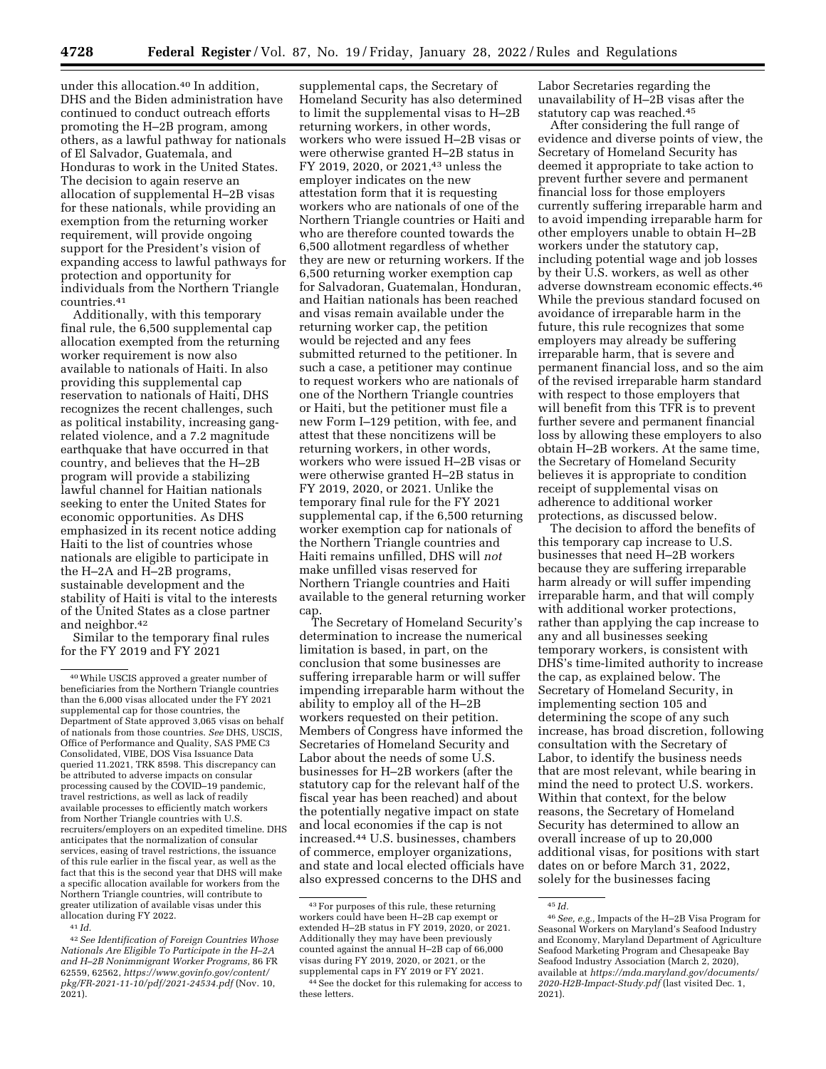under this allocation.[40] In addition, DHS and the Biden administration have continued to conduct outreach efforts promoting the H–2B program, among others, as a lawful pathway for nationals of El Salvador, Guatemala, and Honduras to work in the United States. The decision to again reserve an allocation of supplemental H–2B visas for these nationals, while providing an exemption from the returning worker requirement, will provide ongoing support for the President's vision of expanding access to lawful pathways for protection and opportunity for individuals from the Northern Triangle countries.[41]

Additionally, with this temporary final rule, the 6,500 supplemental cap allocation exempted from the returning worker requirement is now also available to nationals of Haiti. In also providing this supplemental cap reservation to nationals of Haiti, DHS recognizes the recent challenges, such as political instability, increasing gang-related violence, and a 7.2 magnitude earthquake that have occurred in that country, and believes that the H–2B program will provide a stabilizing lawful channel for Haitian nationals seeking to enter the United States for economic opportunities. As DHS emphasized in its recent notice adding Haiti to the list of countries whose nationals are eligible to participate in the H–2A and H–2B programs, sustainable development and the stability of Haiti is vital to the interests of the United States as a close partner and neighbor.[42]

Similar to the temporary final rules for the FY 2019 and FY 2021 supplemental caps, the Secretary of Homeland Security has also determined to limit the supplemental visas to H–2B returning workers, in other words, workers who were issued H–2B visas or were otherwise granted H–2B status in FY 2019, 2020, or 2021,[43] unless the employer indicates on the new attestation form that it is requesting workers who are nationals of one of the Northern Triangle countries or Haiti and who are therefore counted towards the 6,500 allotment regardless of whether they are new or returning workers. If the 6,500 returning worker exemption cap for Salvadoran, Guatemalan, Honduran, and Haitian nationals has been reached and visas remain available under the returning worker cap, the petition would be rejected and any fees submitted returned to the petitioner. In such a case, a petitioner may continue to request workers who are nationals of one of the Northern Triangle countries or Haiti, but the petitioner must file a new Form I–129 petition, with fee, and attest that these noncitizens will be returning workers, in other words, workers who were issued H–2B visas or were otherwise granted H–2B status in FY 2019, 2020, or 2021. Unlike the temporary final rule for the FY 2021 supplemental cap, if the 6,500 returning worker exemption cap for nationals of the Northern Triangle countries and Haiti remains unfilled, DHS will *not* make unfilled visas reserved for Northern Triangle countries and Haiti available to the general returning worker cap.

The Secretary of Homeland Security's determination to increase the numerical limitation is based, in part, on the conclusion that some businesses are suffering irreparable harm or will suffer impending irreparable harm without the ability to employ all of the H–2B workers requested on their petition. Members of Congress have informed the Secretaries of Homeland Security and Labor about the needs of some U.S. businesses for H–2B workers (after the statutory cap for the relevant half of the fiscal year has been reached) and about the potentially negative impact on state and local economies if the cap is not increased.[44] U.S. businesses, chambers of commerce, employer organizations, and state and local elected officials have also expressed concerns to the DHS and Labor Secretaries regarding the unavailability of H–2B visas after the statutory cap was reached.[45]

After considering the full range of evidence and diverse points of view, the Secretary of Homeland Security has deemed it appropriate to take action to prevent further severe and permanent financial loss for those employers currently suffering irreparable harm and to avoid impending irreparable harm for other employers unable to obtain H–2B workers under the statutory cap, including potential wage and job losses by their U.S. workers, as well as other adverse downstream economic effects.[46] While the previous standard focused on avoidance of irreparable harm in the future, this rule recognizes that some employers may already be suffering irreparable harm, that is severe and permanent financial loss, and so the aim of the revised irreparable harm standard with respect to those employers that will benefit from this TFR is to prevent further severe and permanent financial loss by allowing these employers to also obtain H–2B workers. At the same time, the Secretary of Homeland Security believes it is appropriate to condition receipt of supplemental visas on adherence to additional worker protections, as discussed below.

The decision to afford the benefits of this temporary cap increase to U.S. businesses that need H–2B workers because they are suffering irreparable harm already or will suffer impending irreparable harm, and that will comply with additional worker protections, rather than applying the cap increase to any and all businesses seeking temporary workers, is consistent with DHS's time-limited authority to increase the cap, as explained below. The Secretary of Homeland Security, in implementing section 105 and determining the scope of any such increase, has broad discretion, following consultation with the Secretary of Labor, to identify the business needs that are most relevant, while bearing in mind the need to protect U.S. workers. Within that context, for the below reasons, the Secretary of Homeland Security has determined to allow an overall increase of up to 20,000 additional visas, for positions with start dates on or before March 31, 2022, solely for the businesses facing

---

[40] While USCIS approved a greater number of beneficiaries from the Northern Triangle countries than the 6,000 visas allocated under the FY 2021 supplemental cap for those countries, the Department of State approved 3,065 visas on behalf of nationals from those countries. *See* DHS, USCIS, Office of Performance and Quality, SAS PME C3 Consolidated, VIBE, DOS Visa Issuance Data queried 11.2021, TRK 8598. This discrepancy can be attributed to adverse impacts on consular processing caused by the COVID–19 pandemic, travel restrictions, as well as lack of readily available processes to efficiently match workers from Norther Triangle countries with U.S. recruiters/employers on an expedited timeline. DHS anticipates that the normalization of consular services, easing of travel restrictions, the issuance of this rule earlier in the fiscal year, as well as the fact that this is the second year that DHS will make a specific allocation available for workers from the Northern Triangle countries, will contribute to greater utilization of available visas under this allocation during FY 2022.

[41] *Id.*

[42] *See Identification of Foreign Countries Whose Nationals Are Eligible To Participate in the H–2A and H–2B Nonimmigrant Worker Programs,* 86 FR 62559, 62562, *https://www.govinfo.gov/content/pkg/FR-2021-11-10/pdf/2021-24534.pdf* (Nov. 10, 2021).

[43] For purposes of this rule, these returning workers could have been H–2B cap exempt or extended H–2B status in FY 2019, 2020, or 2021. Additionally they may have been previously counted against the annual H–2B cap of 66,000 visas during FY 2019, 2020, or 2021, or the supplemental caps in FY 2019 or FY 2021.

[44] See the docket for this rulemaking for access to these letters.

[45] *Id.*

[46] *See, e.g.,* Impacts of the H–2B Visa Program for Seasonal Workers on Maryland's Seafood Industry and Economy, Maryland Department of Agriculture Seafood Marketing Program and Chesapeake Bay Seafood Industry Association (March 2, 2020), available at *https://mda.maryland.gov/documents/2020-H2B-Impact-Study.pdf* (last visited Dec. 1, 2021).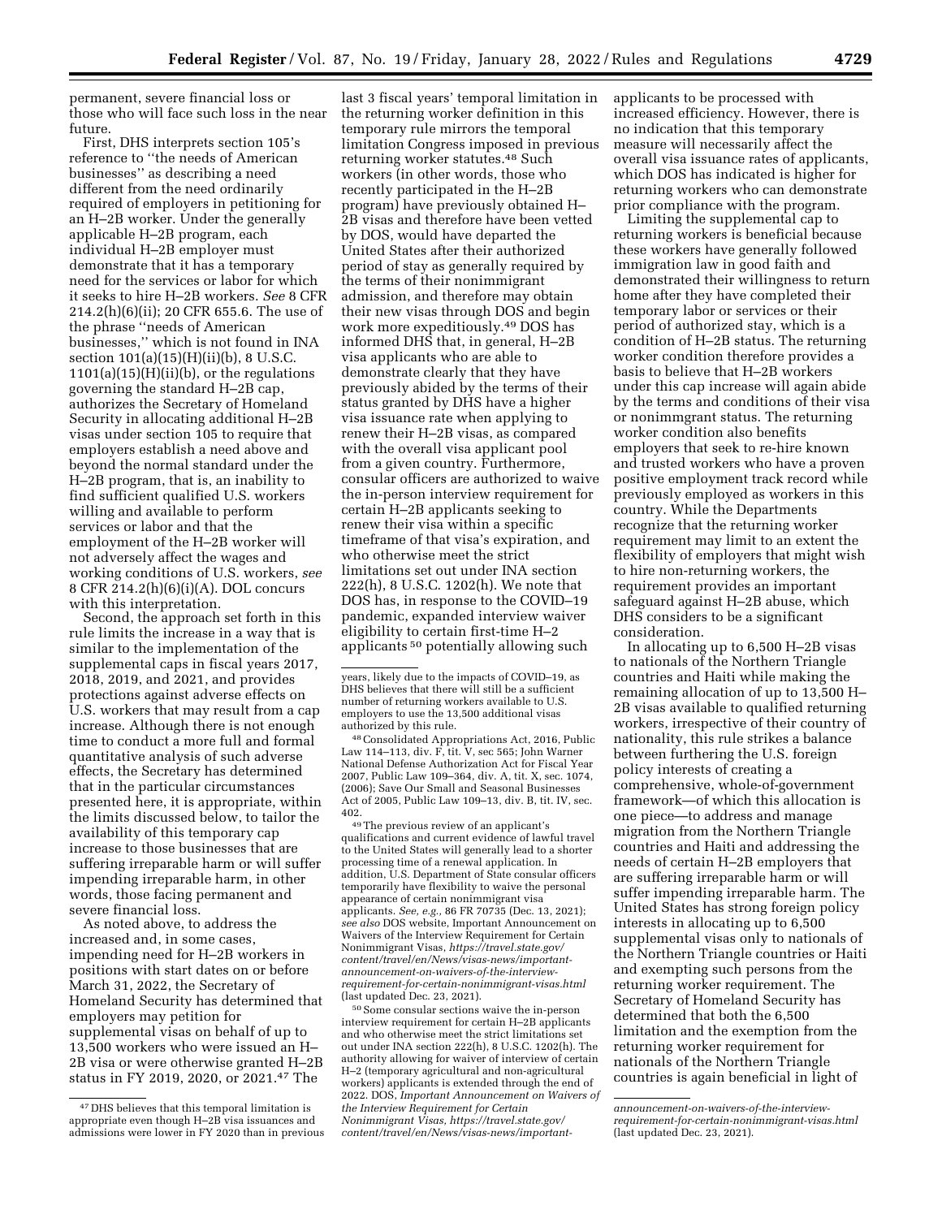permanent, severe financial loss or those who will face such loss in the near future.

First, DHS interprets section 105's reference to "the needs of American businesses" as describing a need different from the need ordinarily required of employers in petitioning for an H–2B worker. Under the generally applicable H–2B program, each individual H–2B employer must demonstrate that it has a temporary need for the services or labor for which it seeks to hire H–2B workers. *See* 8 CFR 214.2(h)(6)(ii); 20 CFR 655.6. The use of the phrase "needs of American businesses," which is not found in INA section 101(a)(15)(H)(ii)(b), 8 U.S.C. 1101(a)(15)(H)(ii)(b), or the regulations governing the standard H–2B cap, authorizes the Secretary of Homeland Security in allocating additional H–2B visas under section 105 to require that employers establish a need above and beyond the normal standard under the H–2B program, that is, an inability to find sufficient qualified U.S. workers willing and available to perform services or labor and that the employment of the H–2B worker will not adversely affect the wages and working conditions of U.S. workers, *see* 8 CFR 214.2(h)(6)(i)(A). DOL concurs with this interpretation.

Second, the approach set forth in this rule limits the increase in a way that is similar to the implementation of the supplemental caps in fiscal years 2017, 2018, 2019, and 2021, and provides protections against adverse effects on U.S. workers that may result from a cap increase. Although there is not enough time to conduct a more full and formal quantitative analysis of such adverse effects, the Secretary has determined that in the particular circumstances presented here, it is appropriate, within the limits discussed below, to tailor the availability of this temporary cap increase to those businesses that are suffering irreparable harm or will suffer impending irreparable harm, in other words, those facing permanent and severe financial loss.

As noted above, to address the increased and, in some cases, impending need for H–2B workers in positions with start dates on or before March 31, 2022, the Secretary of Homeland Security has determined that employers may petition for supplemental visas on behalf of up to 13,500 workers who were issued an H–2B visa or were otherwise granted H–2B status in FY 2019, 2020, or 2021.[47] The last 3 fiscal years' temporal limitation in the returning worker definition in this temporary rule mirrors the temporal limitation Congress imposed in previous returning worker statutes.[48] Such workers (in other words, those who recently participated in the H–2B program) have previously obtained H–2B visas and therefore have been vetted by DOS, would have departed the United States after their authorized period of stay as generally required by the terms of their nonimmigrant admission, and therefore may obtain their new visas through DOS and begin work more expeditiously.[49] DOS has informed DHS that, in general, H–2B visa applicants who are able to demonstrate clearly that they have previously abided by the terms of their status granted by DHS have a higher visa issuance rate when applying to renew their H–2B visas, as compared with the overall visa applicant pool from a given country. Furthermore, consular officers are authorized to waive the in-person interview requirement for certain H–2B applicants seeking to renew their visa within a specific timeframe of that visa's expiration, and who otherwise meet the strict limitations set out under INA section 222(h), 8 U.S.C. 1202(h). We note that DOS has, in response to the COVID–19 pandemic, expanded interview waiver eligibility to certain first-time H–2 applicants[50] potentially allowing such applicants to be processed with increased efficiency. However, there is no indication that this temporary measure will necessarily affect the overall visa issuance rates of applicants, which DOS has indicated is higher for returning workers who can demonstrate prior compliance with the program.

Limiting the supplemental cap to returning workers is beneficial because these workers have generally followed immigration law in good faith and demonstrated their willingness to return home after they have completed their temporary labor or services or their period of authorized stay, which is a condition of H–2B status. The returning worker condition therefore provides a basis to believe that H–2B workers under this cap increase will again abide by the terms and conditions of their visa or nonimmgrant status. The returning worker condition also benefits employers that seek to re-hire known and trusted workers who have a proven positive employment track record while previously employed as workers in this country. While the Departments recognize that the returning worker requirement may limit to an extent the flexibility of employers that might wish to hire non-returning workers, the requirement provides an important safeguard against H–2B abuse, which DHS considers to be a significant consideration.

In allocating up to 6,500 H–2B visas to nationals of the Northern Triangle countries and Haiti while making the remaining allocation of up to 13,500 H–2B visas available to qualified returning workers, irrespective of their country of nationality, this rule strikes a balance between furthering the U.S. foreign policy interests of creating a comprehensive, whole-of-government framework—of which this allocation is one piece—to address and manage migration from the Northern Triangle countries and Haiti and addressing the needs of certain H–2B employers that are suffering irreparable harm or will suffer impending irreparable harm. The United States has strong foreign policy interests in allocating up to 6,500 supplemental visas only to nationals of the Northern Triangle countries or Haiti and exempting such persons from the returning worker requirement. The Secretary of Homeland Security has determined that both the 6,500 limitation and the exemption from the returning worker requirement for nationals of the Northern Triangle countries is again beneficial in light of

---

[47] DHS believes that this temporal limitation is appropriate even though H–2B visa issuances and admissions were lower in FY 2020 than in previous years, likely due to the impacts of COVID–19, as DHS believes that there will still be a sufficient number of returning workers available to U.S. employers to use the 13,500 additional visas authorized by this rule.

[48] Consolidated Appropriations Act, 2016, Public Law 114–113, div. F, tit. V, sec 565; John Warner National Defense Authorization Act for Fiscal Year 2007, Public Law 109–364, div. A, tit. X, sec. 1074, (2006); Save Our Small and Seasonal Businesses Act of 2005, Public Law 109–13, div. B, tit. IV, sec. 402.

[49] The previous review of an applicant's qualifications and current evidence of lawful travel to the United States will generally lead to a shorter processing time of a renewal application. In addition, U.S. Department of State consular officers temporarily have flexibility to waive the personal appearance of certain nonimmigrant visa applicants. *See, e.g.,* 86 FR 70735 (Dec. 13, 2021); *see also* DOS website, Important Announcement on Waivers of the Interview Requirement for Certain Nonimmigrant Visas, *https://travel.state.gov/content/travel/en/News/visas-news/important-announcement-on-waivers-of-the-interview-requirement-for-certain-nonimmigrant-visas.html* (last updated Dec. 23, 2021).

[50] Some consular sections waive the in-person interview requirement for certain H–2B applicants and who otherwise meet the strict limitations set out under INA section 222(h), 8 U.S.C. 1202(h). The authority allowing for waiver of interview of certain H–2 (temporary agricultural and non-agricultural workers) applicants is extended through the end of 2022. DOS, *Important Announcement on Waivers of the Interview Requirement for Certain Nonimmigrant Visas, https://travel.state.gov/content/travel/en/News/visas-news/important-announcement-on-waivers-of-the-interview-requirement-for-certain-nonimmigrant-visas.html* (last updated Dec. 23, 2021).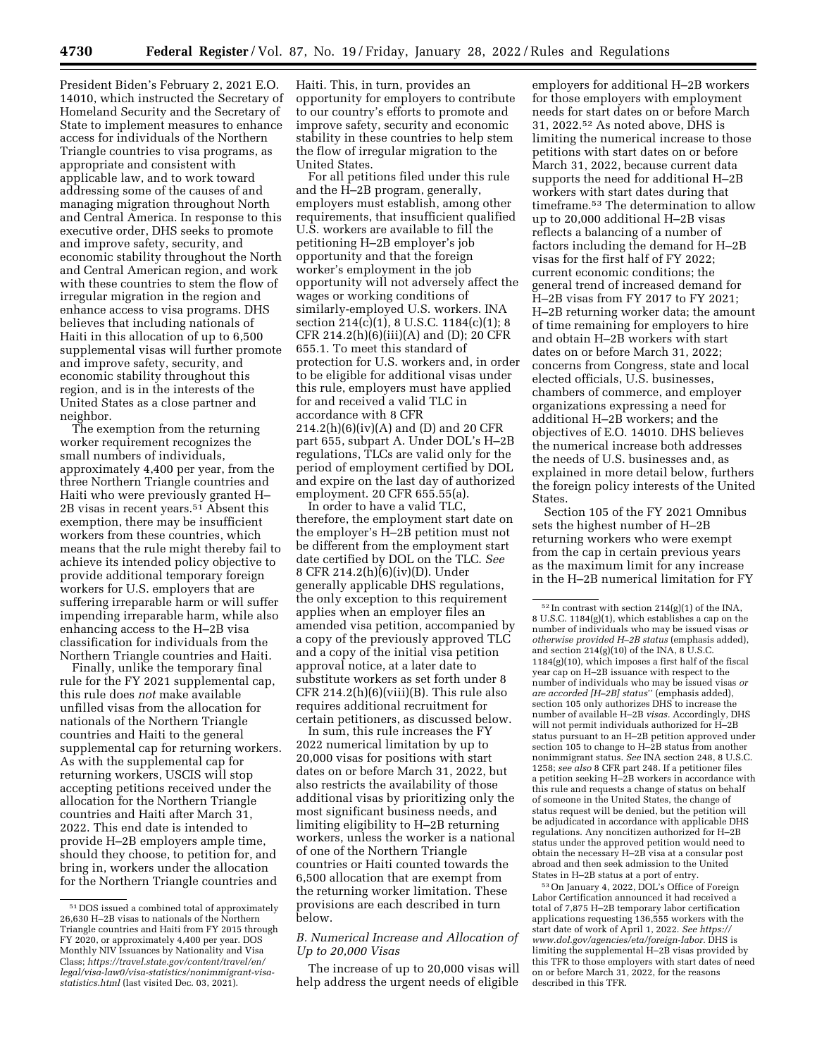President Biden's February 2, 2021 E.O. 14010, which instructed the Secretary of Homeland Security and the Secretary of State to implement measures to enhance access for individuals of the Northern Triangle countries to visa programs, as appropriate and consistent with applicable law, and to work toward addressing some of the causes of and managing migration throughout North and Central America. In response to this executive order, DHS seeks to promote and improve safety, security, and economic stability throughout the North and Central American region, and work with these countries to stem the flow of irregular migration in the region and enhance access to visa programs. DHS believes that including nationals of Haiti in this allocation of up to 6,500 supplemental visas will further promote and improve safety, security, and economic stability throughout this region, and is in the interests of the United States as a close partner and neighbor.

The exemption from the returning worker requirement recognizes the small numbers of individuals, approximately 4,400 per year, from the three Northern Triangle countries and Haiti who were previously granted H–2B visas in recent years.[51] Absent this exemption, there may be insufficient workers from these countries, which means that the rule might thereby fail to achieve its intended policy objective to provide additional temporary foreign workers for U.S. employers that are suffering irreparable harm or will suffer impending irreparable harm, while also enhancing access to the H–2B visa classification for individuals from the Northern Triangle countries and Haiti.

Finally, unlike the temporary final rule for the FY 2021 supplemental cap, this rule does *not* make available unfilled visas from the allocation for nationals of the Northern Triangle countries and Haiti to the general supplemental cap for returning workers. As with the supplemental cap for returning workers, USCIS will stop accepting petitions received under the allocation for the Northern Triangle countries and Haiti after March 31, 2022. This end date is intended to provide H–2B employers ample time, should they choose, to petition for, and bring in, workers under the allocation for the Northern Triangle countries and Haiti. This, in turn, provides an opportunity for employers to contribute to our country's efforts to promote and improve safety, security and economic stability in these countries to help stem the flow of irregular migration to the United States.

For all petitions filed under this rule and the H–2B program, generally, employers must establish, among other requirements, that insufficient qualified U.S. workers are available to fill the petitioning H–2B employer's job opportunity and that the foreign worker's employment in the job opportunity will not adversely affect the wages or working conditions of similarly-employed U.S. workers. INA section 214(c)(1), 8 U.S.C. 1184(c)(1); 8 CFR 214.2(h)(6)(iii)(A) and (D); 20 CFR 655.1. To meet this standard of protection for U.S. workers and, in order to be eligible for additional visas under this rule, employers must have applied for and received a valid TLC in accordance with 8 CFR 214.2(h)(6)(iv)(A) and (D) and 20 CFR part 655, subpart A. Under DOL's H–2B regulations, TLCs are valid only for the period of employment certified by DOL and expire on the last day of authorized employment. 20 CFR 655.55(a).

In order to have a valid TLC, therefore, the employment start date on the employer's H–2B petition must not be different from the employment start date certified by DOL on the TLC. *See* 8 CFR 214.2(h)(6)(iv)(D). Under generally applicable DHS regulations, the only exception to this requirement applies when an employer files an amended visa petition, accompanied by a copy of the previously approved TLC and a copy of the initial visa petition approval notice, at a later date to substitute workers as set forth under 8 CFR 214.2(h)(6)(viii)(B). This rule also requires additional recruitment for certain petitioners, as discussed below.

In sum, this rule increases the FY 2022 numerical limitation by up to 20,000 visas for positions with start dates on or before March 31, 2022, but also restricts the availability of those additional visas by prioritizing only the most significant business needs, and limiting eligibility to H–2B returning workers, unless the worker is a national of one of the Northern Triangle countries or Haiti counted towards the 6,500 allocation that are exempt from the returning worker limitation. These provisions are each described in turn below.

### *B. Numerical Increase and Allocation of Up to 20,000 Visas*

The increase of up to 20,000 visas will help address the urgent needs of eligible employers for additional H–2B workers for those employers with employment needs for start dates on or before March 31, 2022.[52] As noted above, DHS is limiting the numerical increase to those petitions with start dates on or before March 31, 2022, because current data supports the need for additional H–2B workers with start dates during that timeframe.[53] The determination to allow up to 20,000 additional H–2B visas reflects a balancing of a number of factors including the demand for H–2B visas for the first half of FY 2022; current economic conditions; the general trend of increased demand for H–2B visas from FY 2017 to FY 2021; H–2B returning worker data; the amount of time remaining for employers to hire and obtain H–2B workers with start dates on or before March 31, 2022; concerns from Congress, state and local elected officials, U.S. businesses, chambers of commerce, and employer organizations expressing a need for additional H–2B workers; and the objectives of E.O. 14010. DHS believes the numerical increase both addresses the needs of U.S. businesses and, as explained in more detail below, furthers the foreign policy interests of the United States.

Section 105 of the FY 2021 Omnibus sets the highest number of H–2B returning workers who were exempt from the cap in certain previous years as the maximum limit for any increase in the H–2B numerical limitation for FY

---

[51] DOS issued a combined total of approximately 26,630 H–2B visas to nationals of the Northern Triangle countries and Haiti from FY 2015 through FY 2020, or approximately 4,400 per year. DOS Monthly NIV Issuances by Nationality and Visa Class; *https://travel.state.gov/content/travel/en/legal/visa-law0/visa-statistics/nonimmigrant-visa-statistics.html* (last visited Dec. 03, 2021).

[52] In contrast with section 214(g)(1) of the INA, 8 U.S.C. 1184(g)(1), which establishes a cap on the number of individuals who may be issued visas *or otherwise provided H–2B status* (emphasis added), and section 214(g)(10) of the INA, 8 U.S.C. 1184(g)(10), which imposes a first half of the fiscal year cap on H–2B issuance with respect to the number of individuals who may be issued visas *or are accorded [H–2B] status*'' (emphasis added), section 105 only authorizes DHS to increase the number of available H–2B *visas.* Accordingly, DHS will not permit individuals authorized for H–2B status pursuant to an H–2B petition approved under section 105 to change to H–2B status from another nonimmigrant status. *See* INA section 248, 8 U.S.C. 1258; *see also* 8 CFR part 248. If a petitioner files a petition seeking H–2B workers in accordance with this rule and requests a change of status on behalf of someone in the United States, the change of status request will be denied, but the petition will be adjudicated in accordance with applicable DHS regulations. Any noncitizen authorized for H–2B status under the approved petition would need to obtain the necessary H–2B visa at a consular post abroad and then seek admission to the United States in H–2B status at a port of entry.

[53] On January 4, 2022, DOL's Office of Foreign Labor Certification announced it had received a total of 7,875 H–2B temporary labor certification applications requesting 136,555 workers with the start date of work of April 1, 2022. *See https://www.dol.gov/agencies/eta/foreign-labor.* DHS is limiting the supplemental H–2B visas provided by this TFR to those employers with start dates of need on or before March 31, 2022, for the reasons described in this TFR.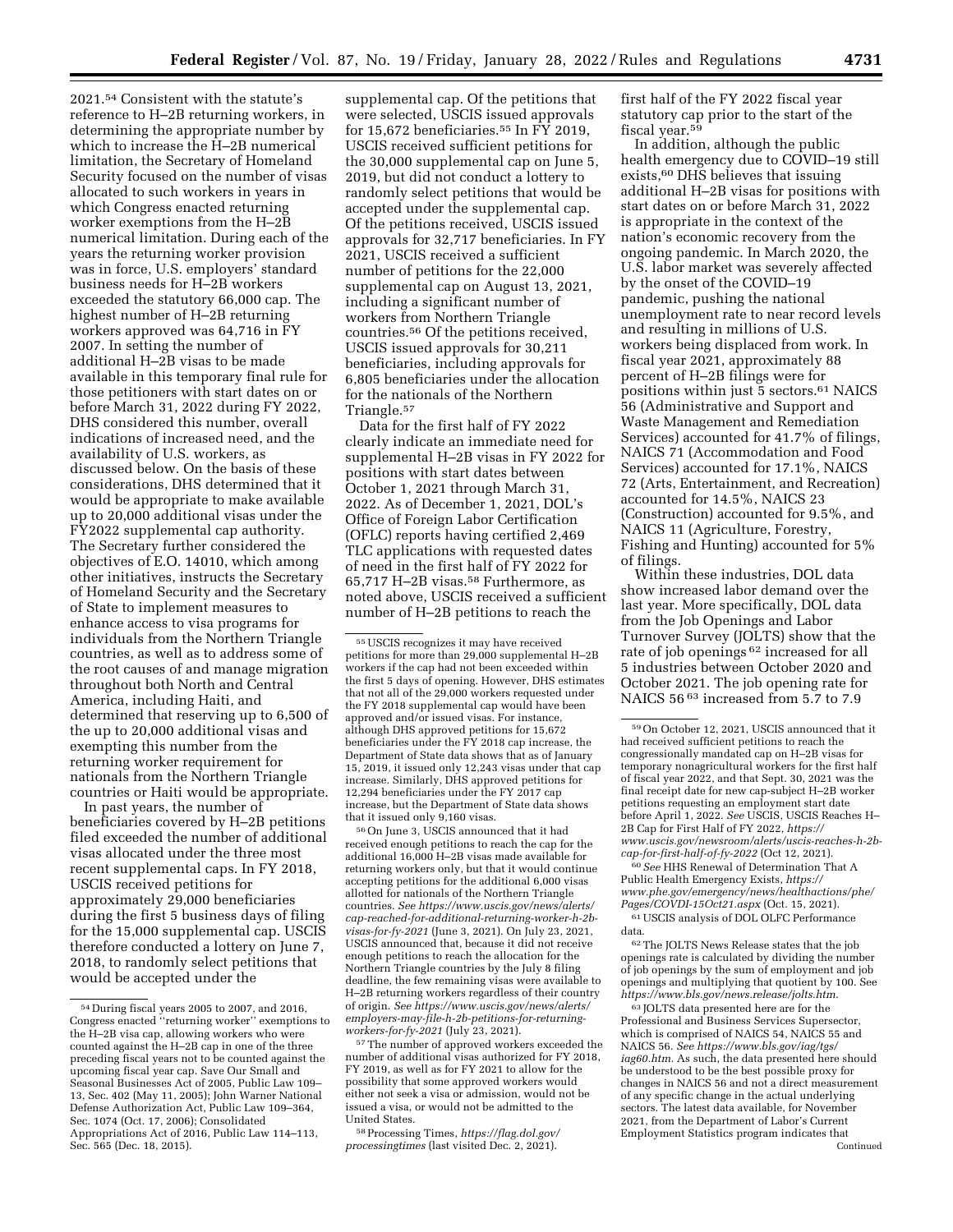2021.[54] Consistent with the statute's reference to H–2B returning workers, in determining the appropriate number by which to increase the H–2B numerical limitation, the Secretary of Homeland Security focused on the number of visas allocated to such workers in years in which Congress enacted returning worker exemptions from the H–2B numerical limitation. During each of the years the returning worker provision was in force, U.S. employers' standard business needs for H–2B workers exceeded the statutory 66,000 cap. The highest number of H–2B returning workers approved was 64,716 in FY 2007. In setting the number of additional H–2B visas to be made available in this temporary final rule for those petitioners with start dates on or before March 31, 2022 during FY 2022, DHS considered this number, overall indications of increased need, and the availability of U.S. workers, as discussed below. On the basis of these considerations, DHS determined that it would be appropriate to make available up to 20,000 additional visas under the FY2022 supplemental cap authority. The Secretary further considered the objectives of E.O. 14010, which among other initiatives, instructs the Secretary of Homeland Security and the Secretary of State to implement measures to enhance access to visa programs for individuals from the Northern Triangle countries, as well as to address some of the root causes of and manage migration throughout both North and Central America, including Haiti, and determined that reserving up to 6,500 of the up to 20,000 additional visas and exempting this number from the returning worker requirement for nationals from the Northern Triangle countries or Haiti would be appropriate.

In past years, the number of beneficiaries covered by H–2B petitions filed exceeded the number of additional visas allocated under the three most recent supplemental caps. In FY 2018, USCIS received petitions for approximately 29,000 beneficiaries during the first 5 business days of filing for the 15,000 supplemental cap. USCIS therefore conducted a lottery on June 7, 2018, to randomly select petitions that would be accepted under the supplemental cap. Of the petitions that were selected, USCIS issued approvals for 15,672 beneficiaries.[55] In FY 2019, USCIS received sufficient petitions for the 30,000 supplemental cap on June 5, 2019, but did not conduct a lottery to randomly select petitions that would be accepted under the supplemental cap. Of the petitions received, USCIS issued approvals for 32,717 beneficiaries. In FY 2021, USCIS received a sufficient number of petitions for the 22,000 supplemental cap on August 13, 2021, including a significant number of workers from Northern Triangle countries.[56] Of the petitions received, USCIS issued approvals for 30,211 beneficiaries, including approvals for 6,805 beneficiaries under the allocation for the nationals of the Northern Triangle.[57]

Data for the first half of FY 2022 clearly indicate an immediate need for supplemental H–2B visas in FY 2022 for positions with start dates between October 1, 2021 through March 31, 2022. As of December 1, 2021, DOL's Office of Foreign Labor Certification (OFLC) reports having certified 2,469 TLC applications with requested dates of need in the first half of FY 2022 for 65,717 H–2B visas.[58] Furthermore, as noted above, USCIS received a sufficient number of H–2B petitions to reach the first half of the FY 2022 fiscal year statutory cap prior to the start of the fiscal year.[59]

In addition, although the public health emergency due to COVID–19 still exists,[60] DHS believes that issuing additional H–2B visas for positions with start dates on or before March 31, 2022 is appropriate in the context of the nation's economic recovery from the ongoing pandemic. In March 2020, the U.S. labor market was severely affected by the onset of the COVID–19 pandemic, pushing the national unemployment rate to near record levels and resulting in millions of U.S. workers being displaced from work. In fiscal year 2021, approximately 88 percent of H–2B filings were for positions within just 5 sectors.[61] NAICS 56 (Administrative and Support and Waste Management and Remediation Services) accounted for 41.7% of filings, NAICS 71 (Accommodation and Food Services) accounted for 17.1%, NAICS 72 (Arts, Entertainment, and Recreation) accounted for 14.5%, NAICS 23 (Construction) accounted for 9.5%, and NAICS 11 (Agriculture, Forestry, Fishing and Hunting) accounted for 5% of filings.

Within these industries, DOL data show increased labor demand over the last year. More specifically, DOL data from the Job Openings and Labor Turnover Survey (JOLTS) show that the rate of job openings[62] increased for all 5 industries between October 2020 and October 2021. The job opening rate for NAICS 56[63] increased from 5.7 to 7.9

---

[54] During fiscal years 2005 to 2007, and 2016, Congress enacted "returning worker" exemptions to the H–2B visa cap, allowing workers who were counted against the H–2B cap in one of the three preceding fiscal years not to be counted against the upcoming fiscal year cap. Save Our Small and Seasonal Businesses Act of 2005, Public Law 109–13, Sec. 402 (May 11, 2005); John Warner National Defense Authorization Act, Public Law 109–364, Sec. 1074 (Oct. 17, 2006); Consolidated Appropriations Act of 2016, Public Law 114–113, Sec. 565 (Dec. 18, 2015).

[55] USCIS recognizes it may have received petitions for more than 29,000 supplemental H–2B workers if the cap had not been exceeded within the first 5 days of opening. However, DHS estimates that not all of the 29,000 workers requested under the FY 2018 supplemental cap would have been approved and/or issued visas. For instance, although DHS approved petitions for 15,672 beneficiaries under the FY 2018 cap increase, the Department of State data shows that as of January 15, 2019, it issued only 12,243 visas under that cap increase. Similarly, DHS approved petitions for 12,294 beneficiaries under the FY 2017 cap increase, but the Department of State data shows that it issued only 9,160 visas.

[56] On June 3, USCIS announced that it had received enough petitions to reach the cap for the additional 16,000 H–2B visas made available for returning workers only, but that it would continue accepting petitions for the additional 6,000 visas allotted for nationals of the Northern Triangle countries. *See https://www.uscis.gov/news/alerts/cap-reached-for-additional-returning-worker-h-2b-visas-for-fy-2021* (June 3, 2021). On July 23, 2021, USCIS announced that, because it did not receive enough petitions to reach the allocation for the Northern Triangle countries by the July 8 filing deadline, the few remaining visas were available to H–2B returning workers regardless of their country of origin. *See https://www.uscis.gov/news/alerts/employers-may-file-h-2b-petitions-for-returning-workers-for-fy-2021* (July 23, 2021).

[57] The number of approved workers exceeded the number of additional visas authorized for FY 2018, FY 2019, as well as for FY 2021 to allow for the possibility that some approved workers would either not seek a visa or admission, would not be issued a visa, or would not be admitted to the United States.

[58] Processing Times, *https://flag.dol.gov/processingtimes* (last visited Dec. 2, 2021).

[59] On October 12, 2021, USCIS announced that it had received sufficient petitions to reach the congressionally mandated cap on H–2B visas for temporary nonagricultural workers for the first half of fiscal year 2022, and that Sept. 30, 2021 was the final receipt date for new cap-subject H–2B worker petitions requesting an employment start date before April 1, 2022. *See* USCIS, USCIS Reaches H–2B Cap for First Half of FY 2022, *https://www.uscis.gov/newsroom/alerts/uscis-reaches-h-2b-cap-for-first-half-of-fy-2022* (Oct 12, 2021).

[60] *See* HHS Renewal of Determination That A Public Health Emergency Exists, *https://www.phe.gov/emergency/news/healthactions/phe/Pages/COVDI-15Oct21.aspx* (Oct. 15, 2021).

[61] USCIS analysis of DOL OFLC Performance data.

[62] The JOLTS News Release states that the job openings rate is calculated by dividing the number of job openings by the sum of employment and job openings and multiplying that quotient by 100. See *https://www.bls.gov/news.release/jolts.htm.*

[63] JOLTS data presented here are for the Professional and Business Services Supersector, which is comprised of NAICS 54, NAICS 55 and NAICS 56. *See https://www.bls.gov/iag/tgs/iag60.htm.* As such, the data presented here should be understood to be the best possible proxy for changes in NAICS 56 and not a direct measurement of any specific change in the actual underlying sectors. The latest data available, for November 2021, from the Department of Labor's Current Employment Statistics program indicates that

Continued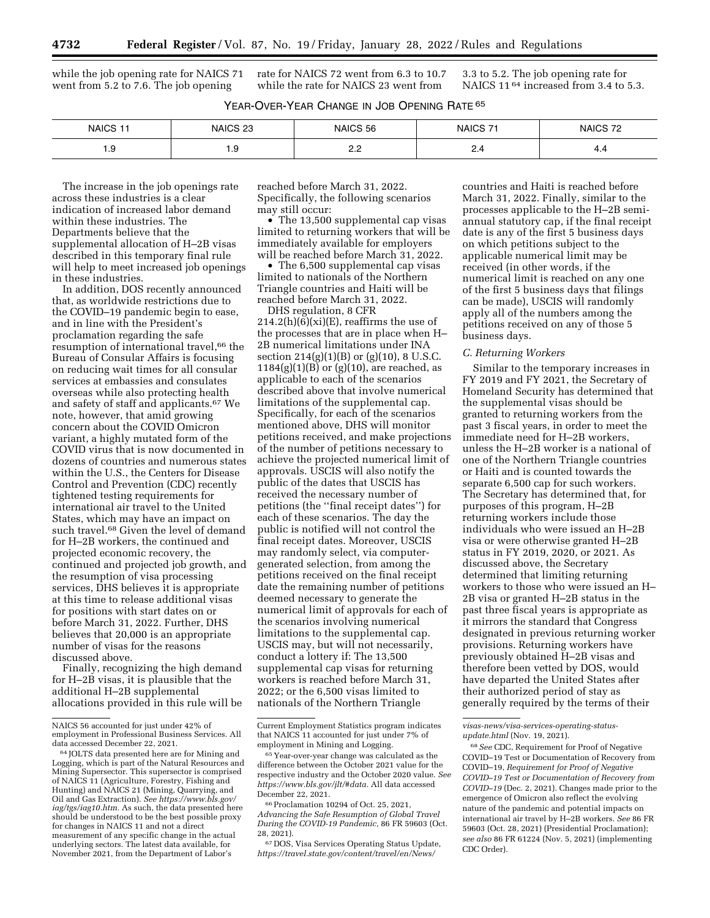while the job opening rate for NAICS 71 went from 5.2 to 7.6. The job opening rate for NAICS 72 went from 6.3 to 10.7 while the rate for NAICS 23 went from 3.3 to 5.2. The job opening rate for NAICS 11[64] increased from 3.4 to 5.3.

YEAR-OVER-YEAR CHANGE IN JOB OPENING RATE[65]

| NAICS 11 | NAICS 23 | NAICS 56 | NAICS 71 | NAICS 72 |
|---|---|---|---|---|
| 1.9 | 1.9 | 2.2 | 2.4 | 4.4 |

The increase in the job openings rate across these industries is a clear indication of increased labor demand within these industries. The Departments believe that the supplemental allocation of H–2B visas described in this temporary final rule will help to meet increased job openings in these industries.

In addition, DOS recently announced that, as worldwide restrictions due to the COVID–19 pandemic begin to ease, and in line with the President's proclamation regarding the safe resumption of international travel,[66] the Bureau of Consular Affairs is focusing on reducing wait times for all consular services at embassies and consulates overseas while also protecting health and safety of staff and applicants.[67] We note, however, that amid growing concern about the COVID Omicron variant, a highly mutated form of the COVID virus that is now documented in dozens of countries and numerous states within the U.S., the Centers for Disease Control and Prevention (CDC) recently tightened testing requirements for international air travel to the United States, which may have an impact on such travel.[68] Given the level of demand for H–2B workers, the continued and projected economic recovery, the continued and projected job growth, and the resumption of visa processing services, DHS believes it is appropriate at this time to release additional visas for positions with start dates on or before March 31, 2022. Further, DHS believes that 20,000 is an appropriate number of visas for the reasons discussed above.

Finally, recognizing the high demand for H–2B visas, it is plausible that the additional H–2B supplemental allocations provided in this rule will be reached before March 31, 2022. Specifically, the following scenarios may still occur:

- The 13,500 supplemental cap visas limited to returning workers that will be immediately available for employers will be reached before March 31, 2022.
- The 6,500 supplemental cap visas limited to nationals of the Northern Triangle countries and Haiti will be reached before March 31, 2022.

DHS regulation, 8 CFR 214.2(h)(6)(xi)(E), reaffirms the use of the processes that are in place when H–2B numerical limitations under INA section 214(g)(1)(B) or (g)(10), 8 U.S.C. 1184(g)(1)(B) or (g)(10), are reached, as applicable to each of the scenarios described above that involve numerical limitations of the supplemental cap. Specifically, for each of the scenarios mentioned above, DHS will monitor petitions received, and make projections of the number of petitions necessary to achieve the projected numerical limit of approvals. USCIS will also notify the public of the dates that USCIS has received the necessary number of petitions (the ''final receipt dates'') for each of these scenarios. The day the public is notified will not control the final receipt dates. Moreover, USCIS may randomly select, via computer-generated selection, from among the petitions received on the final receipt date the remaining number of petitions deemed necessary to generate the numerical limit of approvals for each of the scenarios involving numerical limitations to the supplemental cap. USCIS may, but will not necessarily, conduct a lottery if: The 13,500 supplemental cap visas for returning workers is reached before March 31, 2022; or the 6,500 visas limited to nationals of the Northern Triangle countries and Haiti is reached before March 31, 2022. Finally, similar to the processes applicable to the H–2B semi-annual statutory cap, if the final receipt date is any of the first 5 business days on which petitions subject to the applicable numerical limit may be received (in other words, if the numerical limit is reached on any one of the first 5 business days that filings can be made), USCIS will randomly apply all of the numbers among the petitions received on any of those 5 business days.

### C. Returning Workers

Similar to the temporary increases in FY 2019 and FY 2021, the Secretary of Homeland Security has determined that the supplemental visas should be granted to returning workers from the past 3 fiscal years, in order to meet the immediate need for H–2B workers, unless the H–2B worker is a national of one of the Northern Triangle countries or Haiti and is counted towards the separate 6,500 cap for such workers. The Secretary has determined that, for purposes of this program, H–2B returning workers include those individuals who were issued an H–2B visa or were otherwise granted H–2B status in FY 2019, 2020, or 2021. As discussed above, the Secretary determined that limiting returning workers to those who were issued an H–2B visa or granted H–2B status in the past three fiscal years is appropriate as it mirrors the standard that Congress designated in previous returning worker provisions. Returning workers have previously obtained H–2B visas and therefore been vetted by DOS, would have departed the United States after their authorized period of stay as generally required by the terms of their

---

NAICS 56 accounted for just under 42% of employment in Professional Business Services. All data accessed December 22, 2021.

[64] JOLTS data presented here are for Mining and Logging, which is part of the Natural Resources and Mining Supersector. This supersector is comprised of NAICS 11 (Agriculture, Forestry, Fishing and Hunting) and NAICS 21 (Mining, Quarrying, and Oil and Gas Extraction). *See https://www.bls.gov/iag/tgs/iag10.htm.* As such, the data presented here should be understood to be the best possible proxy for changes in NAICS 11 and not a direct measurement of any specific change in the actual underlying sectors. The latest data available, for November 2021, from the Department of Labor's Current Employment Statistics program indicates that NAICS 11 accounted for just under 7% of employment in Mining and Logging.

[65] Year-over-year change was calculated as the difference between the October 2021 value for the respective industry and the October 2020 value. *See https://www.bls.gov/jlt/#data.* All data accessed December 22, 2021.

[66] Proclamation 10294 of Oct. 25, 2021, *Advancing the Safe Resumption of Global Travel During the COVID–19 Pandemic,* 86 FR 59603 (Oct. 28, 2021).

[67] DOS, Visa Services Operating Status Update, *https://travel.state.gov/content/travel/en/News/visas-news/visa-services-operating-status-update.html* (Nov. 19, 2021).

[68] *See* CDC, Requirement for Proof of Negative COVID–19 Test or Documentation of Recovery from COVID–19, *Requirement for Proof of Negative COVID–19 Test or Documentation of Recovery from COVID–19* (Dec. 2, 2021). Changes made prior to the emergence of Omicron also reflect the evolving nature of the pandemic and potential impacts on international air travel by H–2B workers. *See* 86 FR 59603 (Oct. 28, 2021) (Presidential Proclamation); *see also* 86 FR 61224 (Nov. 5, 2021) (implementing CDC Order).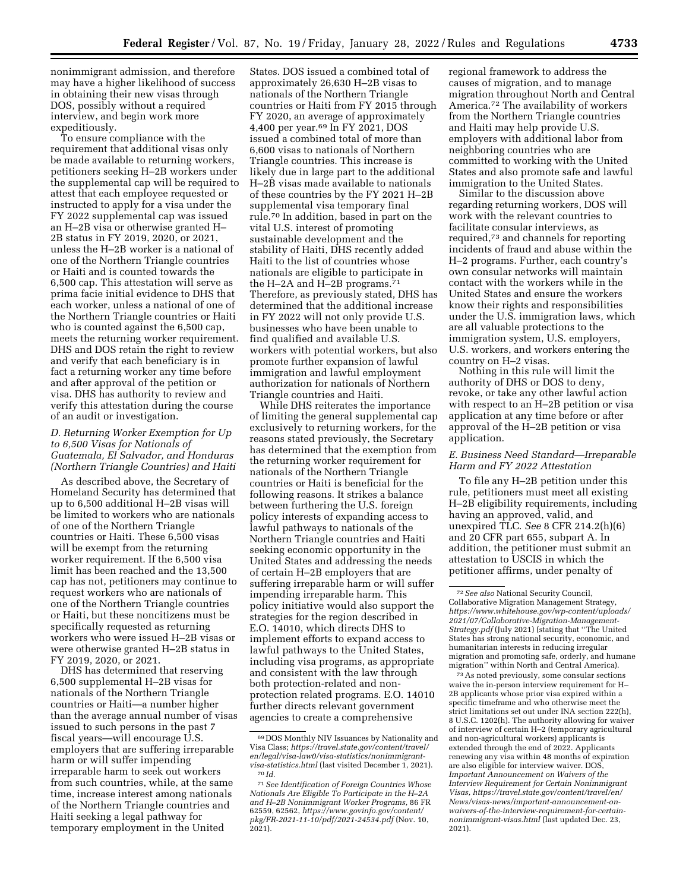nonimmigrant admission, and therefore may have a higher likelihood of success in obtaining their new visas through DOS, possibly without a required interview, and begin work more expeditiously.

To ensure compliance with the requirement that additional visas only be made available to returning workers, petitioners seeking H–2B workers under the supplemental cap will be required to attest that each employee requested or instructed to apply for a visa under the FY 2022 supplemental cap was issued an H–2B visa or otherwise granted H–2B status in FY 2019, 2020, or 2021, unless the H–2B worker is a national of one of the Northern Triangle countries or Haiti and is counted towards the 6,500 cap. This attestation will serve as prima facie initial evidence to DHS that each worker, unless a national of one of the Northern Triangle countries or Haiti who is counted against the 6,500 cap, meets the returning worker requirement. DHS and DOS retain the right to review and verify that each beneficiary is in fact a returning worker any time before and after approval of the petition or visa. DHS has authority to review and verify this attestation during the course of an audit or investigation.

### D. Returning Worker Exemption for Up to 6,500 Visas for Nationals of Guatemala, El Salvador, and Honduras (Northern Triangle Countries) and Haiti

As described above, the Secretary of Homeland Security has determined that up to 6,500 additional H–2B visas will be limited to workers who are nationals of one of the Northern Triangle countries or Haiti. These 6,500 visas will be exempt from the returning worker requirement. If the 6,500 visa limit has been reached and the 13,500 cap has not, petitioners may continue to request workers who are nationals of one of the Northern Triangle countries or Haiti, but these noncitizens must be specifically requested as returning workers who were issued H–2B visas or were otherwise granted H–2B status in FY 2019, 2020, or 2021.

DHS has determined that reserving 6,500 supplemental H–2B visas for nationals of the Northern Triangle countries or Haiti—a number higher than the average annual number of visas issued to such persons in the past 7 fiscal years—will encourage U.S. employers that are suffering irreparable harm or will suffer impending irreparable harm to seek out workers from such countries, while, at the same time, increase interest among nationals of the Northern Triangle countries and Haiti seeking a legal pathway for temporary employment in the United States. DOS issued a combined total of approximately 26,630 H–2B visas to nationals of the Northern Triangle countries or Haiti from FY 2015 through FY 2020, an average of approximately 4,400 per year.[69] In FY 2021, DOS issued a combined total of more than 6,600 visas to nationals of Northern Triangle countries. This increase is likely due in large part to the additional H–2B visas made available to nationals of these countries by the FY 2021 H–2B supplemental visa temporary final rule.[70] In addition, based in part on the vital U.S. interest of promoting sustainable development and the stability of Haiti, DHS recently added Haiti to the list of countries whose nationals are eligible to participate in the H–2A and H–2B programs.[71] Therefore, as previously stated, DHS has determined that the additional increase in FY 2022 will not only provide U.S. businesses who have been unable to find qualified and available U.S. workers with potential workers, but also promote further expansion of lawful immigration and lawful employment authorization for nationals of Northern Triangle countries and Haiti.

While DHS reiterates the importance of limiting the general supplemental cap exclusively to returning workers, for the reasons stated previously, the Secretary has determined that the exemption from the returning worker requirement for nationals of the Northern Triangle countries or Haiti is beneficial for the following reasons. It strikes a balance between furthering the U.S. foreign policy interests of expanding access to lawful pathways to nationals of the Northern Triangle countries and Haiti seeking economic opportunity in the United States and addressing the needs of certain H–2B employers that are suffering irreparable harm or will suffer impending irreparable harm. This policy initiative would also support the strategies for the region described in E.O. 14010, which directs DHS to implement efforts to expand access to lawful pathways to the United States, including visa programs, as appropriate and consistent with the law through both protection-related and non-protection related programs. E.O. 14010 further directs relevant government agencies to create a comprehensive regional framework to address the causes of migration, and to manage migration throughout North and Central America.[72] The availability of workers from the Northern Triangle countries and Haiti may help provide U.S. employers with additional labor from neighboring countries who are committed to working with the United States and also promote safe and lawful immigration to the United States.

Similar to the discussion above regarding returning workers, DOS will work with the relevant countries to facilitate consular interviews, as required,[73] and channels for reporting incidents of fraud and abuse within the H–2 programs. Further, each country's own consular networks will maintain contact with the workers while in the United States and ensure the workers know their rights and responsibilities under the U.S. immigration laws, which are all valuable protections to the immigration system, U.S. employers, U.S. workers, and workers entering the country on H–2 visas.

Nothing in this rule will limit the authority of DHS or DOS to deny, revoke, or take any other lawful action with respect to an H–2B petition or visa application at any time before or after approval of the H–2B petition or visa application.

### E. Business Need Standard—Irreparable Harm and FY 2022 Attestation

To file any H–2B petition under this rule, petitioners must meet all existing H–2B eligibility requirements, including having an approved, valid, and unexpired TLC. *See* 8 CFR 214.2(h)(6) and 20 CFR part 655, subpart A. In addition, the petitioner must submit an attestation to USCIS in which the petitioner affirms, under penalty of

---

[69] DOS Monthly NIV Issuances by Nationality and Visa Class; *https://travel.state.gov/content/travel/en/legal/visa-law0/visa-statistics/nonimmigrant-visa-statistics.html* (last visited December 1, 2021).

[70] *Id.*

[71] *See Identification of Foreign Countries Whose Nationals Are Eligible To Participate in the H–2A and H–2B Nonimmigrant Worker Programs,* 86 FR 62559, 62562, *https://www.govinfo.gov/content/pkg/FR-2021-11-10/pdf/2021-24534.pdf* (Nov. 10, 2021).

[72] *See also* National Security Council, Collaborative Migration Management Strategy, *https://www.whitehouse.gov/wp-content/uploads/2021/07/Collaborative-Migration-Management-Strategy.pdf* (July 2021) (stating that ''The United States has strong national security, economic, and humanitarian interests in reducing irregular migration and promoting safe, orderly, and humane migration'' within North and Central America).

[73] As noted previously, some consular sections waive the in-person interview requirement for H–2B applicants whose prior visa expired within a specific timeframe and who otherwise meet the strict limitations set out under INA section 222(h), 8 U.S.C. 1202(h). The authority allowing for waiver of interview of certain H–2 (temporary agricultural and non-agricultural workers) applicants is extended through the end of 2022. Applicants renewing any visa within 48 months of expiration are also eligible for interview waiver. DOS, *Important Announcement on Waivers of the Interview Requirement for Certain Nonimmigrant Visas, https://travel.state.gov/content/travel/en/News/visas-news/important-announcement-on-waivers-of-the-interview-requirement-for-certain-nonimmigrant-visas.html* (last updated Dec. 23, 2021).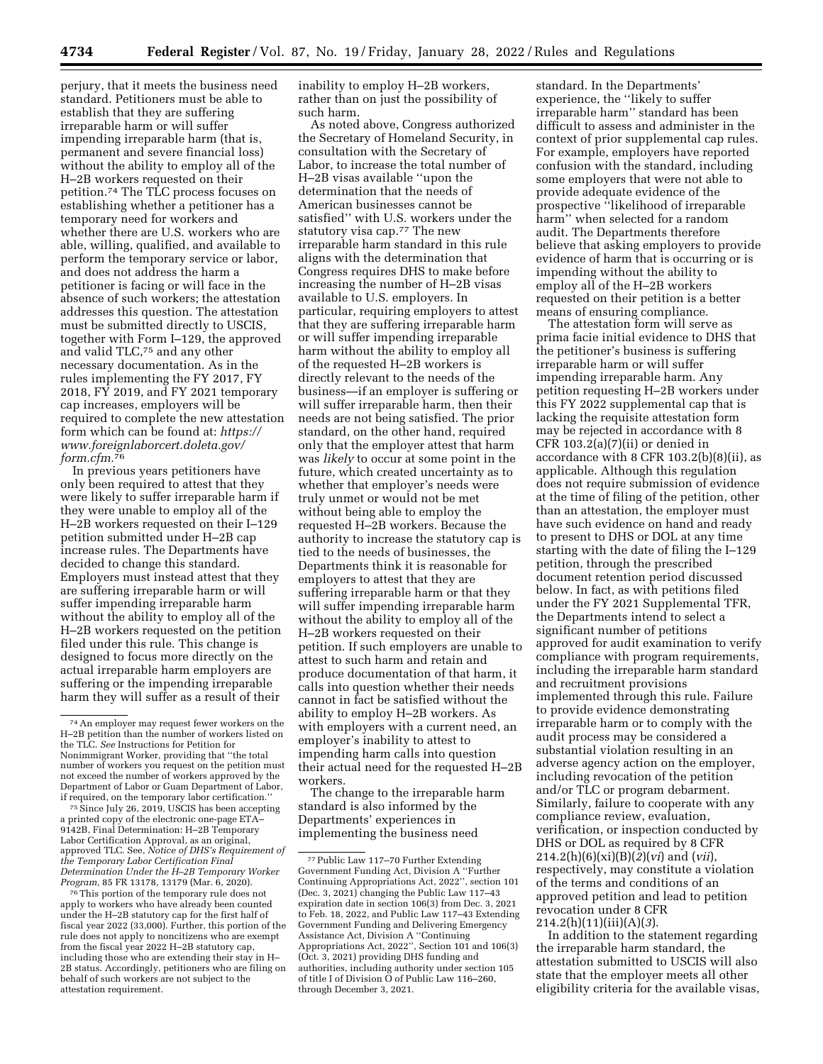perjury, that it meets the business need standard. Petitioners must be able to establish that they are suffering irreparable harm or will suffer impending irreparable harm (that is, permanent and severe financial loss) without the ability to employ all of the H–2B workers requested on their petition.[74] The TLC process focuses on establishing whether a petitioner has a temporary need for workers and whether there are U.S. workers who are able, willing, qualified, and available to perform the temporary service or labor, and does not address the harm a petitioner is facing or will face in the absence of such workers; the attestation addresses this question. The attestation must be submitted directly to USCIS, together with Form I–129, the approved and valid TLC,[75] and any other necessary documentation. As in the rules implementing the FY 2017, FY 2018, FY 2019, and FY 2021 temporary cap increases, employers will be required to complete the new attestation form which can be found at: *https://www.foreignlaborcert.doleta.gov/form.cfm.*[76]

In previous years petitioners have only been required to attest that they were likely to suffer irreparable harm if they were unable to employ all of the H–2B workers requested on their I–129 petition submitted under H–2B cap increase rules. The Departments have decided to change this standard. Employers must instead attest that they are suffering irreparable harm or will suffer impending irreparable harm without the ability to employ all of the H–2B workers requested on the petition filed under this rule. This change is designed to focus more directly on the actual irreparable harm employers are suffering or the impending irreparable harm they will suffer as a result of their inability to employ H–2B workers, rather than on just the possibility of such harm.

As noted above, Congress authorized the Secretary of Homeland Security, in consultation with the Secretary of Labor, to increase the total number of H–2B visas available "upon the determination that the needs of American businesses cannot be satisfied" with U.S. workers under the statutory visa cap.[77] The new irreparable harm standard in this rule aligns with the determination that Congress requires DHS to make before increasing the number of H–2B visas available to U.S. employers. In particular, requiring employers to attest that they are suffering irreparable harm or will suffer impending irreparable harm without the ability to employ all of the requested H–2B workers is directly relevant to the needs of the business—if an employer is suffering or will suffer irreparable harm, then their needs are not being satisfied. The prior standard, on the other hand, required only that the employer attest that harm was *likely* to occur at some point in the future, which created uncertainty as to whether that employer's needs were truly unmet or would not be met without being able to employ the requested H–2B workers. Because the authority to increase the statutory cap is tied to the needs of businesses, the Departments think it is reasonable for employers to attest that they are suffering irreparable harm or that they will suffer impending irreparable harm without the ability to employ all of the H–2B workers requested on their petition. If such employers are unable to attest to such harm and retain and produce documentation of that harm, it calls into question whether their needs cannot in fact be satisfied without the ability to employ H–2B workers. As with employers with a current need, an employer's inability to attest to impending harm calls into question their actual need for the requested H–2B workers.

The change to the irreparable harm standard is also informed by the Departments' experiences in implementing the business need standard. In the Departments' experience, the "likely to suffer irreparable harm" standard has been difficult to assess and administer in the context of prior supplemental cap rules. For example, employers have reported confusion with the standard, including some employers that were not able to provide adequate evidence of the prospective "likelihood of irreparable harm" when selected for a random audit. The Departments therefore believe that asking employers to provide evidence of harm that is occurring or is impending without the ability to employ all of the H–2B workers requested on their petition is a better means of ensuring compliance.

The attestation form will serve as prima facie initial evidence to DHS that the petitioner's business is suffering irreparable harm or will suffer impending irreparable harm. Any petition requesting H–2B workers under this FY 2022 supplemental cap that is lacking the requisite attestation form may be rejected in accordance with 8 CFR 103.2(a)(7)(ii) or denied in accordance with 8 CFR 103.2(b)(8)(ii), as applicable. Although this regulation does not require submission of evidence at the time of filing of the petition, other than an attestation, the employer must have such evidence on hand and ready to present to DHS or DOL at any time starting with the date of filing the I–129 petition, through the prescribed document retention period discussed below. In fact, as with petitions filed under the FY 2021 Supplemental TFR, the Departments intend to select a significant number of petitions approved for audit examination to verify compliance with program requirements, including the irreparable harm standard and recruitment provisions implemented through this rule. Failure to provide evidence demonstrating irreparable harm or to comply with the audit process may be considered a substantial violation resulting in an adverse agency action on the employer, including revocation of the petition and/or TLC or program debarment. Similarly, failure to cooperate with any compliance review, evaluation, verification, or inspection conducted by DHS or DOL as required by 8 CFR 214.2(h)(6)(xi)(B)(*2*)(*vi*) and (*vii*), respectively, may constitute a violation of the terms and conditions of an approved petition and lead to petition revocation under 8 CFR 214.2(h)(11)(iii)(A)(*3*).

In addition to the statement regarding the irreparable harm standard, the attestation submitted to USCIS will also state that the employer meets all other eligibility criteria for the available visas,

---

[74] An employer may request fewer workers on the H–2B petition than the number of workers listed on the TLC. *See* Instructions for Petition for Nonimmigrant Worker, providing that "the total number of workers you request on the petition must not exceed the number of workers approved by the Department of Labor or Guam Department of Labor, if required, on the temporary labor certification."

[75] Since July 26, 2019, USCIS has been accepting a printed copy of the electronic one-page ETA–9142B, Final Determination: H–2B Temporary Labor Certification Approval, as an original, approved TLC. See, *Notice of DHS's Requirement of the Temporary Labor Certification Final Determination Under the H–2B Temporary Worker Program*, 85 FR 13178, 13179 (Mar. 6, 2020).

[76] This portion of the temporary rule does not apply to workers who have already been counted under the H–2B statutory cap for the first half of fiscal year 2022 (33,000). Further, this portion of the rule does not apply to noncitizens who are exempt from the fiscal year 2022 H–2B statutory cap, including those who are extending their stay in H–2B status. Accordingly, petitioners who are filing on behalf of such workers are not subject to the attestation requirement.

[77] Public Law 117–70 Further Extending Government Funding Act, Division A "Further Continuing Appropriations Act, 2022", section 101 (Dec. 3, 2021) changing the Public Law 117–43 expiration date in section 106(3) from Dec. 3, 2021 to Feb. 18, 2022, and Public Law 117–43 Extending Government Funding and Delivering Emergency Assistance Act, Division A "Continuing Appropriations Act, 2022", Section 101 and 106(3) (Oct. 3, 2021) providing DHS funding and authorities, including authority under section 105 of title I of Division O of Public Law 116–260, through December 3, 2021.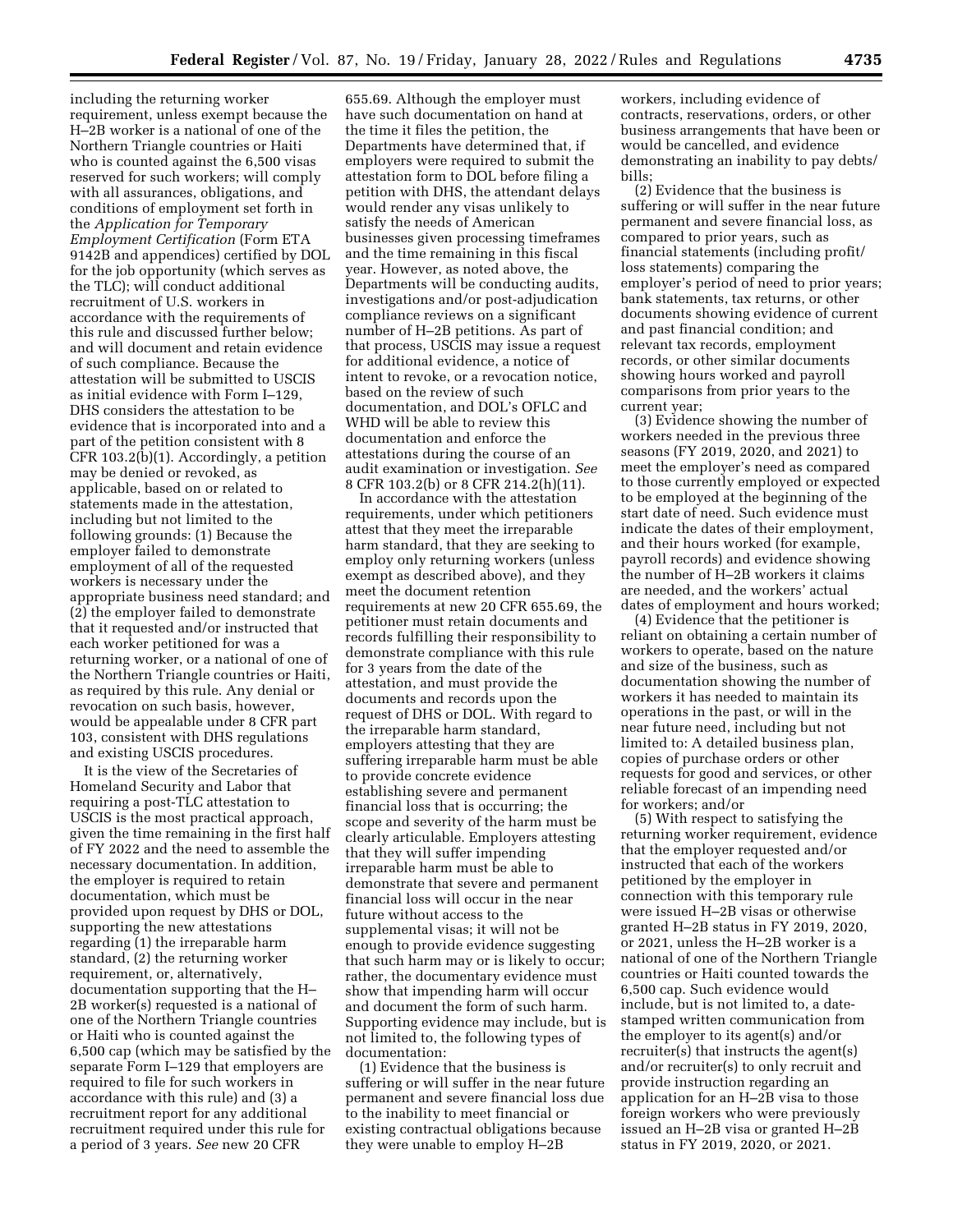including the returning worker requirement, unless exempt because the H–2B worker is a national of one of the Northern Triangle countries or Haiti who is counted against the 6,500 visas reserved for such workers; will comply with all assurances, obligations, and conditions of employment set forth in the *Application for Temporary Employment Certification* (Form ETA 9142B and appendices) certified by DOL for the job opportunity (which serves as the TLC); will conduct additional recruitment of U.S. workers in accordance with the requirements of this rule and discussed further below; and will document and retain evidence of such compliance. Because the attestation will be submitted to USCIS as initial evidence with Form I–129, DHS considers the attestation to be evidence that is incorporated into and a part of the petition consistent with 8 CFR 103.2(b)(1). Accordingly, a petition may be denied or revoked, as applicable, based on or related to statements made in the attestation, including but not limited to the following grounds: (1) Because the employer failed to demonstrate employment of all of the requested workers is necessary under the appropriate business need standard; and (2) the employer failed to demonstrate that it requested and/or instructed that each worker petitioned for was a returning worker, or a national of one of the Northern Triangle countries or Haiti, as required by this rule. Any denial or revocation on such basis, however, would be appealable under 8 CFR part 103, consistent with DHS regulations and existing USCIS procedures.

It is the view of the Secretaries of Homeland Security and Labor that requiring a post-TLC attestation to USCIS is the most practical approach, given the time remaining in the first half of FY 2022 and the need to assemble the necessary documentation. In addition, the employer is required to retain documentation, which must be provided upon request by DHS or DOL, supporting the new attestations regarding (1) the irreparable harm standard, (2) the returning worker requirement, or, alternatively, documentation supporting that the H–2B worker(s) requested is a national of one of the Northern Triangle countries or Haiti who is counted against the 6,500 cap (which may be satisfied by the separate Form I–129 that employers are required to file for such workers in accordance with this rule) and (3) a recruitment report for any additional recruitment required under this rule for a period of 3 years. *See* new 20 CFR 655.69. Although the employer must have such documentation on hand at the time it files the petition, the Departments have determined that, if employers were required to submit the attestation form to DOL before filing a petition with DHS, the attendant delays would render any visas unlikely to satisfy the needs of American businesses given processing timeframes and the time remaining in this fiscal year. However, as noted above, the Departments will be conducting audits, investigations and/or post-adjudication compliance reviews on a significant number of H–2B petitions. As part of that process, USCIS may issue a request for additional evidence, a notice of intent to revoke, or a revocation notice, based on the review of such documentation, and DOL's OFLC and WHD will be able to review this documentation and enforce the attestations during the course of an audit examination or investigation. *See* 8 CFR 103.2(b) or 8 CFR 214.2(h)(11).

In accordance with the attestation requirements, under which petitioners attest that they meet the irreparable harm standard, that they are seeking to employ only returning workers (unless exempt as described above), and they meet the document retention requirements at new 20 CFR 655.69, the petitioner must retain documents and records fulfilling their responsibility to demonstrate compliance with this rule for 3 years from the date of the attestation, and must provide the documents and records upon the request of DHS or DOL. With regard to the irreparable harm standard, employers attesting that they are suffering irreparable harm must be able to provide concrete evidence establishing severe and permanent financial loss that is occurring; the scope and severity of the harm must be clearly articulable. Employers attesting that they will suffer impending irreparable harm must be able to demonstrate that severe and permanent financial loss will occur in the near future without access to the supplemental visas; it will not be enough to provide evidence suggesting that such harm may or is likely to occur; rather, the documentary evidence must show that impending harm will occur and document the form of such harm. Supporting evidence may include, but is not limited to, the following types of documentation:

(1) Evidence that the business is suffering or will suffer in the near future permanent and severe financial loss due to the inability to meet financial or existing contractual obligations because they were unable to employ H–2B workers, including evidence of contracts, reservations, orders, or other business arrangements that have been or would be cancelled, and evidence demonstrating an inability to pay debts/bills;

(2) Evidence that the business is suffering or will suffer in the near future permanent and severe financial loss, as compared to prior years, such as financial statements (including profit/loss statements) comparing the employer's period of need to prior years; bank statements, tax returns, or other documents showing evidence of current and past financial condition; and relevant tax records, employment records, or other similar documents showing hours worked and payroll comparisons from prior years to the current year;

(3) Evidence showing the number of workers needed in the previous three seasons (FY 2019, 2020, and 2021) to meet the employer's need as compared to those currently employed or expected to be employed at the beginning of the start date of need. Such evidence must indicate the dates of their employment, and their hours worked (for example, payroll records) and evidence showing the number of H–2B workers it claims are needed, and the workers' actual dates of employment and hours worked;

(4) Evidence that the petitioner is reliant on obtaining a certain number of workers to operate, based on the nature and size of the business, such as documentation showing the number of workers it has needed to maintain its operations in the past, or will in the near future need, including but not limited to: A detailed business plan, copies of purchase orders or other requests for good and services, or other reliable forecast of an impending need for workers; and/or

(5) With respect to satisfying the returning worker requirement, evidence that the employer requested and/or instructed that each of the workers petitioned by the employer in connection with this temporary rule were issued H–2B visas or otherwise granted H–2B status in FY 2019, 2020, or 2021, unless the H–2B worker is a national of one of the Northern Triangle countries or Haiti counted towards the 6,500 cap. Such evidence would include, but is not limited to, a date-stamped written communication from the employer to its agent(s) and/or recruiter(s) that instructs the agent(s) and/or recruiter(s) to only recruit and provide instruction regarding an application for an H–2B visa to those foreign workers who were previously issued an H–2B visa or granted H–2B status in FY 2019, 2020, or 2021.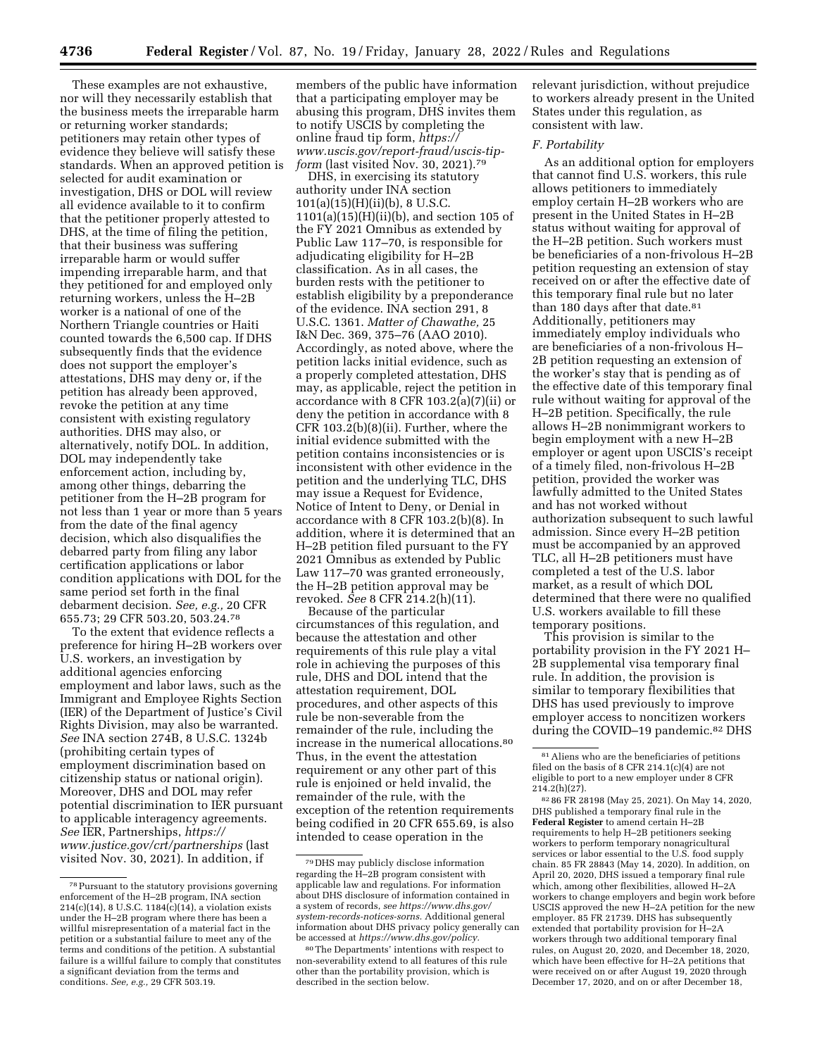These examples are not exhaustive, nor will they necessarily establish that the business meets the irreparable harm or returning worker standards; petitioners may retain other types of evidence they believe will satisfy these standards. When an approved petition is selected for audit examination or investigation, DHS or DOL will review all evidence available to it to confirm that the petitioner properly attested to DHS, at the time of filing the petition, that their business was suffering irreparable harm or would suffer impending irreparable harm, and that they petitioned for and employed only returning workers, unless the H–2B worker is a national of one of the Northern Triangle countries or Haiti counted towards the 6,500 cap. If DHS subsequently finds that the evidence does not support the employer's attestations, DHS may deny or, if the petition has already been approved, revoke the petition at any time consistent with existing regulatory authorities. DHS may also, or alternatively, notify DOL. In addition, DOL may independently take enforcement action, including by, among other things, debarring the petitioner from the H–2B program for not less than 1 year or more than 5 years from the date of the final agency decision, which also disqualifies the debarred party from filing any labor certification applications or labor condition applications with DOL for the same period set forth in the final debarment decision. *See, e.g.,* 20 CFR 655.73; 29 CFR 503.20, 503.24.[78]

To the extent that evidence reflects a preference for hiring H–2B workers over U.S. workers, an investigation by additional agencies enforcing employment and labor laws, such as the Immigrant and Employee Rights Section (IER) of the Department of Justice's Civil Rights Division, may also be warranted. *See* INA section 274B, 8 U.S.C. 1324b (prohibiting certain types of employment discrimination based on citizenship status or national origin). Moreover, DHS and DOL may refer potential discrimination to IER pursuant to applicable interagency agreements. *See* IER, Partnerships, *https://www.justice.gov/crt/partnerships* (last visited Nov. 30, 2021). In addition, if members of the public have information that a participating employer may be abusing this program, DHS invites them to notify USCIS by completing the online fraud tip form, *https://www.uscis.gov/report-fraud/uscis-tip-form* (last visited Nov. 30, 2021).[79]

DHS, in exercising its statutory authority under INA section 101(a)(15)(H)(ii)(b), 8 U.S.C. 1101(a)(15)(H)(ii)(b), and section 105 of the FY 2021 Omnibus as extended by Public Law 117–70, is responsible for adjudicating eligibility for H–2B classification. As in all cases, the burden rests with the petitioner to establish eligibility by a preponderance of the evidence. INA section 291, 8 U.S.C. 1361. *Matter of Chawathe,* 25 I&N Dec. 369, 375–76 (AAO 2010). Accordingly, as noted above, where the petition lacks initial evidence, such as a properly completed attestation, DHS may, as applicable, reject the petition in accordance with 8 CFR 103.2(a)(7)(ii) or deny the petition in accordance with 8 CFR 103.2(b)(8)(ii). Further, where the initial evidence submitted with the petition contains inconsistencies or is inconsistent with other evidence in the petition and the underlying TLC, DHS may issue a Request for Evidence, Notice of Intent to Deny, or Denial in accordance with 8 CFR 103.2(b)(8). In addition, where it is determined that an H–2B petition filed pursuant to the FY 2021 Omnibus as extended by Public Law 117–70 was granted erroneously, the H–2B petition approval may be revoked. *See* 8 CFR 214.2(h)(11).

Because of the particular circumstances of this regulation, and because the attestation and other requirements of this rule play a vital role in achieving the purposes of this rule, DHS and DOL intend that the attestation requirement, DOL procedures, and other aspects of this rule be non-severable from the remainder of the rule, including the increase in the numerical allocations.[80] Thus, in the event the attestation requirement or any other part of this rule is enjoined or held invalid, the remainder of the rule, with the exception of the retention requirements being codified in 20 CFR 655.69, is also intended to cease operation in the relevant jurisdiction, without prejudice to workers already present in the United States under this regulation, as consistent with law.

### F. Portability

As an additional option for employers that cannot find U.S. workers, this rule allows petitioners to immediately employ certain H–2B workers who are present in the United States in H–2B status without waiting for approval of the H–2B petition. Such workers must be beneficiaries of a non-frivolous H–2B petition requesting an extension of stay received on or after the effective date of this temporary final rule but no later than 180 days after that date.[81] Additionally, petitioners may immediately employ individuals who are beneficiaries of a non-frivolous H–2B petition requesting an extension of the worker's stay that is pending as of the effective date of this temporary final rule without waiting for approval of the H–2B petition. Specifically, the rule allows H–2B nonimmigrant workers to begin employment with a new H–2B employer or agent upon USCIS's receipt of a timely filed, non-frivolous H–2B petition, provided the worker was lawfully admitted to the United States and has not worked without authorization subsequent to such lawful admission. Since every H–2B petition must be accompanied by an approved TLC, all H–2B petitioners must have completed a test of the U.S. labor market, as a result of which DOL determined that there were no qualified U.S. workers available to fill these temporary positions.

This provision is similar to the portability provision in the FY 2021 H–2B supplemental visa temporary final rule. In addition, the provision is similar to temporary flexibilities that DHS has used previously to improve employer access to noncitizen workers during the COVID–19 pandemic.[82] DHS

---

[78] Pursuant to the statutory provisions governing enforcement of the H–2B program, INA section 214(c)(14), 8 U.S.C. 1184(c)(14), a violation exists under the H–2B program where there has been a willful misrepresentation of a material fact in the petition or a substantial failure to meet any of the terms and conditions of the petition. A substantial failure is a willful failure to comply that constitutes a significant deviation from the terms and conditions. *See, e.g.,* 29 CFR 503.19.

[79] DHS may publicly disclose information regarding the H–2B program consistent with applicable law and regulations. For information about DHS disclosure of information contained in a system of records, *see https://www.dhs.gov/system-records-notices-sorns.* Additional general information about DHS privacy policy generally can be accessed at *https://www.dhs.gov/policy.*

[80] The Departments' intentions with respect to non-severability extend to all features of this rule other than the portability provision, which is described in the section below.

[81] Aliens who are the beneficiaries of petitions filed on the basis of 8 CFR 214.1(c)(4) are not eligible to port to a new employer under 8 CFR 214.2(h)(27).

[82] 86 FR 28198 (May 25, 2021). On May 14, 2020, DHS published a temporary final rule in the **Federal Register** to amend certain H–2B requirements to help H–2B petitioners seeking workers to perform temporary nonagricultural services or labor essential to the U.S. food supply chain. 85 FR 28843 (May 14, 2020). In addition, on April 20, 2020, DHS issued a temporary final rule which, among other flexibilities, allowed H–2A workers to change employers and begin work before USCIS approved the new H–2A petition for the new employer. 85 FR 21739. DHS has subsequently extended that portability provision for H–2A workers through two additional temporary final rules, on August 20, 2020, and December 18, 2020, which have been effective for H–2A petitions that were received on or after August 19, 2020 through December 17, 2020, and on or after December 18,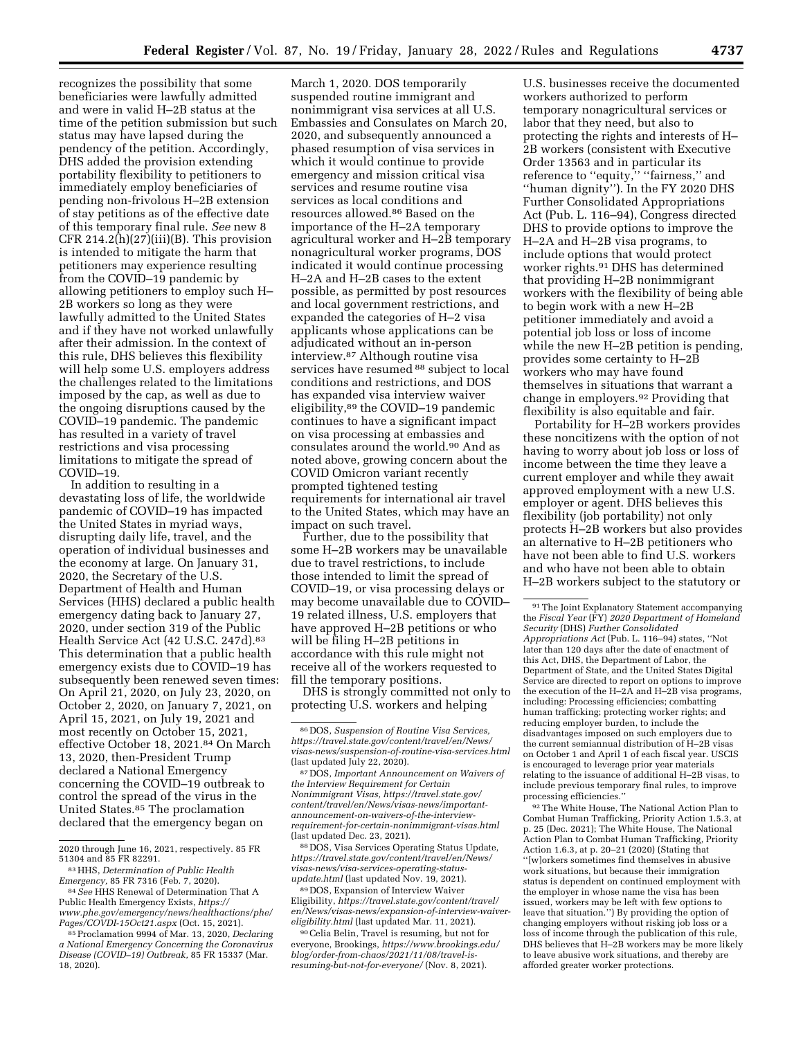recognizes the possibility that some beneficiaries were lawfully admitted and were in valid H–2B status at the time of the petition submission but such status may have lapsed during the pendency of the petition. Accordingly, DHS added the provision extending portability flexibility to petitioners to immediately employ beneficiaries of pending non-frivolous H–2B extension of stay petitions as of the effective date of this temporary final rule. *See* new 8 CFR 214.2(h)(27)(iii)(B). This provision is intended to mitigate the harm that petitioners may experience resulting from the COVID–19 pandemic by allowing petitioners to employ such H–2B workers so long as they were lawfully admitted to the United States and if they have not worked unlawfully after their admission. In the context of this rule, DHS believes this flexibility will help some U.S. employers address the challenges related to the limitations imposed by the cap, as well as due to the ongoing disruptions caused by the COVID–19 pandemic. The pandemic has resulted in a variety of travel restrictions and visa processing limitations to mitigate the spread of COVID–19.

In addition to resulting in a devastating loss of life, the worldwide pandemic of COVID–19 has impacted the United States in myriad ways, disrupting daily life, travel, and the operation of individual businesses and the economy at large. On January 31, 2020, the Secretary of the U.S. Department of Health and Human Services (HHS) declared a public health emergency dating back to January 27, 2020, under section 319 of the Public Health Service Act (42 U.S.C. 247d).[83] This determination that a public health emergency exists due to COVID–19 has subsequently been renewed seven times: On April 21, 2020, on July 23, 2020, on October 2, 2020, on January 7, 2021, on April 15, 2021, on July 19, 2021 and most recently on October 15, 2021, effective October 18, 2021.[84] On March 13, 2020, then-President Trump declared a National Emergency concerning the COVID–19 outbreak to control the spread of the virus in the United States.[85] The proclamation declared that the emergency began on March 1, 2020. DOS temporarily suspended routine immigrant and nonimmigrant visa services at all U.S. Embassies and Consulates on March 20, 2020, and subsequently announced a phased resumption of visa services in which it would continue to provide emergency and mission critical visa services and resume routine visa services as local conditions and resources allowed.[86] Based on the importance of the H–2A temporary agricultural worker and H–2B temporary nonagricultural worker programs, DOS indicated it would continue processing H–2A and H–2B cases to the extent possible, as permitted by post resources and local government restrictions, and expanded the categories of H–2 visa applicants whose applications can be adjudicated without an in-person interview.[87] Although routine visa services have resumed [88] subject to local conditions and restrictions, and DOS has expanded visa interview waiver eligibility,[89] the COVID–19 pandemic continues to have a significant impact on visa processing at embassies and consulates around the world.[90] And as noted above, growing concern about the COVID Omicron variant recently prompted tightened testing requirements for international air travel to the United States, which may have an impact on such travel.

Further, due to the possibility that some H–2B workers may be unavailable due to travel restrictions, to include those intended to limit the spread of COVID–19, or visa processing delays or may become unavailable due to COVID–19 related illness, U.S. employers that have approved H–2B petitions or who will be filing H–2B petitions in accordance with this rule might not receive all of the workers requested to fill the temporary positions.

DHS is strongly committed not only to protecting U.S. workers and helping U.S. businesses receive the documented workers authorized to perform temporary nonagricultural services or labor that they need, but also to protecting the rights and interests of H–2B workers (consistent with Executive Order 13563 and in particular its reference to ''equity,'' ''fairness,'' and ''human dignity''). In the FY 2020 DHS Further Consolidated Appropriations Act (Pub. L. 116–94), Congress directed DHS to provide options to improve the H–2A and H–2B visa programs, to include options that would protect worker rights.[91] DHS has determined that providing H–2B nonimmigrant workers with the flexibility of being able to begin work with a new H–2B petitioner immediately and avoid a potential job loss or loss of income while the new H–2B petition is pending, provides some certainty to H–2B workers who may have found themselves in situations that warrant a change in employers.[92] Providing that flexibility is also equitable and fair.

Portability for H–2B workers provides these noncitizens with the option of not having to worry about job loss or loss of income between the time they leave a current employer and while they await approved employment with a new U.S. employer or agent. DHS believes this flexibility (job portability) not only protects H–2B workers but also provides an alternative to H–2B petitioners who have not been able to find U.S. workers and who have not been able to obtain H–2B workers subject to the statutory or

---

2020 through June 16, 2021, respectively. 85 FR 51304 and 85 FR 82291.

[83] HHS, *Determination of Public Health Emergency,* 85 FR 7316 (Feb. 7, 2020).

[84] *See* HHS Renewal of Determination That A Public Health Emergency Exists, *https://www.phe.gov/emergency/news/healthactions/phe/Pages/COVDI-15Oct21.aspx* (Oct. 15, 2021).

[85] Proclamation 9994 of Mar. 13, 2020, *Declaring a National Emergency Concerning the Coronavirus Disease (COVID–19) Outbreak,* 85 FR 15337 (Mar. 18, 2020).

[86] DOS, *Suspension of Routine Visa Services, https://travel.state.gov/content/travel/en/News/visas-news/suspension-of-routine-visa-services.html* (last updated July 22, 2020).

[87] DOS, *Important Announcement on Waivers of the Interview Requirement for Certain Nonimmigrant Visas, https://travel.state.gov/content/travel/en/News/visas-news/important-announcement-on-waivers-of-the-interview-requirement-for-certain-nonimmigrant-visas.html* (last updated Dec. 23, 2021).

[88] DOS, Visa Services Operating Status Update, *https://travel.state.gov/content/travel/en/News/visas-news/visa-services-operating-status-update.html* (last updated Nov. 19, 2021).

[89] DOS, Expansion of Interview Waiver Eligibility, *https://travel.state.gov/content/travel/en/News/visas-news/expansion-of-interview-waiver-eligibility.html* (last updated Mar. 11, 2021).

[90] Celia Belin, Travel is resuming, but not for everyone, Brookings, *https://www.brookings.edu/blog/order-from-chaos/2021/11/08/travel-is-resuming-but-not-for-everyone/* (Nov. 8, 2021).

[91] The Joint Explanatory Statement accompanying the *Fiscal Year* (FY) *2020 Department of Homeland Security* (DHS) *Further Consolidated Appropriations Act* (Pub. L. 116–94) states, ''Not later than 120 days after the date of enactment of this Act, DHS, the Department of Labor, the Department of State, and the United States Digital Service are directed to report on options to improve the execution of the H–2A and H–2B visa programs, including: Processing efficiencies; combatting human trafficking; protecting worker rights; and reducing employer burden, to include the disadvantages imposed on such employers due to the current semiannual distribution of H–2B visas on October 1 and April 1 of each fiscal year. USCIS is encouraged to leverage prior year materials relating to the issuance of additional H–2B visas, to include previous temporary final rules, to improve processing efficiencies.''

[92] The White House, The National Action Plan to Combat Human Trafficking, Priority Action 1.5.3, at p. 25 (Dec. 2021); The White House, The National Action Plan to Combat Human Trafficking, Priority Action 1.6.3, at p. 20–21 (2020) (Stating that ''[w]orkers sometimes find themselves in abusive work situations, but because their immigration status is dependent on continued employment with the employer in whose name the visa has been issued, workers may be left with few options to leave that situation.'') By providing the option of changing employers without risking job loss or a loss of income through the publication of this rule, DHS believes that H–2B workers may be more likely to leave abusive work situations, and thereby are afforded greater worker protections.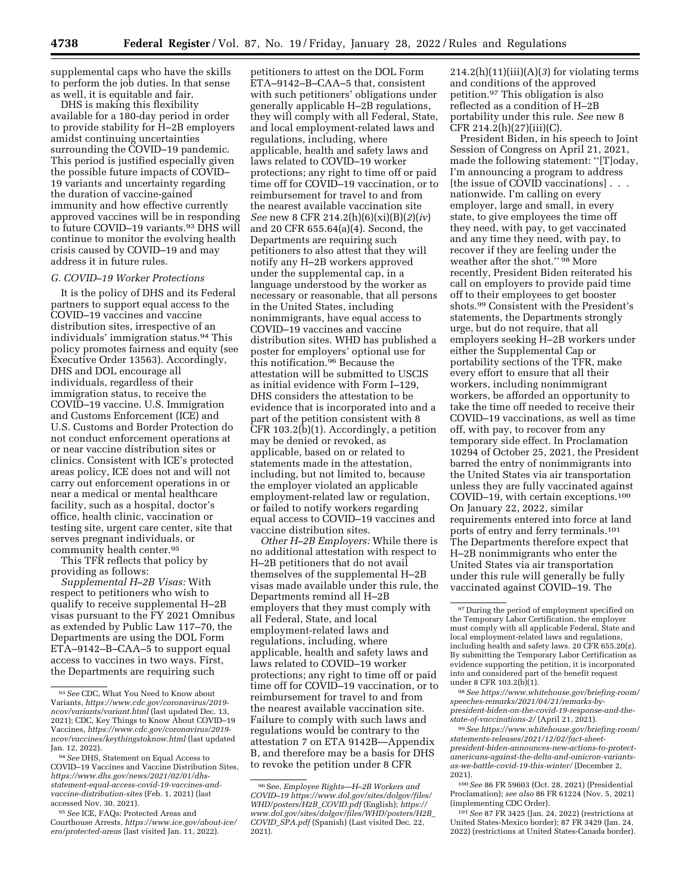supplemental caps who have the skills to perform the job duties. In that sense as well, it is equitable and fair.

DHS is making this flexibility available for a 180-day period in order to provide stability for H–2B employers amidst continuing uncertainties surrounding the COVID–19 pandemic. This period is justified especially given the possible future impacts of COVID–19 variants and uncertainty regarding the duration of vaccine-gained immunity and how effective currently approved vaccines will be in responding to future COVID–19 variants.[93] DHS will continue to monitor the evolving health crisis caused by COVID–19 and may address it in future rules.

### *G. COVID–19 Worker Protections*

It is the policy of DHS and its Federal partners to support equal access to the COVID–19 vaccines and vaccine distribution sites, irrespective of an individuals' immigration status.[94] This policy promotes fairness and equity (see Executive Order 13563). Accordingly, DHS and DOL encourage all individuals, regardless of their immigration status, to receive the COVID–19 vaccine. U.S. Immigration and Customs Enforcement (ICE) and U.S. Customs and Border Protection do not conduct enforcement operations at or near vaccine distribution sites or clinics. Consistent with ICE's protected areas policy, ICE does not and will not carry out enforcement operations in or near a medical or mental healthcare facility, such as a hospital, doctor's office, health clinic, vaccination or testing site, urgent care center, site that serves pregnant individuals, or community health center.[95]

This TFR reflects that policy by providing as follows:

*Supplemental H–2B Visas:* With respect to petitioners who wish to qualify to receive supplemental H–2B visas pursuant to the FY 2021 Omnibus as extended by Public Law 117–70, the Departments are using the DOL Form ETA–9142–B–CAA–5 to support equal access to vaccines in two ways. First, the Departments are requiring such petitioners to attest on the DOL Form ETA–9142–B–CAA–5 that, consistent with such petitioners' obligations under generally applicable H–2B regulations, they will comply with all Federal, State, and local employment-related laws and regulations, including, where applicable, health and safety laws and laws related to COVID–19 worker protections; any right to time off or paid time off for COVID–19 vaccination, or to reimbursement for travel to and from the nearest available vaccination site *See* new 8 CFR 214.2(h)(6)(xi)(B)(*2*)(*iv*) and 20 CFR 655.64(a)(4). Second, the Departments are requiring such petitioners to also attest that they will notify any H–2B workers approved under the supplemental cap, in a language understood by the worker as necessary or reasonable, that all persons in the United States, including nonimmigrants, have equal access to COVID–19 vaccines and vaccine distribution sites. WHD has published a poster for employers' optional use for this notification.[96] Because the attestation will be submitted to USCIS as initial evidence with Form I–129, DHS considers the attestation to be evidence that is incorporated into and a part of the petition consistent with 8 CFR 103.2(b)(1). Accordingly, a petition may be denied or revoked, as applicable, based on or related to statements made in the attestation, including, but not limited to, because the employer violated an applicable employment-related law or regulation, or failed to notify workers regarding equal access to COVID–19 vaccines and vaccine distribution sites.

*Other H–2B Employers:* While there is no additional attestation with respect to H–2B petitioners that do not avail themselves of the supplemental H–2B visas made available under this rule, the Departments remind all H–2B employers that they must comply with all Federal, State, and local employment-related laws and regulations, including, where applicable, health and safety laws and laws related to COVID–19 worker protections; any right to time off or paid time off for COVID–19 vaccination, or to reimbursement for travel to and from the nearest available vaccination site. Failure to comply with such laws and regulations would be contrary to the attestation 7 on ETA 9142B—Appendix B, and therefore may be a basis for DHS to revoke the petition under 8 CFR 214.2(h)(11)(iii)(A)(*3*) for violating terms and conditions of the approved petition.[97] This obligation is also reflected as a condition of H–2B portability under this rule. *See* new 8 CFR 214.2(h)(27)(iii)(C).

President Biden, in his speech to Joint Session of Congress on April 21, 2021, made the following statement: ''[T]oday, I'm announcing a program to address [the issue of COVID vaccinations] . . . nationwide. I'm calling on every employer, large and small, in every state, to give employees the time off they need, with pay, to get vaccinated and any time they need, with pay, to recover if they are feeling under the weather after the shot.'' [98] More recently, President Biden reiterated his call on employers to provide paid time off to their employees to get booster shots.[99] Consistent with the President's statements, the Departments strongly urge, but do not require, that all employers seeking H–2B workers under either the Supplemental Cap or portability sections of the TFR, make every effort to ensure that all their workers, including nonimmigrant workers, be afforded an opportunity to take the time off needed to receive their COVID–19 vaccinations, as well as time off, with pay, to recover from any temporary side effect. In Proclamation 10294 of October 25, 2021, the President barred the entry of nonimmigrants into the United States via air transportation unless they are fully vaccinated against COVID–19, with certain exceptions.[100] On January 22, 2022, similar requirements entered into force at land ports of entry and ferry terminals.[101] The Departments therefore expect that H–2B nonimmigrants who enter the United States via air transportation under this rule will generally be fully vaccinated against COVID–19. The

---

[93] *See* CDC, What You Need to Know about Variants, *https://www.cdc.gov/coronavirus/2019-ncov/variants/variant.html* (last updated Dec. 13, 2021); CDC, Key Things to Know About COVID–19 Vaccines, *https://www.cdc.gov/coronavirus/2019-ncov/vaccines/keythingstoknow.html* (last updated Jan. 12, 2022).

[94] *See* DHS, Statement on Equal Access to COVID–19 Vaccines and Vaccine Distribution Sites, *https://www.dhs.gov/news/2021/02/01/dhs-statement-equal-access-covid-19-vaccines-and-vaccine-distribution-sites* (Feb. 1, 2021) (last accessed Nov. 30, 2021).

[95] *See* ICE, FAQs: Protected Areas and Courthouse Arrests, *https://www.ice.gov/about-ice/ero/protected-areas* (last visited Jan. 11, 2022).

[96] See, *Employee Rights—H–2B Workers and COVID–19 https://www.dol.gov/sites/dolgov/files/WHD/posters/H2B_COVID.pdf* (English); *https://www.dol.gov/sites/dolgov/files/WHD/posters/H2B_COVID_SPA.pdf* (Spanish) (Last visited Dec. 22, 2021).

[97] During the period of employment specified on the Temporary Labor Certification, the employer must comply with all applicable Federal, State and local employment-related laws and regulations, including health and safety laws. 20 CFR 655.20(z). By submitting the Temporary Labor Certification as evidence supporting the petition, it is incorporated into and considered part of the benefit request under 8 CFR 103.2(b)(1).

[98] *See https://www.whitehouse.gov/briefing-room/speeches-remarks/2021/04/21/remarks-by-president-biden-on-the-covid-19-response-and-the-state-of-vaccinations-2/* (April 21, 2021).

[99] *See https://www.whitehouse.gov/briefing-room/statements-releases/2021/12/02/fact-sheet-president-biden-announces-new-actions-to-protect-americans-against-the-delta-and-omicron-variants-as-we-battle-covid-19-this-winter/* (December 2, 2021).

[100] *See* 86 FR 59603 (Oct. 28, 2021) (Presidential Proclamation); *see also* 86 FR 61224 (Nov. 5, 2021) (implementing CDC Order).

[101] *See* 87 FR 3425 (Jan. 24, 2022) (restrictions at United States-Mexico border); 87 FR 3429 (Jan. 24, 2022) (restrictions at United States-Canada border).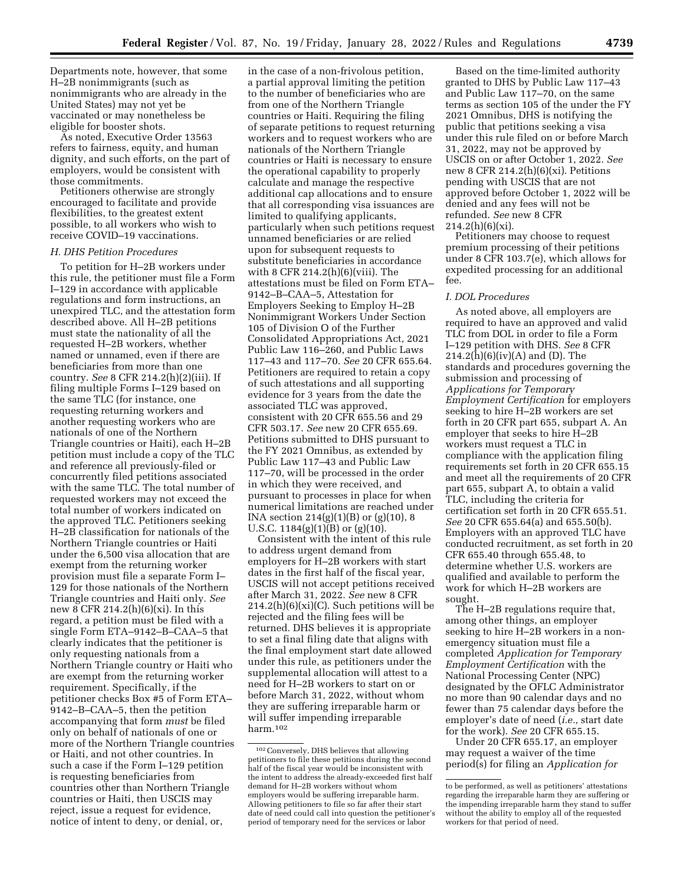Departments note, however, that some H–2B nonimmigrants (such as nonimmigrants who are already in the United States) may not yet be vaccinated or may nonetheless be eligible for booster shots.

As noted, Executive Order 13563 refers to fairness, equity, and human dignity, and such efforts, on the part of employers, would be consistent with those commitments.

Petitioners otherwise are strongly encouraged to facilitate and provide flexibilities, to the greatest extent possible, to all workers who wish to receive COVID–19 vaccinations.

### *H. DHS Petition Procedures*

To petition for H–2B workers under this rule, the petitioner must file a Form I–129 in accordance with applicable regulations and form instructions, an unexpired TLC, and the attestation form described above. All H–2B petitions must state the nationality of all the requested H–2B workers, whether named or unnamed, even if there are beneficiaries from more than one country. *See* 8 CFR 214.2(h)(2)(iii). If filing multiple Forms I–129 based on the same TLC (for instance, one requesting returning workers and another requesting workers who are nationals of one of the Northern Triangle countries or Haiti), each H–2B petition must include a copy of the TLC and reference all previously-filed or concurrently filed petitions associated with the same TLC. The total number of requested workers may not exceed the total number of workers indicated on the approved TLC. Petitioners seeking H–2B classification for nationals of the Northern Triangle countries or Haiti under the 6,500 visa allocation that are exempt from the returning worker provision must file a separate Form I–129 for those nationals of the Northern Triangle countries and Haiti only. *See* new 8 CFR 214.2(h)(6)(xi). In this regard, a petition must be filed with a single Form ETA–9142–B–CAA–5 that clearly indicates that the petitioner is only requesting nationals from a Northern Triangle country or Haiti who are exempt from the returning worker requirement. Specifically, if the petitioner checks Box #5 of Form ETA–9142–B–CAA–5, then the petition accompanying that form *must* be filed only on behalf of nationals of one or more of the Northern Triangle countries or Haiti, and not other countries. In such a case if the Form I–129 petition is requesting beneficiaries from countries other than Northern Triangle countries or Haiti, then USCIS may reject, issue a request for evidence, notice of intent to deny, or denial, or, in the case of a non-frivolous petition, a partial approval limiting the petition to the number of beneficiaries who are from one of the Northern Triangle countries or Haiti. Requiring the filing of separate petitions to request returning workers and to request workers who are nationals of the Northern Triangle countries or Haiti is necessary to ensure the operational capability to properly calculate and manage the respective additional cap allocations and to ensure that all corresponding visa issuances are limited to qualifying applicants, particularly when such petitions request unnamed beneficiaries or are relied upon for subsequent requests to substitute beneficiaries in accordance with 8 CFR 214.2(h)(6)(viii). The attestations must be filed on Form ETA–9142–B–CAA–5, Attestation for Employers Seeking to Employ H–2B Nonimmigrant Workers Under Section 105 of Division O of the Further Consolidated Appropriations Act, 2021 Public Law 116–260, and Public Laws 117–43 and 117–70. *See* 20 CFR 655.64. Petitioners are required to retain a copy of such attestations and all supporting evidence for 3 years from the date the associated TLC was approved, consistent with 20 CFR 655.56 and 29 CFR 503.17. *See* new 20 CFR 655.69. Petitions submitted to DHS pursuant to the FY 2021 Omnibus, as extended by Public Law 117–43 and Public Law 117–70, will be processed in the order in which they were received, and pursuant to processes in place for when numerical limitations are reached under INA section 214(g)(1)(B) or (g)(10), 8 U.S.C. 1184(g)(1)(B) or (g)(10).

Consistent with the intent of this rule to address urgent demand from employers for H–2B workers with start dates in the first half of the fiscal year, USCIS will not accept petitions received after March 31, 2022. *See* new 8 CFR 214.2(h)(6)(xi)(C). Such petitions will be rejected and the filing fees will be returned. DHS believes it is appropriate to set a final filing date that aligns with the final employment start date allowed under this rule, as petitioners under the supplemental allocation will attest to a need for H–2B workers to start on or before March 31, 2022, without whom they are suffering irreparable harm or will suffer impending irreparable harm.[102]

Based on the time-limited authority granted to DHS by Public Law 117–43 and Public Law 117–70, on the same terms as section 105 of the under the FY 2021 Omnibus, DHS is notifying the public that petitions seeking a visa under this rule filed on or before March 31, 2022, may not be approved by USCIS on or after October 1, 2022. *See* new 8 CFR 214.2(h)(6)(xi). Petitions pending with USCIS that are not approved before October 1, 2022 will be denied and any fees will not be refunded. *See* new 8 CFR 214.2(h)(6)(xi).

Petitioners may choose to request premium processing of their petitions under 8 CFR 103.7(e), which allows for expedited processing for an additional fee.

### *I. DOL Procedures*

As noted above, all employers are required to have an approved and valid TLC from DOL in order to file a Form I–129 petition with DHS. *See* 8 CFR 214.2(h)(6)(iv)(A) and (D). The standards and procedures governing the submission and processing of *Applications for Temporary Employment Certification* for employers seeking to hire H–2B workers are set forth in 20 CFR part 655, subpart A. An employer that seeks to hire H–2B workers must request a TLC in compliance with the application filing requirements set forth in 20 CFR 655.15 and meet all the requirements of 20 CFR part 655, subpart A, to obtain a valid TLC, including the criteria for certification set forth in 20 CFR 655.51. *See* 20 CFR 655.64(a) and 655.50(b). Employers with an approved TLC have conducted recruitment, as set forth in 20 CFR 655.40 through 655.48, to determine whether U.S. workers are qualified and available to perform the work for which H–2B workers are sought.

The H–2B regulations require that, among other things, an employer seeking to hire H–2B workers in a non-emergency situation must file a completed *Application for Temporary Employment Certification* with the National Processing Center (NPC) designated by the OFLC Administrator no more than 90 calendar days and no fewer than 75 calendar days before the employer's date of need (*i.e.,* start date for the work). *See* 20 CFR 655.15.

Under 20 CFR 655.17, an employer may request a waiver of the time period(s) for filing an *Application for*

---

[102] Conversely, DHS believes that allowing petitioners to file these petitions during the second half of the fiscal year would be inconsistent with the intent to address the already-exceeded first half demand for H–2B workers without whom employers would be suffering irreparable harm. Allowing petitioners to file so far after their start date of need could call into question the petitioner's period of temporary need for the services or labor to be performed, as well as petitioners' attestations regarding the irreparable harm they are suffering or the impending irreparable harm they stand to suffer without the ability to employ all of the requested workers for that period of need.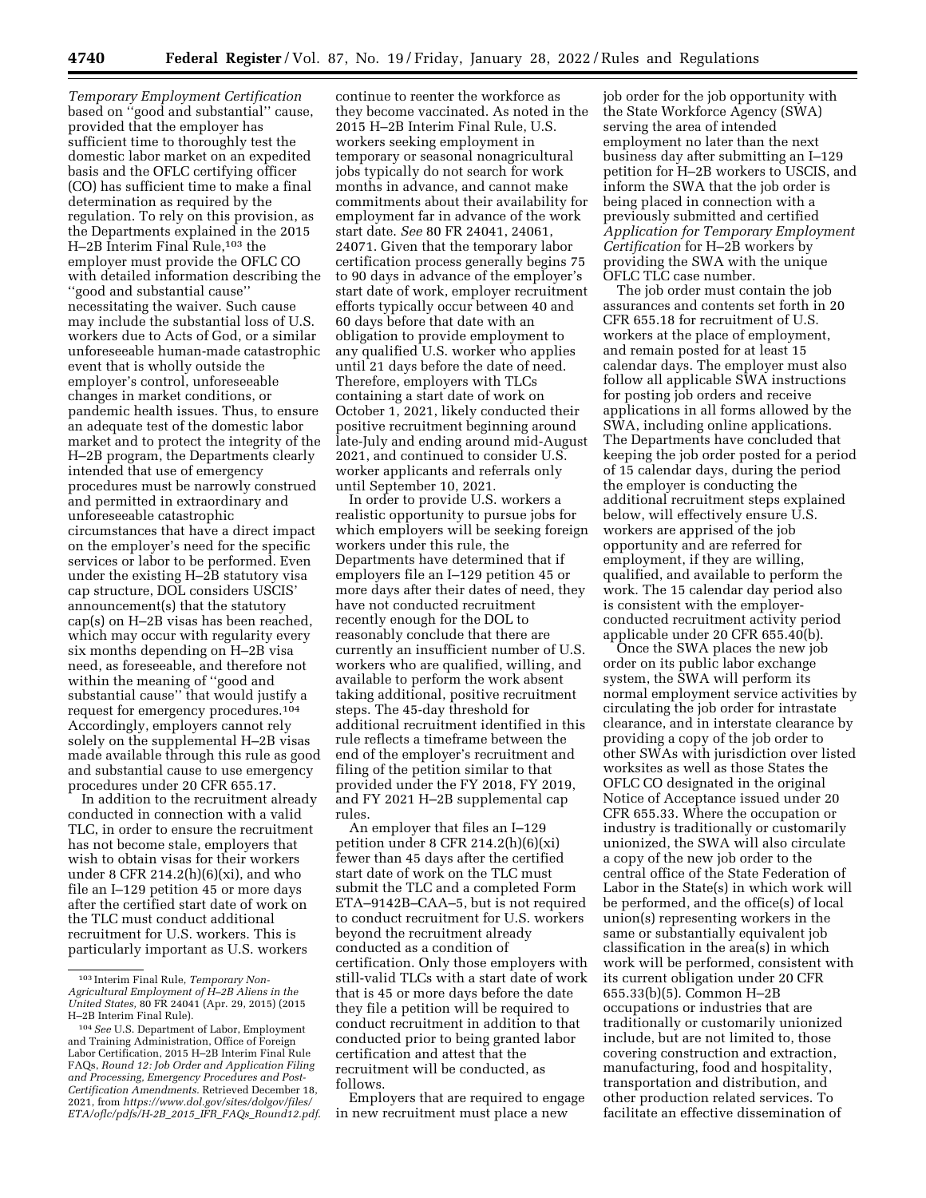*Temporary Employment Certification* based on ''good and substantial'' cause, provided that the employer has sufficient time to thoroughly test the domestic labor market on an expedited basis and the OFLC certifying officer (CO) has sufficient time to make a final determination as required by the regulation. To rely on this provision, as the Departments explained in the 2015 H–2B Interim Final Rule,[103] the employer must provide the OFLC CO with detailed information describing the ''good and substantial cause'' necessitating the waiver. Such cause may include the substantial loss of U.S. workers due to Acts of God, or a similar unforeseeable human-made catastrophic event that is wholly outside the employer's control, unforeseeable changes in market conditions, or pandemic health issues. Thus, to ensure an adequate test of the domestic labor market and to protect the integrity of the H–2B program, the Departments clearly intended that use of emergency procedures must be narrowly construed and permitted in extraordinary and unforeseeable catastrophic circumstances that have a direct impact on the employer's need for the specific services or labor to be performed. Even under the existing H–2B statutory visa cap structure, DOL considers USCIS' announcement(s) that the statutory cap(s) on H–2B visas has been reached, which may occur with regularity every six months depending on H–2B visa need, as foreseeable, and therefore not within the meaning of ''good and substantial cause'' that would justify a request for emergency procedures.[104] Accordingly, employers cannot rely solely on the supplemental H–2B visas made available through this rule as good and substantial cause to use emergency procedures under 20 CFR 655.17.

In addition to the recruitment already conducted in connection with a valid TLC, in order to ensure the recruitment has not become stale, employers that wish to obtain visas for their workers under 8 CFR 214.2(h)(6)(xi), and who file an I–129 petition 45 or more days after the certified start date of work on the TLC must conduct additional recruitment for U.S. workers. This is particularly important as U.S. workers continue to reenter the workforce as they become vaccinated. As noted in the 2015 H–2B Interim Final Rule, U.S. workers seeking employment in temporary or seasonal nonagricultural jobs typically do not search for work months in advance, and cannot make commitments about their availability for employment far in advance of the work start date. *See* 80 FR 24041, 24061, 24071. Given that the temporary labor certification process generally begins 75 to 90 days in advance of the employer's start date of work, employer recruitment efforts typically occur between 40 and 60 days before that date with an obligation to provide employment to any qualified U.S. worker who applies until 21 days before the date of need. Therefore, employers with TLCs containing a start date of work on October 1, 2021, likely conducted their positive recruitment beginning around late-July and ending around mid-August 2021, and continued to consider U.S. worker applicants and referrals only until September 10, 2021.

In order to provide U.S. workers a realistic opportunity to pursue jobs for which employers will be seeking foreign workers under this rule, the Departments have determined that if employers file an I–129 petition 45 or more days after their dates of need, they have not conducted recruitment recently enough for the DOL to reasonably conclude that there are currently an insufficient number of U.S. workers who are qualified, willing, and available to perform the work absent taking additional, positive recruitment steps. The 45-day threshold for additional recruitment identified in this rule reflects a timeframe between the end of the employer's recruitment and filing of the petition similar to that provided under the FY 2018, FY 2019, and FY 2021 H–2B supplemental cap rules.

An employer that files an I–129 petition under 8 CFR 214.2(h)(6)(xi) fewer than 45 days after the certified start date of work on the TLC must submit the TLC and a completed Form ETA–9142B–CAA–5, but is not required to conduct recruitment for U.S. workers beyond the recruitment already conducted as a condition of certification. Only those employers with still-valid TLCs with a start date of work that is 45 or more days before the date they file a petition will be required to conduct recruitment in addition to that conducted prior to being granted labor certification and attest that the recruitment will be conducted, as follows.

Employers that are required to engage in new recruitment must place a new job order for the job opportunity with the State Workforce Agency (SWA) serving the area of intended employment no later than the next business day after submitting an I–129 petition for H–2B workers to USCIS, and inform the SWA that the job order is being placed in connection with a previously submitted and certified *Application for Temporary Employment Certification* for H–2B workers by providing the SWA with the unique OFLC TLC case number.

The job order must contain the job assurances and contents set forth in 20 CFR 655.18 for recruitment of U.S. workers at the place of employment, and remain posted for at least 15 calendar days. The employer must also follow all applicable SWA instructions for posting job orders and receive applications in all forms allowed by the SWA, including online applications. The Departments have concluded that keeping the job order posted for a period of 15 calendar days, during the period the employer is conducting the additional recruitment steps explained below, will effectively ensure U.S. workers are apprised of the job opportunity and are referred for employment, if they are willing, qualified, and available to perform the work. The 15 calendar day period also is consistent with the employer-conducted recruitment activity period applicable under 20 CFR 655.40(b).

Once the SWA places the new job order on its public labor exchange system, the SWA will perform its normal employment service activities by circulating the job order for intrastate clearance, and in interstate clearance by providing a copy of the job order to other SWAs with jurisdiction over listed worksites as well as those States the OFLC CO designated in the original Notice of Acceptance issued under 20 CFR 655.33. Where the occupation or industry is traditionally or customarily unionized, the SWA will also circulate a copy of the new job order to the central office of the State Federation of Labor in the State(s) in which work will be performed, and the office(s) of local union(s) representing workers in the same or substantially equivalent job classification in the area(s) in which work will be performed, consistent with its current obligation under 20 CFR 655.33(b)(5). Common H–2B occupations or industries that are traditionally or customarily unionized include, but are not limited to, those covering construction and extraction, manufacturing, food and hospitality, transportation and distribution, and other production related services. To facilitate an effective dissemination of

---

[103] Interim Final Rule, *Temporary Non-Agricultural Employment of H–2B Aliens in the United States,* 80 FR 24041 (Apr. 29, 2015) (2015 H–2B Interim Final Rule).

[104] *See* U.S. Department of Labor, Employment and Training Administration, Office of Foreign Labor Certification, 2015 H–2B Interim Final Rule FAQs, *Round 12: Job Order and Application Filing and Processing, Emergency Procedures and Post-Certification Amendments.* Retrieved December 18, 2021, from *https://www.dol.gov/sites/dolgov/files/ETA/oflc/pdfs/H-2B_2015_IFR_FAQs_Round12.pdf.*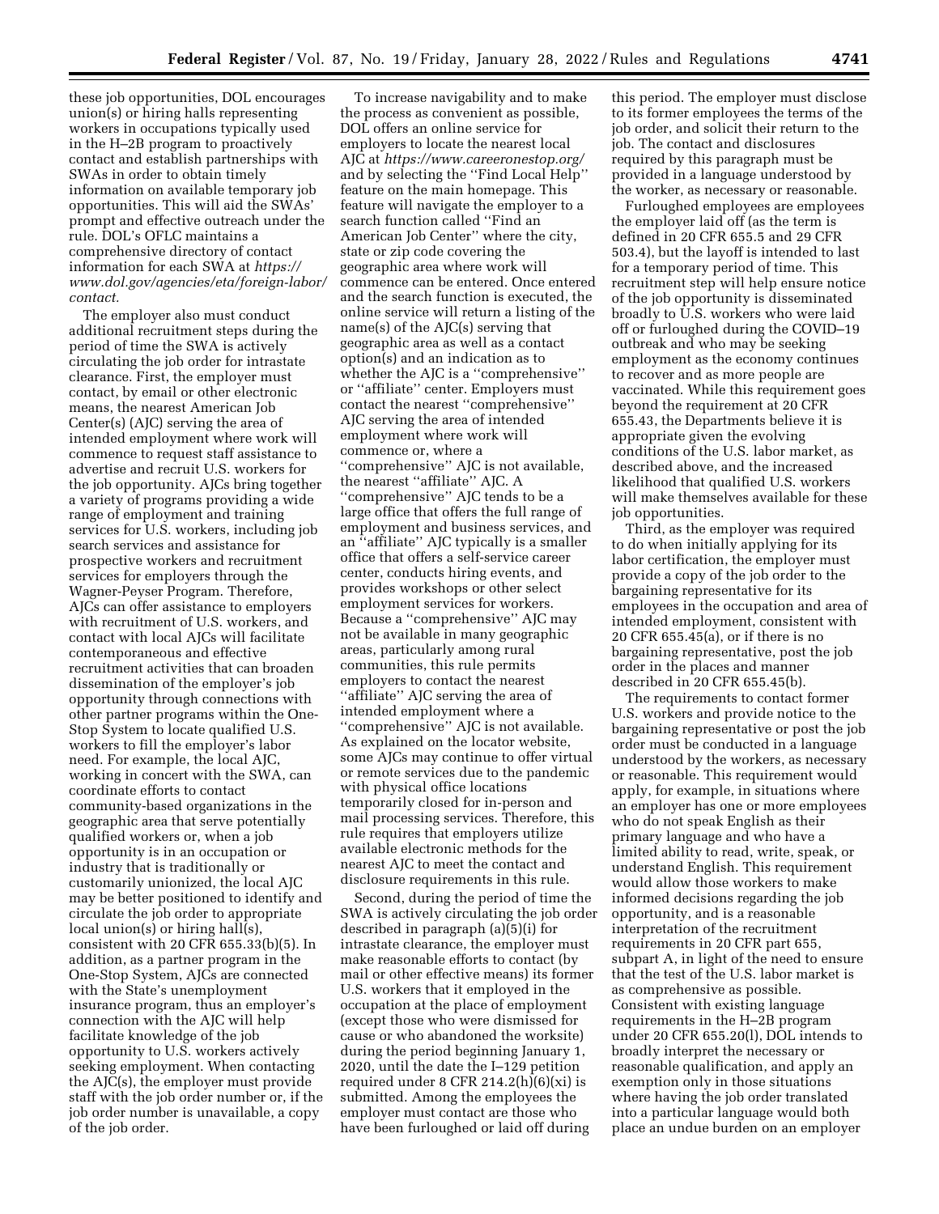these job opportunities, DOL encourages union(s) or hiring halls representing workers in occupations typically used in the H–2B program to proactively contact and establish partnerships with SWAs in order to obtain timely information on available temporary job opportunities. This will aid the SWAs' prompt and effective outreach under the rule. DOL's OFLC maintains a comprehensive directory of contact information for each SWA at *https://www.dol.gov/agencies/eta/foreign-labor/contact*.

The employer also must conduct additional recruitment steps during the period of time the SWA is actively circulating the job order for intrastate clearance. First, the employer must contact, by email or other electronic means, the nearest American Job Center(s) (AJC) serving the area of intended employment where work will commence to request staff assistance to advertise and recruit U.S. workers for the job opportunity. AJCs bring together a variety of programs providing a wide range of employment and training services for U.S. workers, including job search services and assistance for prospective workers and recruitment services for employers through the Wagner-Peyser Program. Therefore, AJCs can offer assistance to employers with recruitment of U.S. workers, and contact with local AJCs will facilitate contemporaneous and effective recruitment activities that can broaden dissemination of the employer's job opportunity through connections with other partner programs within the One-Stop System to locate qualified U.S. workers to fill the employer's labor need. For example, the local AJC, working in concert with the SWA, can coordinate efforts to contact community-based organizations in the geographic area that serve potentially qualified workers or, when a job opportunity is in an occupation or industry that is traditionally or customarily unionized, the local AJC may be better positioned to identify and circulate the job order to appropriate local union(s) or hiring hall(s), consistent with 20 CFR 655.33(b)(5). In addition, as a partner program in the One-Stop System, AJCs are connected with the State's unemployment insurance program, thus an employer's connection with the AJC will help facilitate knowledge of the job opportunity to U.S. workers actively seeking employment. When contacting the AJC(s), the employer must provide staff with the job order number or, if the job order number is unavailable, a copy of the job order.

To increase navigability and to make the process as convenient as possible, DOL offers an online service for employers to locate the nearest local AJC at *https://www.careeronestop.org/* and by selecting the ''Find Local Help'' feature on the main homepage. This feature will navigate the employer to a search function called ''Find an American Job Center'' where the city, state or zip code covering the geographic area where work will commence can be entered. Once entered and the search function is executed, the online service will return a listing of the name(s) of the AJC(s) serving that geographic area as well as a contact option(s) and an indication as to whether the AJC is a ''comprehensive'' or ''affiliate'' center. Employers must contact the nearest ''comprehensive'' AJC serving the area of intended employment where work will commence or, where a ''comprehensive'' AJC is not available, the nearest ''affiliate'' AJC. A ''comprehensive'' AJC tends to be a large office that offers the full range of employment and business services, and an ''affiliate'' AJC typically is a smaller office that offers a self-service career center, conducts hiring events, and provides workshops or other select employment services for workers. Because a ''comprehensive'' AJC may not be available in many geographic areas, particularly among rural communities, this rule permits employers to contact the nearest ''affiliate'' AJC serving the area of intended employment where a ''comprehensive'' AJC is not available. As explained on the locator website, some AJCs may continue to offer virtual or remote services due to the pandemic with physical office locations temporarily closed for in-person and mail processing services. Therefore, this rule requires that employers utilize available electronic methods for the nearest AJC to meet the contact and disclosure requirements in this rule.

Second, during the period of time the SWA is actively circulating the job order described in paragraph (a)(5)(i) for intrastate clearance, the employer must make reasonable efforts to contact (by mail or other effective means) its former U.S. workers that it employed in the occupation at the place of employment (except those who were dismissed for cause or who abandoned the worksite) during the period beginning January 1, 2020, until the date the I–129 petition required under 8 CFR 214.2(h)(6)(xi) is submitted. Among the employees the employer must contact are those who have been furloughed or laid off during this period. The employer must disclose to its former employees the terms of the job order, and solicit their return to the job. The contact and disclosures required by this paragraph must be provided in a language understood by the worker, as necessary or reasonable.

Furloughed employees are employees the employer laid off (as the term is defined in 20 CFR 655.5 and 29 CFR 503.4), but the layoff is intended to last for a temporary period of time. This recruitment step will help ensure notice of the job opportunity is disseminated broadly to U.S. workers who were laid off or furloughed during the COVID–19 outbreak and who may be seeking employment as the economy continues to recover and as more people are vaccinated. While this requirement goes beyond the requirement at 20 CFR 655.43, the Departments believe it is appropriate given the evolving conditions of the U.S. labor market, as described above, and the increased likelihood that qualified U.S. workers will make themselves available for these job opportunities.

Third, as the employer was required to do when initially applying for its labor certification, the employer must provide a copy of the job order to the bargaining representative for its employees in the occupation and area of intended employment, consistent with 20 CFR 655.45(a), or if there is no bargaining representative, post the job order in the places and manner described in 20 CFR 655.45(b).

The requirements to contact former U.S. workers and provide notice to the bargaining representative or post the job order must be conducted in a language understood by the workers, as necessary or reasonable. This requirement would apply, for example, in situations where an employer has one or more employees who do not speak English as their primary language and who have a limited ability to read, write, speak, or understand English. This requirement would allow those workers to make informed decisions regarding the job opportunity, and is a reasonable interpretation of the recruitment requirements in 20 CFR part 655, subpart A, in light of the need to ensure that the test of the U.S. labor market is as comprehensive as possible. Consistent with existing language requirements in the H–2B program under 20 CFR 655.20(l), DOL intends to broadly interpret the necessary or reasonable qualification, and apply an exemption only in those situations where having the job order translated into a particular language would both place an undue burden on an employer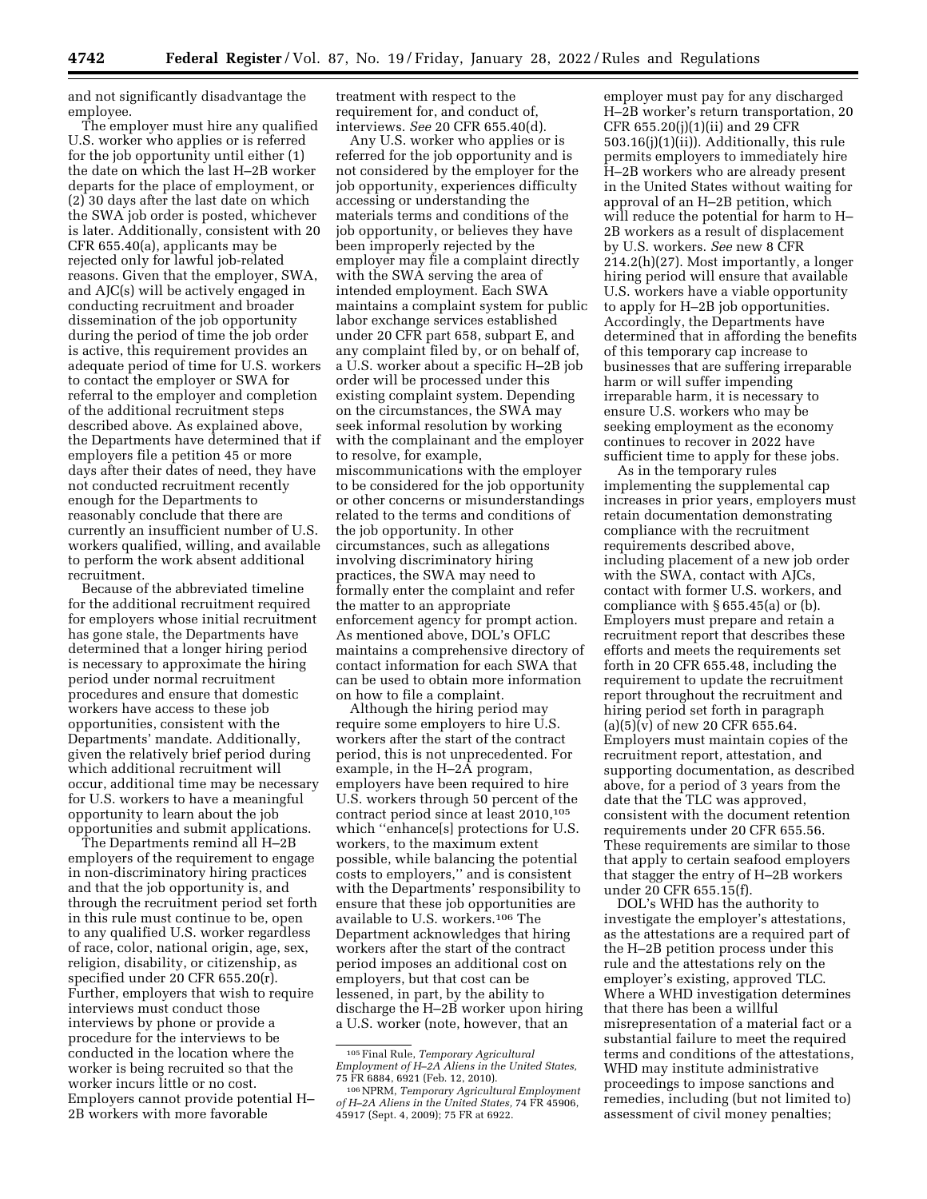and not significantly disadvantage the employee.

The employer must hire any qualified U.S. worker who applies or is referred for the job opportunity until either (1) the date on which the last H–2B worker departs for the place of employment, or (2) 30 days after the last date on which the SWA job order is posted, whichever is later. Additionally, consistent with 20 CFR 655.40(a), applicants may be rejected only for lawful job-related reasons. Given that the employer, SWA, and AJC(s) will be actively engaged in conducting recruitment and broader dissemination of the job opportunity during the period of time the job order is active, this requirement provides an adequate period of time for U.S. workers to contact the employer or SWA for referral to the employer and completion of the additional recruitment steps described above. As explained above, the Departments have determined that if employers file a petition 45 or more days after their dates of need, they have not conducted recruitment recently enough for the Departments to reasonably conclude that there are currently an insufficient number of U.S. workers qualified, willing, and available to perform the work absent additional recruitment.

Because of the abbreviated timeline for the additional recruitment required for employers whose initial recruitment has gone stale, the Departments have determined that a longer hiring period is necessary to approximate the hiring period under normal recruitment procedures and ensure that domestic workers have access to these job opportunities, consistent with the Departments' mandate. Additionally, given the relatively brief period during which additional recruitment will occur, additional time may be necessary for U.S. workers to have a meaningful opportunity to learn about the job opportunities and submit applications.

The Departments remind all H–2B employers of the requirement to engage in non-discriminatory hiring practices and that the job opportunity is, and through the recruitment period set forth in this rule must continue to be, open to any qualified U.S. worker regardless of race, color, national origin, age, sex, religion, disability, or citizenship, as specified under 20 CFR 655.20(r). Further, employers that wish to require interviews must conduct those interviews by phone or provide a procedure for the interviews to be conducted in the location where the worker is being recruited so that the worker incurs little or no cost. Employers cannot provide potential H–2B workers with more favorable treatment with respect to the requirement for, and conduct of, interviews. *See* 20 CFR 655.40(d).

Any U.S. worker who applies or is referred for the job opportunity and is not considered by the employer for the job opportunity, experiences difficulty accessing or understanding the materials terms and conditions of the job opportunity, or believes they have been improperly rejected by the employer may file a complaint directly with the SWA serving the area of intended employment. Each SWA maintains a complaint system for public labor exchange services established under 20 CFR part 658, subpart E, and any complaint filed by, or on behalf of, a U.S. worker about a specific H–2B job order will be processed under this existing complaint system. Depending on the circumstances, the SWA may seek informal resolution by working with the complainant and the employer to resolve, for example, miscommunications with the employer to be considered for the job opportunity or other concerns or misunderstandings related to the terms and conditions of the job opportunity. In other circumstances, such as allegations involving discriminatory hiring practices, the SWA may need to formally enter the complaint and refer the matter to an appropriate enforcement agency for prompt action. As mentioned above, DOL's OFLC maintains a comprehensive directory of contact information for each SWA that can be used to obtain more information on how to file a complaint.

Although the hiring period may require some employers to hire U.S. workers after the start of the contract period, this is not unprecedented. For example, in the H–2A program, employers have been required to hire U.S. workers through 50 percent of the contract period since at least 2010,[105] which "enhance[s] protections for U.S. workers, to the maximum extent possible, while balancing the potential costs to employers," and is consistent with the Departments' responsibility to ensure that these job opportunities are available to U.S. workers.[106] The Department acknowledges that hiring workers after the start of the contract period imposes an additional cost on employers, but that cost can be lessened, in part, by the ability to discharge the H–2B worker upon hiring a U.S. worker (note, however, that an employer must pay for any discharged H–2B worker's return transportation, 20 CFR 655.20(j)(1)(ii) and 29 CFR 503.16(j)(1)(ii)). Additionally, this rule permits employers to immediately hire H–2B workers who are already present in the United States without waiting for approval of an H–2B petition, which will reduce the potential for harm to H–2B workers as a result of displacement by U.S. workers. *See* new 8 CFR 214.2(h)(27). Most importantly, a longer hiring period will ensure that available U.S. workers have a viable opportunity to apply for H–2B job opportunities. Accordingly, the Departments have determined that in affording the benefits of this temporary cap increase to businesses that are suffering irreparable harm or will suffer impending irreparable harm, it is necessary to ensure U.S. workers who may be seeking employment as the economy continues to recover in 2022 have sufficient time to apply for these jobs.

As in the temporary rules implementing the supplemental cap increases in prior years, employers must retain documentation demonstrating compliance with the recruitment requirements described above, including placement of a new job order with the SWA, contact with AJCs, contact with former U.S. workers, and compliance with § 655.45(a) or (b). Employers must prepare and retain a recruitment report that describes these efforts and meets the requirements set forth in 20 CFR 655.48, including the requirement to update the recruitment report throughout the recruitment and hiring period set forth in paragraph (a)(5)(v) of new 20 CFR 655.64. Employers must maintain copies of the recruitment report, attestation, and supporting documentation, as described above, for a period of 3 years from the date that the TLC was approved, consistent with the document retention requirements under 20 CFR 655.56. These requirements are similar to those that apply to certain seafood employers that stagger the entry of H–2B workers under 20 CFR 655.15(f).

DOL's WHD has the authority to investigate the employer's attestations, as the attestations are a required part of the H–2B petition process under this rule and the attestations rely on the employer's existing, approved TLC. Where a WHD investigation determines that there has been a willful misrepresentation of a material fact or a substantial failure to meet the required terms and conditions of the attestations, WHD may institute administrative proceedings to impose sanctions and remedies, including (but not limited to) assessment of civil money penalties;

---

[105] Final Rule, *Temporary Agricultural Employment of H–2A Aliens in the United States,* 75 FR 6884, 6921 (Feb. 12, 2010).

[106] NPRM, *Temporary Agricultural Employment of H–2A Aliens in the United States,* 74 FR 45906, 45917 (Sept. 4, 2009); 75 FR at 6922.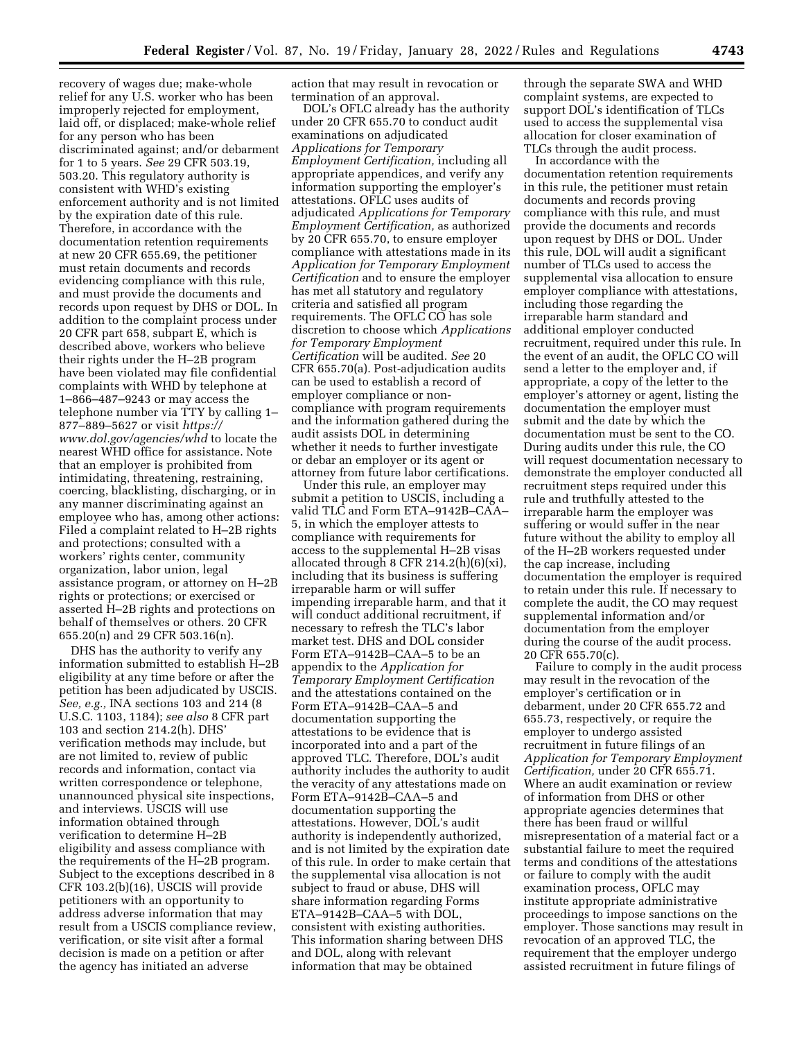recovery of wages due; make-whole relief for any U.S. worker who has been improperly rejected for employment, laid off, or displaced; make-whole relief for any person who has been discriminated against; and/or debarment for 1 to 5 years. *See* 29 CFR 503.19, 503.20. This regulatory authority is consistent with WHD's existing enforcement authority and is not limited by the expiration date of this rule. Therefore, in accordance with the documentation retention requirements at new 20 CFR 655.69, the petitioner must retain documents and records evidencing compliance with this rule, and must provide the documents and records upon request by DHS or DOL. In addition to the complaint process under 20 CFR part 658, subpart E, which is described above, workers who believe their rights under the H–2B program have been violated may file confidential complaints with WHD by telephone at 1–866–487–9243 or may access the telephone number via TTY by calling 1–877–889–5627 or visit *https://www.dol.gov/agencies/whd* to locate the nearest WHD office for assistance. Note that an employer is prohibited from intimidating, threatening, restraining, coercing, blacklisting, discharging, or in any manner discriminating against an employee who has, among other actions: Filed a complaint related to H–2B rights and protections; consulted with a workers' rights center, community organization, labor union, legal assistance program, or attorney on H–2B rights or protections; or exercised or asserted H–2B rights and protections on behalf of themselves or others. 20 CFR 655.20(n) and 29 CFR 503.16(n).

DHS has the authority to verify any information submitted to establish H–2B eligibility at any time before or after the petition has been adjudicated by USCIS. *See, e.g.,* INA sections 103 and 214 (8 U.S.C. 1103, 1184); *see also* 8 CFR part 103 and section 214.2(h). DHS' verification methods may include, but are not limited to, review of public records and information, contact via written correspondence or telephone, unannounced physical site inspections, and interviews. USCIS will use information obtained through verification to determine H–2B eligibility and assess compliance with the requirements of the H–2B program. Subject to the exceptions described in 8 CFR 103.2(b)(16), USCIS will provide petitioners with an opportunity to address adverse information that may result from a USCIS compliance review, verification, or site visit after a formal decision is made on a petition or after the agency has initiated an adverse action that may result in revocation or termination of an approval.

DOL's OFLC already has the authority under 20 CFR 655.70 to conduct audit examinations on adjudicated *Applications for Temporary Employment Certification,* including all appropriate appendices, and verify any information supporting the employer's attestations. OFLC uses audits of adjudicated *Applications for Temporary Employment Certification,* as authorized by 20 CFR 655.70, to ensure employer compliance with attestations made in its *Application for Temporary Employment Certification* and to ensure the employer has met all statutory and regulatory criteria and satisfied all program requirements. The OFLC CO has sole discretion to choose which *Applications for Temporary Employment Certification* will be audited. *See* 20 CFR 655.70(a). Post-adjudication audits can be used to establish a record of employer compliance or non-compliance with program requirements and the information gathered during the audit assists DOL in determining whether it needs to further investigate or debar an employer or its agent or attorney from future labor certifications.

Under this rule, an employer may submit a petition to USCIS, including a valid TLC and Form ETA–9142B–CAA–5, in which the employer attests to compliance with requirements for access to the supplemental H–2B visas allocated through 8 CFR 214.2(h)(6)(xi), including that its business is suffering irreparable harm or will suffer impending irreparable harm, and that it will conduct additional recruitment, if necessary to refresh the TLC's labor market test. DHS and DOL consider Form ETA–9142B–CAA–5 to be an appendix to the *Application for Temporary Employment Certification* and the attestations contained on the Form ETA–9142B–CAA–5 and documentation supporting the attestations to be evidence that is incorporated into and a part of the approved TLC. Therefore, DOL's audit authority includes the authority to audit the veracity of any attestations made on Form ETA–9142B–CAA–5 and documentation supporting the attestations. However, DOL's audit authority is independently authorized, and is not limited by the expiration date of this rule. In order to make certain that the supplemental visa allocation is not subject to fraud or abuse, DHS will share information regarding Forms ETA–9142B–CAA–5 with DOL, consistent with existing authorities. This information sharing between DHS and DOL, along with relevant information that may be obtained through the separate SWA and WHD complaint systems, are expected to support DOL's identification of TLCs used to access the supplemental visa allocation for closer examination of TLCs through the audit process.

In accordance with the documentation retention requirements in this rule, the petitioner must retain documents and records proving compliance with this rule, and must provide the documents and records upon request by DHS or DOL. Under this rule, DOL will audit a significant number of TLCs used to access the supplemental visa allocation to ensure employer compliance with attestations, including those regarding the irreparable harm standard and additional employer conducted recruitment, required under this rule. In the event of an audit, the OFLC CO will send a letter to the employer and, if appropriate, a copy of the letter to the employer's attorney or agent, listing the documentation the employer must submit and the date by which the documentation must be sent to the CO. During audits under this rule, the CO will request documentation necessary to demonstrate the employer conducted all recruitment steps required under this rule and truthfully attested to the irreparable harm the employer was suffering or would suffer in the near future without the ability to employ all of the H–2B workers requested under the cap increase, including documentation the employer is required to retain under this rule. If necessary to complete the audit, the CO may request supplemental information and/or documentation from the employer during the course of the audit process. 20 CFR 655.70(c).

Failure to comply in the audit process may result in the revocation of the employer's certification or in debarment, under 20 CFR 655.72 and 655.73, respectively, or require the employer to undergo assisted recruitment in future filings of an *Application for Temporary Employment Certification,* under 20 CFR 655.71. Where an audit examination or review of information from DHS or other appropriate agencies determines that there has been fraud or willful misrepresentation of a material fact or a substantial failure to meet the required terms and conditions of the attestations or failure to comply with the audit examination process, OFLC may institute appropriate administrative proceedings to impose sanctions on the employer. Those sanctions may result in revocation of an approved TLC, the requirement that the employer undergo assisted recruitment in future filings of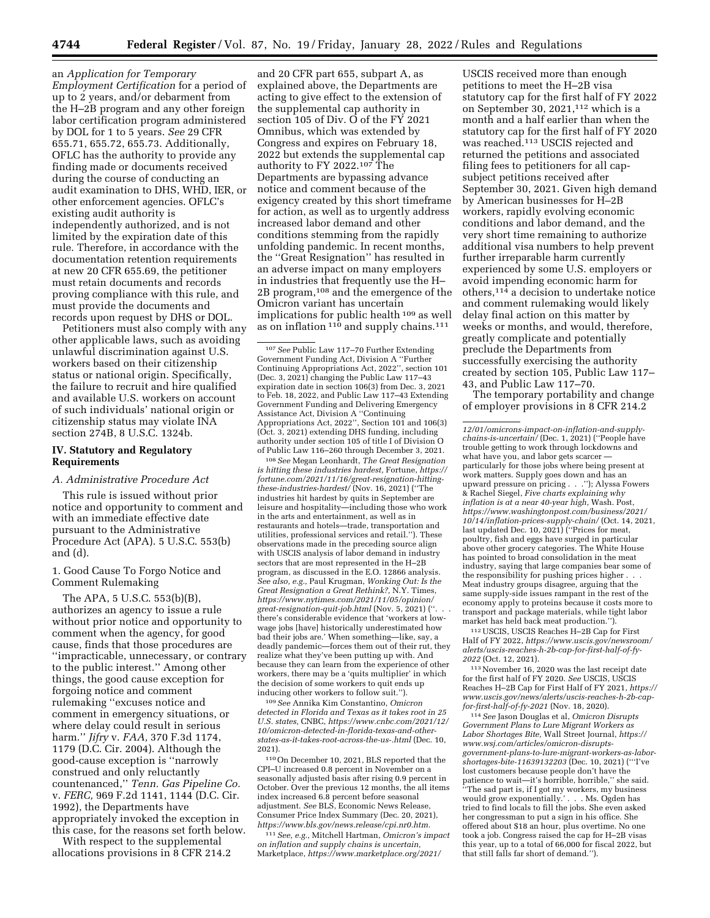an *Application for Temporary Employment Certification* for a period of up to 2 years, and/or debarment from the H–2B program and any other foreign labor certification program administered by DOL for 1 to 5 years. *See* 29 CFR 655.71, 655.72, 655.73. Additionally, OFLC has the authority to provide any finding made or documents received during the course of conducting an audit examination to DHS, WHD, IER, or other enforcement agencies. OFLC's existing audit authority is independently authorized, and is not limited by the expiration date of this rule. Therefore, in accordance with the documentation retention requirements at new 20 CFR 655.69, the petitioner must retain documents and records proving compliance with this rule, and must provide the documents and records upon request by DHS or DOL.

Petitioners must also comply with any other applicable laws, such as avoiding unlawful discrimination against U.S. workers based on their citizenship status or national origin. Specifically, the failure to recruit and hire qualified and available U.S. workers on account of such individuals' national origin or citizenship status may violate INA section 274B, 8 U.S.C. 1324b.

## IV. Statutory and Regulatory Requirements

### *A. Administrative Procedure Act*

This rule is issued without prior notice and opportunity to comment and with an immediate effective date pursuant to the Administrative Procedure Act (APA). 5 U.S.C. 553(b) and (d).

#### 1. Good Cause To Forgo Notice and Comment Rulemaking

The APA, 5 U.S.C. 553(b)(B), authorizes an agency to issue a rule without prior notice and opportunity to comment when the agency, for good cause, finds that those procedures are ''impracticable, unnecessary, or contrary to the public interest.'' Among other things, the good cause exception for forgoing notice and comment rulemaking ''excuses notice and comment in emergency situations, or where delay could result in serious harm.'' *Jifry* v. *FAA,* 370 F.3d 1174, 1179 (D.C. Cir. 2004). Although the good-cause exception is ''narrowly construed and only reluctantly countenanced,'' *Tenn. Gas Pipeline Co.* v. *FERC,* 969 F.2d 1141, 1144 (D.C. Cir. 1992), the Departments have appropriately invoked the exception in this case, for the reasons set forth below.

With respect to the supplemental allocations provisions in 8 CFR 214.2 and 20 CFR part 655, subpart A, as explained above, the Departments are acting to give effect to the extension of the supplemental cap authority in section 105 of Div. O of the FY 2021 Omnibus, which was extended by Congress and expires on February 18, 2022 but extends the supplemental cap authority to FY 2022.[107] The Departments are bypassing advance notice and comment because of the exigency created by this short timeframe for action, as well as to urgently address increased labor demand and other conditions stemming from the rapidly unfolding pandemic. In recent months, the ''Great Resignation'' has resulted in an adverse impact on many employers in industries that frequently use the H–2B program,[108] and the emergence of the Omicron variant has uncertain implications for public health [109] as well as on inflation [110] and supply chains.[111] USCIS received more than enough petitions to meet the H–2B visa statutory cap for the first half of FY 2022 on September 30, 2021,[112] which is a month and a half earlier than when the statutory cap for the first half of FY 2020 was reached.[113] USCIS rejected and returned the petitions and associated filing fees to petitioners for all cap-subject petitions received after September 30, 2021. Given high demand by American businesses for H–2B workers, rapidly evolving economic conditions and labor demand, and the very short time remaining to authorize additional visa numbers to help prevent further irreparable harm currently experienced by some U.S. employers or avoid impending economic harm for others,[114] a decision to undertake notice and comment rulemaking would likely delay final action on this matter by weeks or months, and would, therefore, greatly complicate and potentially preclude the Departments from successfully exercising the authority created by section 105, Public Law 117–43, and Public Law 117–70.

The temporary portability and change of employer provisions in 8 CFR 214.2

---

[107] *See* Public Law 117–70 Further Extending Government Funding Act, Division A ''Further Continuing Appropriations Act, 2022'', section 101 (Dec. 3, 2021) changing the Public Law 117–43 expiration date in section 106(3) from Dec. 3, 2021 to Feb. 18, 2022, and Public Law 117–43 Extending Government Funding and Delivering Emergency Assistance Act, Division A ''Continuing Appropriations Act, 2022'', Section 101 and 106(3) (Oct. 3, 2021) extending DHS funding, including authority under section 105 of title I of Division O of Public Law 116–260 through December 3, 2021.

[108] *See* Megan Leonhardt, *The Great Resignation is hitting these industries hardest,* Fortune, *https://fortune.com/2021/11/16/great-resignation-hitting-these-industries-hardest/* (Nov. 16, 2021) (''The industries hit hardest by quits in September are leisure and hospitality—including those who work in the arts and entertainment, as well as in restaurants and hotels—trade, transportation and utilities, professional services and retail.''). These observations made in the preceding source align with USCIS analysis of labor demand in industry sectors that are most represented in the H–2B program, as discussed in the E.O. 12866 analysis. *See also, e.g.,* Paul Krugman, *Wonking Out: Is the Great Resignation a Great Rethink?,* N.Y. Times, *https://www.nytimes.com/2021/11/05/opinion/great-resignation-quit-job.html* (Nov. 5, 2021) (''. . . there's considerable evidence that 'workers at low-wage jobs [have] historically underestimated how bad their jobs are.' When something—like, say, a deadly pandemic—forces them out of their rut, they realize what they've been putting up with. And because they can learn from the experience of other workers, there may be a 'quits multiplier' in which the decision of some workers to quit ends up inducing other workers to follow suit.'').

[109] *See* Annika Kim Constantino, *Omicron detected in Florida and Texas as it takes root in 25 U.S. states,* CNBC, *https://www.cnbc.com/2021/12/10/omicron-detected-in-florida-texas-and-other-states-as-it-takes-root-across-the-us-.html* (Dec. 10, 2021).

[110] On December 10, 2021, BLS reported that the CPI–U increased 0.8 percent in November on a seasonally adjusted basis after rising 0.9 percent in October. Over the previous 12 months, the all items index increased 6.8 percent before seasonal adjustment. *See* BLS, Economic News Release, Consumer Price Index Summary (Dec. 20, 2021), *https://www.bls.gov/news.release/cpi.nr0.htm.*

[111] *See, e.g.,* Mitchell Hartman, *Omicron's impact on inflation and supply chains is uncertain,* Marketplace, *https://www.marketplace.org/2021/12/01/omicrons-impact-on-inflation-and-supply-chains-is-uncertain/* (Dec. 1, 2021) (''People have trouble getting to work through lockdowns and what have you, and labor gets scarcer — particularly for those jobs where being present at work matters. Supply goes down and has an upward pressure on pricing . . .''); Alyssa Fowers & Rachel Siegel, *Five charts explaining why inflation is at a near 40-year high,* Wash. Post, *https://www.washingtonpost.com/business/2021/10/14/inflation-prices-supply-chain/* (Oct. 14, 2021, last updated Dec. 10, 2021) (''Prices for meat, poultry, fish and eggs have surged in particular above other grocery categories. The White House has pointed to broad consolidation in the meat industry, saying that large companies bear some of the responsibility for pushing prices higher . . . Meat industry groups disagree, arguing that the same supply-side issues rampant in the rest of the economy apply to proteins because it costs more to transport and package materials, while tight labor market has held back meat production.'').

[112] USCIS, USCIS Reaches H–2B Cap for First Half of FY 2022, *https://www.uscis.gov/newsroom/alerts/uscis-reaches-h-2b-cap-for-first-half-of-fy-2022* (Oct. 12, 2021).

[113] November 16, 2020 was the last receipt date for the first half of FY 2020. *See* USCIS, USCIS Reaches H–2B Cap for First Half of FY 2021, *https://www.uscis.gov/news/alerts/uscis-reaches-h-2b-cap-for-first-half-of-fy-2021* (Nov. 18, 2020).

[114] *See* Jason Douglas et al, *Omicron Disrupts Government Plans to Lure Migrant Workers as Labor Shortages Bite,* Wall Street Journal, *https://www.wsj.com/articles/omicron-disrupts-government-plans-to-lure-migrant-workers-as-labor-shortages-bite-11639132203* (Dec. 10, 2021) ('''I've lost customers because people don't have the patience to wait—it's horrible, horrible,'' she said. ''The sad part is, if I got my workers, my business would grow exponentially.' . . . Ms. Ogden has tried to find locals to fill the jobs. She even asked her congressman to put a sign in his office. She offered about $18 an hour, plus overtime. No one took a job. Congress raised the cap for H–2B visas this year, up to a total of 66,000 for fiscal 2022, but that still falls far short of demand.'').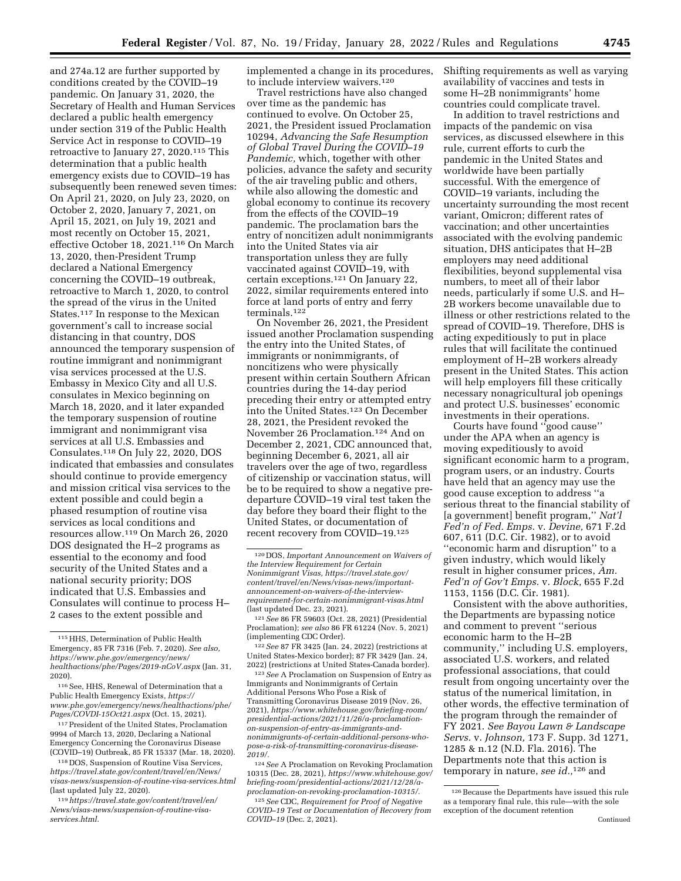and 274a.12 are further supported by conditions created by the COVID–19 pandemic. On January 31, 2020, the Secretary of Health and Human Services declared a public health emergency under section 319 of the Public Health Service Act in response to COVID–19 retroactive to January 27, 2020.[115] This determination that a public health emergency exists due to COVID–19 has subsequently been renewed seven times: On April 21, 2020, on July 23, 2020, on October 2, 2020, January 7, 2021, on April 15, 2021, on July 19, 2021 and most recently on October 15, 2021, effective October 18, 2021.[116] On March 13, 2020, then-President Trump declared a National Emergency concerning the COVID–19 outbreak, retroactive to March 1, 2020, to control the spread of the virus in the United States.[117] In response to the Mexican government's call to increase social distancing in that country, DOS announced the temporary suspension of routine immigrant and nonimmigrant visa services processed at the U.S. Embassy in Mexico City and all U.S. consulates in Mexico beginning on March 18, 2020, and it later expanded the temporary suspension of routine immigrant and nonimmigrant visa services at all U.S. Embassies and Consulates.[118] On July 22, 2020, DOS indicated that embassies and consulates should continue to provide emergency and mission critical visa services to the extent possible and could begin a phased resumption of routine visa services as local conditions and resources allow.[119] On March 26, 2020 DOS designated the H–2 programs as essential to the economy and food security of the United States and a national security priority; DOS indicated that U.S. Embassies and Consulates will continue to process H–2 cases to the extent possible and implemented a change in its procedures, to include interview waivers.[120]

Travel restrictions have also changed over time as the pandemic has continued to evolve. On October 25, 2021, the President issued Proclamation 10294, *Advancing the Safe Resumption of Global Travel During the COVID–19 Pandemic,* which, together with other policies, advance the safety and security of the air traveling public and others, while also allowing the domestic and global economy to continue its recovery from the effects of the COVID–19 pandemic. The proclamation bars the entry of noncitizen adult nonimmigrants into the United States via air transportation unless they are fully vaccinated against COVID–19, with certain exceptions.[121] On January 22, 2022, similar requirements entered into force at land ports of entry and ferry terminals.[122]

On November 26, 2021, the President issued another Proclamation suspending the entry into the United States, of immigrants or nonimmigrants, of noncitizens who were physically present within certain Southern African countries during the 14-day period preceding their entry or attempted entry into the United States.[123] On December 28, 2021, the President revoked the November 26 Proclamation.[124] And on December 2, 2021, CDC announced that, beginning December 6, 2021, all air travelers over the age of two, regardless of citizenship or vaccination status, will be to be required to show a negative pre-departure COVID–19 viral test taken the day before they board their flight to the United States, or documentation of recent recovery from COVID–19.[125] Shifting requirements as well as varying availability of vaccines and tests in some H–2B nonimmigrants' home countries could complicate travel.

In addition to travel restrictions and impacts of the pandemic on visa services, as discussed elsewhere in this rule, current efforts to curb the pandemic in the United States and worldwide have been partially successful. With the emergence of COVID–19 variants, including the uncertainty surrounding the most recent variant, Omicron; different rates of vaccination; and other uncertainties associated with the evolving pandemic situation, DHS anticipates that H–2B employers may need additional flexibilities, beyond supplemental visa numbers, to meet all of their labor needs, particularly if some U.S. and H–2B workers become unavailable due to illness or other restrictions related to the spread of COVID–19. Therefore, DHS is acting expeditiously to put in place rules that will facilitate the continued employment of H–2B workers already present in the United States. This action will help employers fill these critically necessary nonagricultural job openings and protect U.S. businesses' economic investments in their operations.

Courts have found "good cause" under the APA when an agency is moving expeditiously to avoid significant economic harm to a program, program users, or an industry. Courts have held that an agency may use the good cause exception to address "a serious threat to the financial stability of [a government] benefit program," *Nat'l Fed'n of Fed. Emps.* v. *Devine,* 671 F.2d 607, 611 (D.C. Cir. 1982), or to avoid "economic harm and disruption" to a given industry, which would likely result in higher consumer prices, *Am. Fed'n of Gov't Emps.* v. *Block,* 655 F.2d 1153, 1156 (D.C. Cir. 1981).

Consistent with the above authorities, the Departments are bypassing notice and comment to prevent "serious economic harm to the H–2B community," including U.S. employers, associated U.S. workers, and related professional associations, that could result from ongoing uncertainty over the status of the numerical limitation, in other words, the effective termination of the program through the remainder of FY 2021. *See Bayou Lawn & Landscape Servs.* v. *Johnson,* 173 F. Supp. 3d 1271, 1285 & n.12 (N.D. Fla. 2016). The Departments note that this action is temporary in nature, *see id.,*[126] and

---

[115] HHS, Determination of Public Health Emergency, 85 FR 7316 (Feb. 7, 2020). *See also, https://www.phe.gov/emergency/news/healthactions/phe/Pages/2019-nCoV.aspx* (Jan. 31, 2020).

[116] See, HHS, Renewal of Determination that a Public Health Emergency Exists, *https://www.phe.gov/emergency/news/healthactions/phe/Pages/COVDI-15Oct21.aspx* (Oct. 15, 2021).

[117] President of the United States, Proclamation 9994 of March 13, 2020, Declaring a National Emergency Concerning the Coronavirus Disease (COVID–19) Outbreak, 85 FR 15337 (Mar. 18, 2020).

[118] DOS, Suspension of Routine Visa Services, *https://travel.state.gov/content/travel/en/News/visas-news/suspension-of-routine-visa-services.html* (last updated July 22, 2020).

[119] *https://travel.state.gov/content/travel/en/News/visas-news/suspension-of-routine-visa-services.html.*

[120] DOS, *Important Announcement on Waivers of the Interview Requirement for Certain Nonimmigrant Visas, https://travel.state.gov/content/travel/en/News/visas-news/important-announcement-on-waivers-of-the-interview-requirement-for-certain-nonimmigrant-visas.html* (last updated Dec. 23, 2021).

[121] *See* 86 FR 59603 (Oct. 28, 2021) (Presidential Proclamation); *see also* 86 FR 61224 (Nov. 5, 2021) (implementing CDC Order).

[122] *See* 87 FR 3425 (Jan. 24, 2022) (restrictions at United States-Mexico border); 87 FR 3429 (Jan. 24, 2022) (restrictions at United States-Canada border).

[123] *See* A Proclamation on Suspension of Entry as Immigrants and Nonimmigrants of Certain Additional Persons Who Pose a Risk of Transmitting Coronavirus Disease 2019 (Nov. 26, 2021), *https://www.whitehouse.gov/briefing-room/presidential-actions/2021/11/26/a-proclamation-on-suspension-of-entry-as-immigrants-and-nonimmigrants-of-certain-additional-persons-who-pose-a-risk-of-transmitting-coronavirus-disease-2019/.*

[124] *See* A Proclamation on Revoking Proclamation 10315 (Dec. 28, 2021), *https://www.whitehouse.gov/briefing-room/presidential-actions/2021/12/28/a-proclamation-on-revoking-proclamation-10315/.*

[125] *See* CDC, *Requirement for Proof of Negative COVID–19 Test or Documentation of Recovery from COVID–19* (Dec. 2, 2021).

[126] Because the Departments have issued this rule as a temporary final rule, this rule—with the sole exception of the document retention

Continued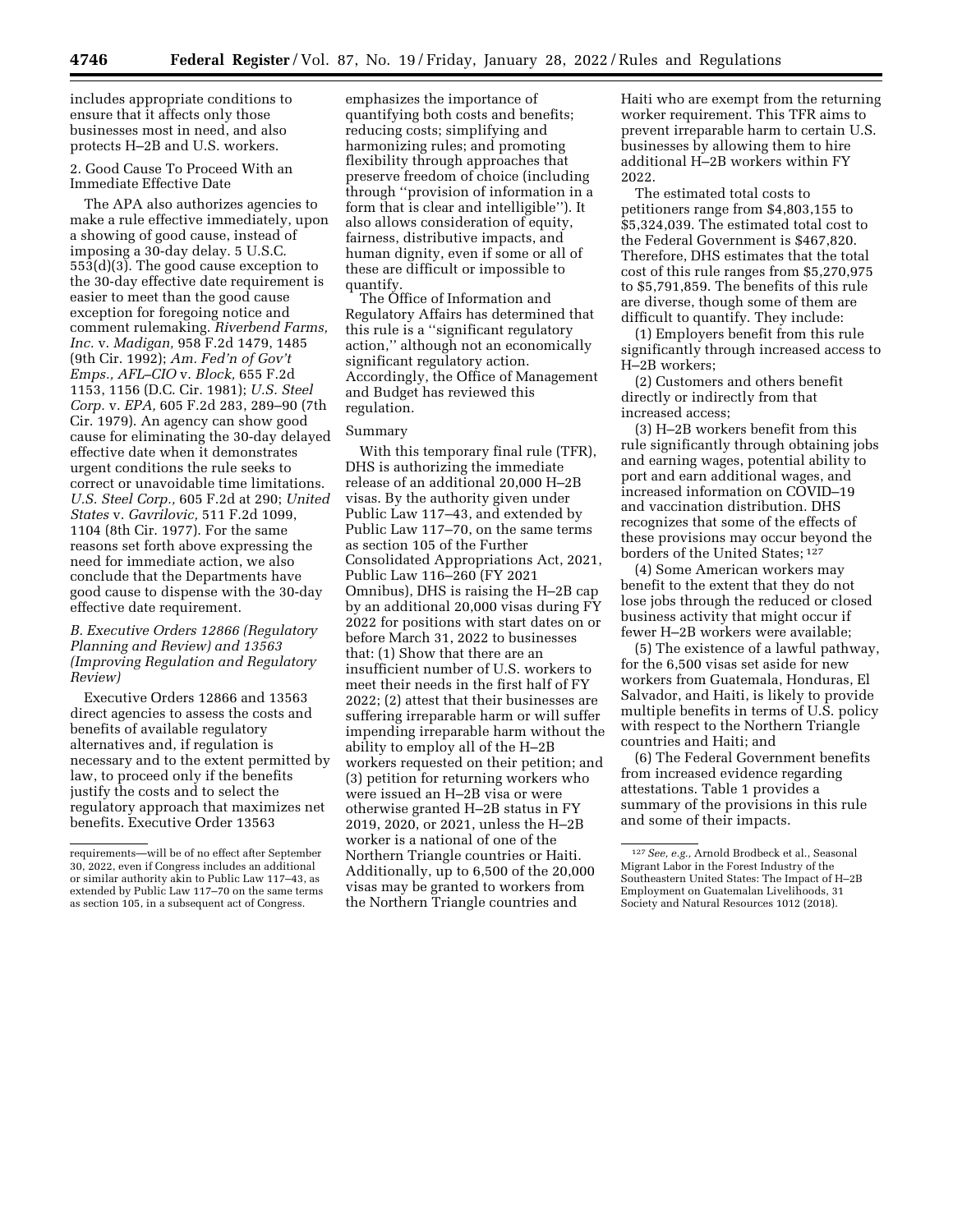includes appropriate conditions to ensure that it affects only those businesses most in need, and also protects H–2B and U.S. workers.

2. Good Cause To Proceed With an Immediate Effective Date

The APA also authorizes agencies to make a rule effective immediately, upon a showing of good cause, instead of imposing a 30-day delay. 5 U.S.C. 553(d)(3). The good cause exception to the 30-day effective date requirement is easier to meet than the good cause exception for foregoing notice and comment rulemaking. *Riverbend Farms, Inc.* v. *Madigan,* 958 F.2d 1479, 1485 (9th Cir. 1992); *Am. Fed'n of Gov't Emps., AFL–CIO* v. *Block,* 655 F.2d 1153, 1156 (D.C. Cir. 1981); *U.S. Steel Corp.* v. *EPA,* 605 F.2d 283, 289–90 (7th Cir. 1979). An agency can show good cause for eliminating the 30-day delayed effective date when it demonstrates urgent conditions the rule seeks to correct or unavoidable time limitations. *U.S. Steel Corp.,* 605 F.2d at 290; *United States* v. *Gavrilovic,* 511 F.2d 1099, 1104 (8th Cir. 1977). For the same reasons set forth above expressing the need for immediate action, we also conclude that the Departments have good cause to dispense with the 30-day effective date requirement.

*B. Executive Orders 12866 (Regulatory Planning and Review) and 13563 (Improving Regulation and Regulatory Review)*

Executive Orders 12866 and 13563 direct agencies to assess the costs and benefits of available regulatory alternatives and, if regulation is necessary and to the extent permitted by law, to proceed only if the benefits justify the costs and to select the regulatory approach that maximizes net benefits. Executive Order 13563 emphasizes the importance of quantifying both costs and benefits; reducing costs; simplifying and harmonizing rules; and promoting flexibility through approaches that preserve freedom of choice (including through ''provision of information in a form that is clear and intelligible''). It also allows consideration of equity, fairness, distributive impacts, and human dignity, even if some or all of these are difficult or impossible to quantify.

The Office of Information and Regulatory Affairs has determined that this rule is a ''significant regulatory action,'' although not an economically significant regulatory action. Accordingly, the Office of Management and Budget has reviewed this regulation.

Summary

With this temporary final rule (TFR), DHS is authorizing the immediate release of an additional 20,000 H–2B visas. By the authority given under Public Law 117–43, and extended by Public Law 117–70, on the same terms as section 105 of the Further Consolidated Appropriations Act, 2021, Public Law 116–260 (FY 2021 Omnibus), DHS is raising the H–2B cap by an additional 20,000 visas during FY 2022 for positions with start dates on or before March 31, 2022 to businesses that: (1) Show that there are an insufficient number of U.S. workers to meet their needs in the first half of FY 2022; (2) attest that their businesses are suffering irreparable harm or will suffer impending irreparable harm without the ability to employ all of the H–2B workers requested on their petition; and (3) petition for returning workers who were issued an H–2B visa or were otherwise granted H–2B status in FY 2019, 2020, or 2021, unless the H–2B worker is a national of one of the Northern Triangle countries or Haiti. Additionally, up to 6,500 of the 20,000 visas may be granted to workers from the Northern Triangle countries and Haiti who are exempt from the returning worker requirement. This TFR aims to prevent irreparable harm to certain U.S. businesses by allowing them to hire additional H–2B workers within FY 2022.

The estimated total costs to petitioners range from $4,803,155 to $5,324,039. The estimated total cost to the Federal Government is $467,820. Therefore, DHS estimates that the total cost of this rule ranges from $5,270,975 to $5,791,859. The benefits of this rule are diverse, though some of them are difficult to quantify. They include:

(1) Employers benefit from this rule significantly through increased access to H–2B workers;

(2) Customers and others benefit directly or indirectly from that increased access;

(3) H–2B workers benefit from this rule significantly through obtaining jobs and earning wages, potential ability to port and earn additional wages, and increased information on COVID–19 and vaccination distribution. DHS recognizes that some of the effects of these provisions may occur beyond the borders of the United States;[127]

(4) Some American workers may benefit to the extent that they do not lose jobs through the reduced or closed business activity that might occur if fewer H–2B workers were available;

(5) The existence of a lawful pathway, for the 6,500 visas set aside for new workers from Guatemala, Honduras, El Salvador, and Haiti, is likely to provide multiple benefits in terms of U.S. policy with respect to the Northern Triangle countries and Haiti; and

(6) The Federal Government benefits from increased evidence regarding attestations. Table 1 provides a summary of the provisions in this rule and some of their impacts.

---

requirements—will be of no effect after September 30, 2022, even if Congress includes an additional or similar authority akin to Public Law 117–43, as extended by Public Law 117–70 on the same terms as section 105, in a subsequent act of Congress.

[127] *See, e.g.,* Arnold Brodbeck et al., Seasonal Migrant Labor in the Forest Industry of the Southeastern United States: The Impact of H–2B Employment on Guatemalan Livelihoods, 31 Society and Natural Resources 1012 (2018).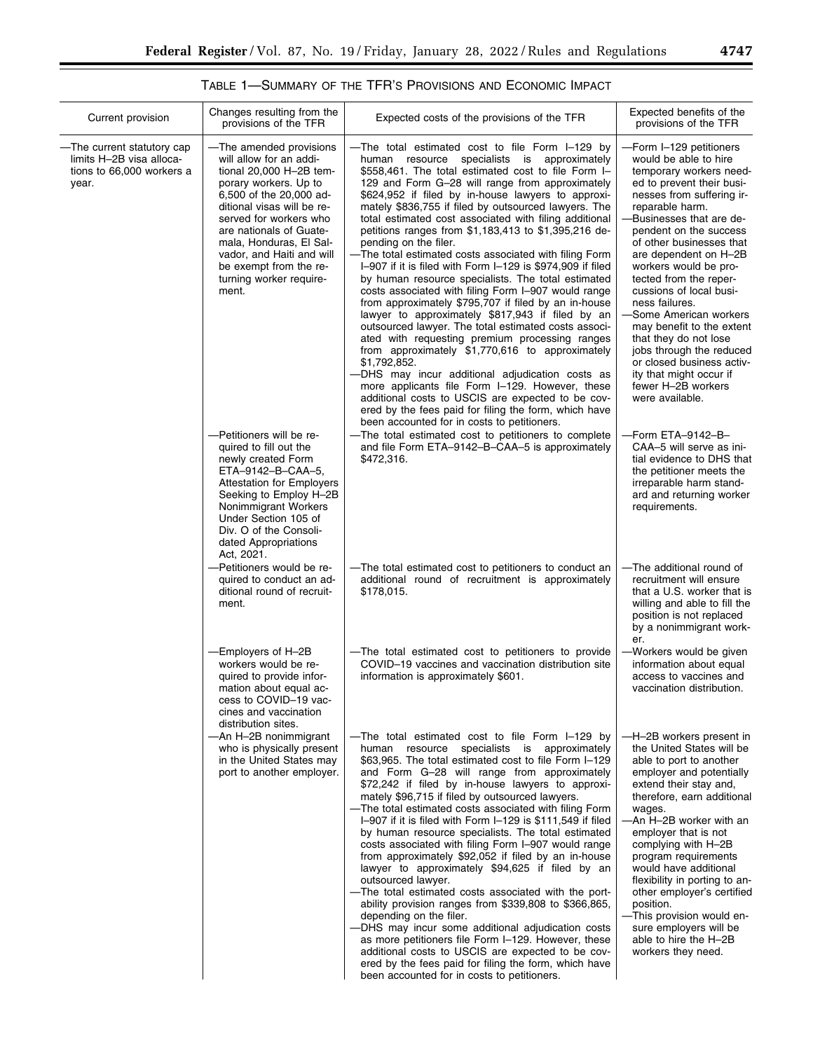TABLE 1—SUMMARY OF THE TFR'S PROVISIONS AND ECONOMIC IMPACT

| Current provision | Changes resulting from the provisions of the TFR | Expected costs of the provisions of the TFR | Expected benefits of the provisions of the TFR |
|---|---|---|---|
| —The current statutory cap limits H–2B visa allocations to 66,000 workers a year. | —The amended provisions will allow for an additional 20,000 H–2B temporary workers. Up to 6,500 of the 20,000 additional visas will be reserved for workers who are nationals of Guatemala, Honduras, El Salvador, and Haiti and will be exempt from the returning worker requirement. | —The total estimated cost to file Form I–129 by human resource specialists is approximately $558,461. The total estimated cost to file Form I–129 and Form G–28 will range from approximately $624,952 if filed by in-house lawyers to approximately $836,755 if filed by outsourced lawyers. The total estimated cost associated with filing additional petitions ranges from $1,183,413 to $1,395,216 depending on the filer.<br>—The total estimated costs associated with filing Form I–907 if it is filed with Form I–129 is $974,909 if filed by human resource specialists. The total estimated costs associated with filing Form I–907 would range from approximately $795,707 if filed by an in-house lawyer to approximately $817,943 if filed by an outsourced lawyer. The total estimated costs associated with requesting premium processing ranges from approximately $1,770,616 to approximately $1,792,852.<br>—DHS may incur additional adjudication costs as more applicants file Form I–129. However, these additional costs to USCIS are expected to be covered by the fees paid for filing the form, which have been accounted for in costs to petitioners. | —Form I–129 petitioners would be able to hire temporary workers needed to prevent their businesses from suffering irreparable harm.<br>—Businesses that are dependent on the success of other businesses that are dependent on H–2B workers would be protected from the repercussions of local business failures.<br>—Some American workers may benefit to the extent that they do not lose jobs through the reduced or closed business activity that might occur if fewer H–2B workers were available. |
| | —Petitioners will be required to fill out the newly created Form ETA–9142–B–CAA–5, Attestation for Employers Seeking to Employ H–2B Nonimmigrant Workers Under Section 105 of Div. O of the Consolidated Appropriations Act, 2021. | —The total estimated cost to petitioners to complete and file Form ETA–9142–B–CAA–5 is approximately $472,316. | —Form ETA–9142–B–CAA–5 will serve as initial evidence to DHS that the petitioner meets the irreparable harm standard and returning worker requirements. |
| | —Petitioners would be required to conduct an additional round of recruitment. | —The total estimated cost to petitioners to conduct an additional round of recruitment is approximately $178,015. | —The additional round of recruitment will ensure that a U.S. worker that is willing and able to fill the position is not replaced by a nonimmigrant worker. |
| | —Employers of H–2B workers would be required to provide information about equal access to COVID–19 vaccines and vaccination distribution sites. | —The total estimated cost to petitioners to provide COVID–19 vaccines and vaccination distribution site information is approximately $601. | —Workers would be given information about equal access to vaccines and vaccination distribution. |
| | —An H–2B nonimmigrant who is physically present in the United States may port to another employer. | —The total estimated cost to file Form I–129 by human resource specialists is approximately $63,965. The total estimated cost to file Form I–129 and Form G–28 will range from approximately $72,242 if filed by in-house lawyers to approximately $96,715 if filed by outsourced lawyers.<br>—The total estimated costs associated with filing Form I–907 if it is filed with Form I–129 is $111,549 if filed by human resource specialists. The total estimated costs associated with filing Form I–907 would range from approximately $92,052 if filed by an in-house lawyer to approximately $94,625 if filed by an outsourced lawyer.<br>—The total estimated costs associated with the portability provision ranges from $339,808 to $366,865, depending on the filer.<br>—DHS may incur some additional adjudication costs as more petitioners file Form I–129. However, these additional costs to USCIS are expected to be covered by the fees paid for filing the form, which have been accounted for in costs to petitioners. | —H–2B workers present in the United States will be able to port to another employer and potentially extend their stay and, therefore, earn additional wages.<br>—An H–2B worker with an employer that is not complying with H–2B program requirements would have additional flexibility in porting to another employer's certified position.<br>—This provision would ensure employers will be able to hire the H–2B workers they need. |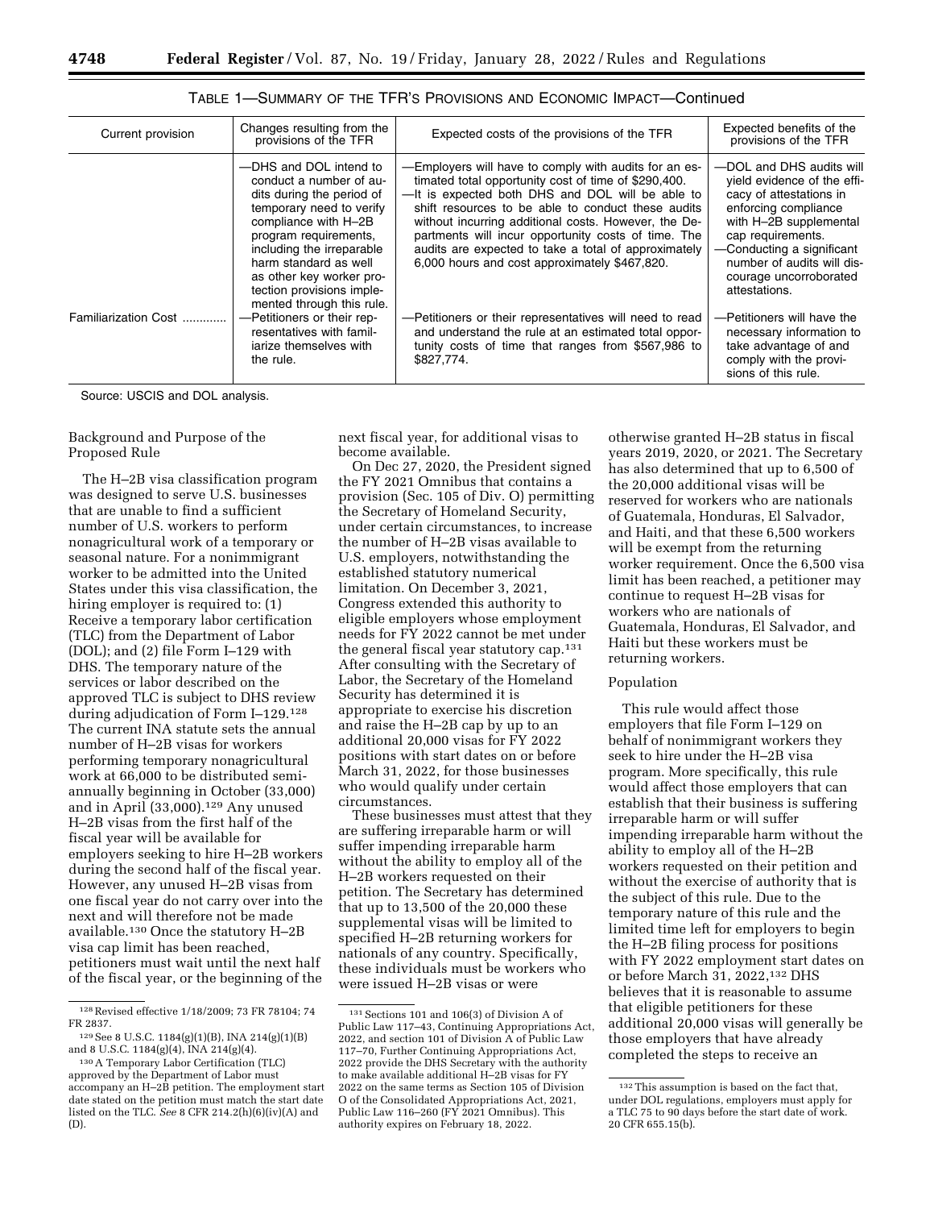TABLE 1—SUMMARY OF THE TFR'S PROVISIONS AND ECONOMIC IMPACT—Continued

| Current provision | Changes resulting from the provisions of the TFR | Expected costs of the provisions of the TFR | Expected benefits of the provisions of the TFR |
|---|---|---|---|
| | —DHS and DOL intend to conduct a number of audits during the period of temporary need to verify compliance with H–2B program requirements, including the irreparable harm standard as well as other key worker protection provisions implemented through this rule. | —Employers will have to comply with audits for an estimated total opportunity cost of time of $290,400. —It is expected both DHS and DOL will be able to shift resources to be able to conduct these audits without incurring additional costs. However, the Departments will incur opportunity costs of time. The audits are expected to take a total of approximately 6,000 hours and cost approximately $467,820. | —DOL and DHS audits will yield evidence of the efficacy of attestations in enforcing compliance with H–2B supplemental cap requirements. —Conducting a significant number of audits will discourage uncorroborated attestations. |
| Familiarization Cost | —Petitioners or their representatives will familiarize themselves with the rule. | —Petitioners or their representatives will need to read and understand the rule at an estimated total opportunity costs of time that ranges from $567,986 to $827,774. | —Petitioners will have the necessary information to take advantage of and comply with the provisions of this rule. |

Source: USCIS and DOL analysis.

Background and Purpose of the Proposed Rule

The H–2B visa classification program was designed to serve U.S. businesses that are unable to find a sufficient number of U.S. workers to perform nonagricultural work of a temporary or seasonal nature. For a nonimmigrant worker to be admitted into the United States under this visa classification, the hiring employer is required to: (1) Receive a temporary labor certification (TLC) from the Department of Labor (DOL); and (2) file Form I–129 with DHS. The temporary nature of the services or labor described on the approved TLC is subject to DHS review during adjudication of Form I–129.[128] The current INA statute sets the annual number of H–2B visas for workers performing temporary nonagricultural work at 66,000 to be distributed semi-annually beginning in October (33,000) and in April (33,000).[129] Any unused H–2B visas from the first half of the fiscal year will be available for employers seeking to hire H–2B workers during the second half of the fiscal year. However, any unused H–2B visas from one fiscal year do not carry over into the next and will therefore not be made available.[130] Once the statutory H–2B visa cap limit has been reached, petitioners must wait until the next half of the fiscal year, or the beginning of the next fiscal year, for additional visas to become available.

On Dec 27, 2020, the President signed the FY 2021 Omnibus that contains a provision (Sec. 105 of Div. O) permitting the Secretary of Homeland Security, under certain circumstances, to increase the number of H–2B visas available to U.S. employers, notwithstanding the established statutory numerical limitation. On December 3, 2021, Congress extended this authority to eligible employers whose employment needs for FY 2022 cannot be met under the general fiscal year statutory cap.[131] After consulting with the Secretary of Labor, the Secretary of the Homeland Security has determined it is appropriate to exercise his discretion and raise the H–2B cap by up to an additional 20,000 visas for FY 2022 positions with start dates on or before March 31, 2022, for those businesses who would qualify under certain circumstances.

These businesses must attest that they are suffering irreparable harm or will suffer impending irreparable harm without the ability to employ all of the H–2B workers requested on their petition. The Secretary has determined that up to 13,500 of the 20,000 these supplemental visas will be limited to specified H–2B returning workers for nationals of any country. Specifically, these individuals must be workers who were issued H–2B visas or were otherwise granted H–2B status in fiscal years 2019, 2020, or 2021. The Secretary has also determined that up to 6,500 of the 20,000 additional visas will be reserved for workers who are nationals of Guatemala, Honduras, El Salvador, and Haiti, and that these 6,500 workers will be exempt from the returning worker requirement. Once the 6,500 visa limit has been reached, a petitioner may continue to request H–2B visas for workers who are nationals of Guatemala, Honduras, El Salvador, and Haiti but these workers must be returning workers.

Population

This rule would affect those employers that file Form I–129 on behalf of nonimmigrant workers they seek to hire under the H–2B visa program. More specifically, this rule would affect those employers that can establish that their business is suffering irreparable harm or will suffer impending irreparable harm without the ability to employ all of the H–2B workers requested on their petition and without the exercise of authority that is the subject of this rule. Due to the temporary nature of this rule and the limited time left for employers to begin the H–2B filing process for positions with FY 2022 employment start dates on or before March 31, 2022,[132] DHS believes that it is reasonable to assume that eligible petitioners for these additional 20,000 visas will generally be those employers that have already completed the steps to receive an

[128] Revised effective 1/18/2009; 73 FR 78104; 74 FR 2837.

[129] See 8 U.S.C. 1184(g)(1)(B), INA 214(g)(1)(B) and 8 U.S.C. 1184(g)(4), INA 214(g)(4).

[130] A Temporary Labor Certification (TLC) approved by the Department of Labor must accompany an H–2B petition. The employment start date stated on the petition must match the start date listed on the TLC. *See* 8 CFR 214.2(h)(6)(iv)(A) and (D).

[131] Sections 101 and 106(3) of Division A of Public Law 117–43, Continuing Appropriations Act, 2022, and section 101 of Division A of Public Law 117–70, Further Continuing Appropriations Act, 2022 provide the DHS Secretary with the authority to make available additional H–2B visas for FY 2022 on the same terms as Section 105 of Division O of the Consolidated Appropriations Act, 2021, Public Law 116–260 (FY 2021 Omnibus). This authority expires on February 18, 2022.

[132] This assumption is based on the fact that, under DOL regulations, employers must apply for a TLC 75 to 90 days before the start date of work. 20 CFR 655.15(b).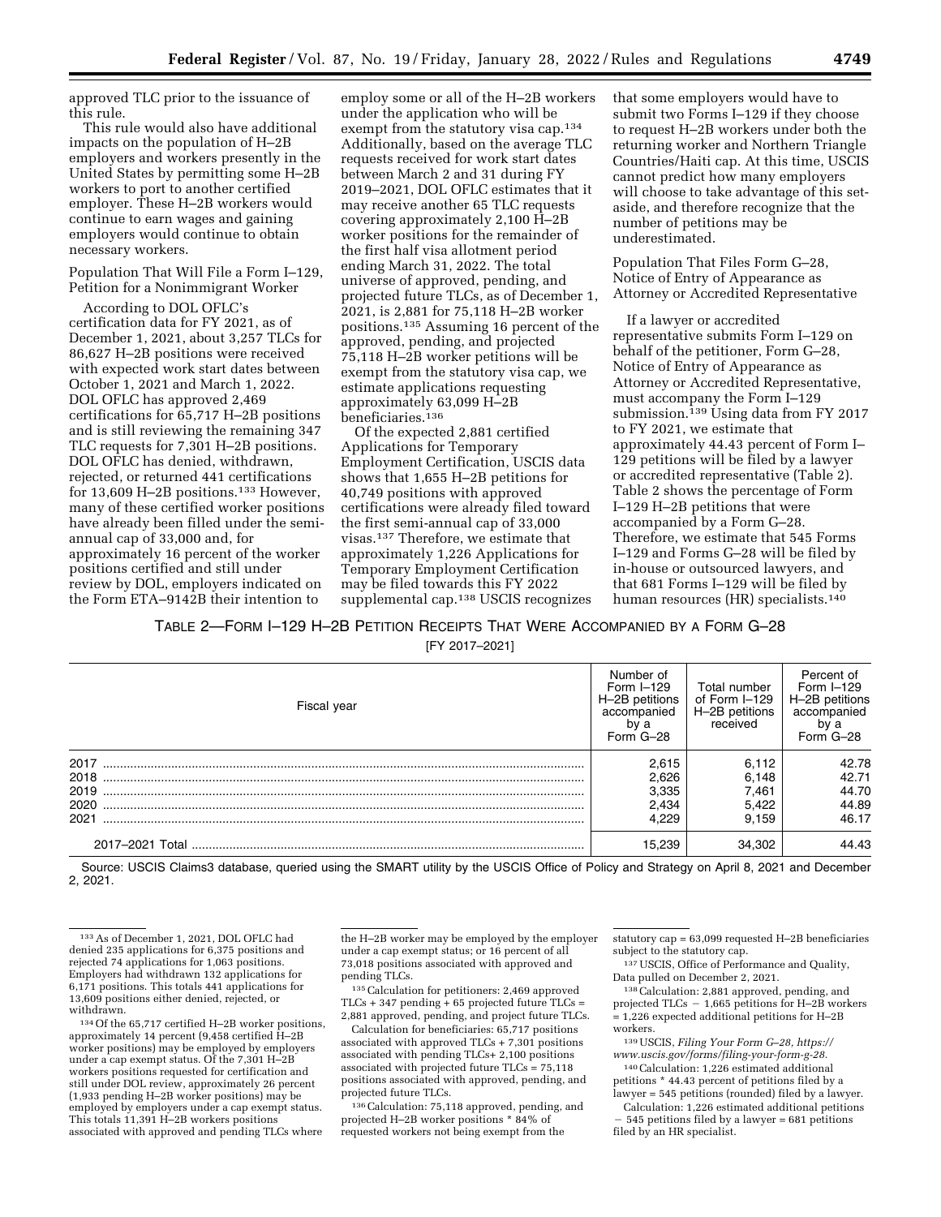approved TLC prior to the issuance of this rule.

This rule would also have additional impacts on the population of H–2B employers and workers presently in the United States by permitting some H–2B workers to port to another certified employer. These H–2B workers would continue to earn wages and gaining employers would continue to obtain necessary workers.

Population That Will File a Form I–129, Petition for a Nonimmigrant Worker

According to DOL OFLC's certification data for FY 2021, as of December 1, 2021, about 3,257 TLCs for 86,627 H–2B positions were received with expected work start dates between October 1, 2021 and March 1, 2022. DOL OFLC has approved 2,469 certifications for 65,717 H–2B positions and is still reviewing the remaining 347 TLC requests for 7,301 H–2B positions. DOL OFLC has denied, withdrawn, rejected, or returned 441 certifications for 13,609 H–2B positions.[133] However, many of these certified worker positions have already been filled under the semi-annual cap of 33,000 and, for approximately 16 percent of the worker positions certified and still under review by DOL, employers indicated on the Form ETA–9142B their intention to employ some or all of the H–2B workers under the application who will be exempt from the statutory visa cap.[134] Additionally, based on the average TLC requests received for work start dates between March 2 and 31 during FY 2019–2021, DOL OFLC estimates that it may receive another 65 TLC requests covering approximately 2,100 H–2B worker positions for the remainder of the first half visa allotment period ending March 31, 2022. The total universe of approved, pending, and projected future TLCs, as of December 1, 2021, is 2,881 for 75,118 H–2B worker positions.[135] Assuming 16 percent of the approved, pending, and projected 75,118 H–2B worker petitions will be exempt from the statutory visa cap, we estimate applications requesting approximately 63,099 H–2B beneficiaries.[136]

Of the expected 2,881 certified Applications for Temporary Employment Certification, USCIS data shows that 1,655 H–2B petitions for 40,749 positions with approved certifications were already filed toward the first semi-annual cap of 33,000 visas.[137] Therefore, we estimate that approximately 1,226 Applications for Temporary Employment Certification may be filed towards this FY 2022 supplemental cap.[138] USCIS recognizes that some employers would have to submit two Forms I–129 if they choose to request H–2B workers under both the returning worker and Northern Triangle Countries/Haiti cap. At this time, USCIS cannot predict how many employers will choose to take advantage of this set-aside, and therefore recognize that the number of petitions may be underestimated.

Population That Files Form G–28, Notice of Entry of Appearance as Attorney or Accredited Representative

If a lawyer or accredited representative submits Form I–129 on behalf of the petitioner, Form G–28, Notice of Entry of Appearance as Attorney or Accredited Representative, must accompany the Form I–129 submission.[139] Using data from FY 2017 to FY 2021, we estimate that approximately 44.43 percent of Form I–129 petitions will be filed by a lawyer or accredited representative (Table 2). Table 2 shows the percentage of Form I–129 H–2B petitions that were accompanied by a Form G–28. Therefore, we estimate that 545 Forms I–129 and Forms G–28 will be filed by in-house or outsourced lawyers, and that 681 Forms I–129 will be filed by human resources (HR) specialists.[140]

TABLE 2—FORM I–129 H–2B PETITION RECEIPTS THAT WERE ACCOMPANIED BY A FORM G–28
[FY 2017–2021]

| Fiscal year | Number of Form I–129 H–2B petitions accompanied by a Form G–28 | Total number of Form I–129 H–2B petitions received | Percent of Form I–129 H–2B petitions accompanied by a Form G–28 |
|---|---|---|---|
| 2017 | 2,615 | 6,112 | 42.78 |
| 2018 | 2,626 | 6,148 | 42.71 |
| 2019 | 3,335 | 7,461 | 44.70 |
| 2020 | 2,434 | 5,422 | 44.89 |
| 2021 | 4,229 | 9,159 | 46.17 |
| 2017–2021 Total | 15,239 | 34,302 | 44.43 |

Source: USCIS Claims3 database, queried using the SMART utility by the USCIS Office of Policy and Strategy on April 8, 2021 and December 2, 2021.

[133] As of December 1, 2021, DOL OFLC had denied 235 applications for 6,375 positions and rejected 74 applications for 1,063 positions. Employers had withdrawn 132 applications for 6,171 positions. This totals 441 applications for 13,609 positions either denied, rejected, or withdrawn.

[134] Of the 65,717 certified H–2B worker positions, approximately 14 percent (9,458 certified H–2B worker positions) may be employed by employers under a cap exempt status. Of the 7,301 H–2B workers positions requested for certification and still under DOL review, approximately 26 percent (1,933 pending H–2B worker positions) may be employed by employers under a cap exempt status. This totals 11,391 H–2B workers positions associated with approved and pending TLCs where the H–2B worker may be employed by the employer under a cap exempt status; or 16 percent of all 73,018 positions associated with approved and pending TLCs.

[135] Calculation for petitioners: 2,469 approved TLCs + 347 pending + 65 projected future TLCs = 2,881 approved, pending, and project future TLCs.

Calculation for beneficiaries: 65,717 positions associated with approved TLCs + 7,301 positions associated with pending TLCs+ 2,100 positions associated with projected future TLCs = 75,118 positions associated with approved, pending, and projected future TLCs.

[136] Calculation: 75,118 approved, pending, and projected H–2B worker positions * 84% of requested workers not being exempt from the statutory cap = 63,099 requested H–2B beneficiaries subject to the statutory cap.

[137] USCIS, Office of Performance and Quality, Data pulled on December 2, 2021.

[138] Calculation: 2,881 approved, pending, and projected TLCs − 1,665 petitions for H–2B workers = 1,226 expected additional petitions for H–2B workers.

[139] USCIS, *Filing Your Form G–28, https://www.uscis.gov/forms/filing-your-form-g-28.*

[140] Calculation: 1,226 estimated additional petitions * 44.43 percent of petitions filed by a lawyer = 545 petitions (rounded) filed by a lawyer.

Calculation: 1,226 estimated additional petitions − 545 petitions filed by a lawyer = 681 petitions filed by an HR specialist.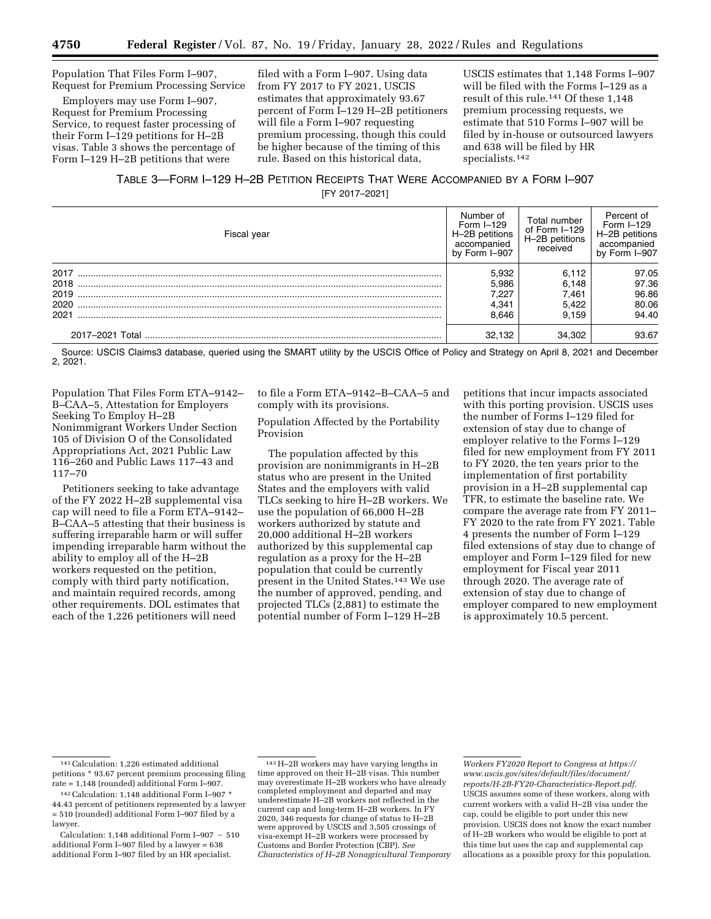Population That Files Form I–907, Request for Premium Processing Service

Employers may use Form I–907, Request for Premium Processing Service, to request faster processing of their Form I–129 petitions for H–2B visas. Table 3 shows the percentage of Form I–129 H–2B petitions that were filed with a Form I–907. Using data from FY 2017 to FY 2021, USCIS estimates that approximately 93.67 percent of Form I–129 H–2B petitioners will file a Form I–907 requesting premium processing, though this could be higher because of the timing of this rule. Based on this historical data, USCIS estimates that 1,148 Forms I–907 will be filed with the Forms I–129 as a result of this rule.[141] Of these 1,148 premium processing requests, we estimate that 510 Forms I–907 will be filed by in-house or outsourced lawyers and 638 will be filed by HR specialists.[142]

TABLE 3—FORM I–129 H–2B PETITION RECEIPTS THAT WERE ACCOMPANIED BY A FORM I–907
[FY 2017–2021]

| Fiscal year | Number of Form I–129 H–2B petitions accompanied by Form I–907 | Total number of Form I–129 H–2B petitions received | Percent of Form I–129 H–2B petitions accompanied by Form I–907 |
|---|---|---|---|
| 2017 | 5,932 | 6,112 | 97.05 |
| 2018 | 5,986 | 6,148 | 97.36 |
| 2019 | 7,227 | 7,461 | 96.86 |
| 2020 | 4,341 | 5,422 | 80.06 |
| 2021 | 8,646 | 9,159 | 94.40 |
| 2017–2021 Total | 32,132 | 34,302 | 93.67 |

Source: USCIS Claims3 database, queried using the SMART utility by the USCIS Office of Policy and Strategy on April 8, 2021 and December 2, 2021.

Population That Files Form ETA–9142–B–CAA–5, Attestation for Employers Seeking To Employ H–2B Nonimmigrant Workers Under Section 105 of Division O of the Consolidated Appropriations Act, 2021 Public Law 116–260 and Public Laws 117–43 and 117–70

Petitioners seeking to take advantage of the FY 2022 H–2B supplemental visa cap will need to file a Form ETA–9142–B–CAA–5 attesting that their business is suffering irreparable harm or will suffer impending irreparable harm without the ability to employ all of the H–2B workers requested on the petition, comply with third party notification, and maintain required records, among other requirements. DOL estimates that each of the 1,226 petitioners will need to file a Form ETA–9142–B–CAA–5 and comply with its provisions.

Population Affected by the Portability Provision

The population affected by this provision are nonimmigrants in H–2B status who are present in the United States and the employers with valid TLCs seeking to hire H–2B workers. We use the population of 66,000 H–2B workers authorized by statute and 20,000 additional H–2B workers authorized by this supplemental cap regulation as a proxy for the H–2B population that could be currently present in the United States.[143] We use the number of approved, pending, and projected TLCs (2,881) to estimate the potential number of Form I–129 H–2B petitions that incur impacts associated with this porting provision. USCIS uses the number of Forms I–129 filed for extension of stay due to change of employer relative to the Forms I–129 filed for new employment from FY 2011 to FY 2020, the ten years prior to the implementation of first portability provision in a H–2B supplemental cap TFR, to estimate the baseline rate. We compare the average rate from FY 2011–FY 2020 to the rate from FY 2021. Table 4 presents the number of Form I–129 filed extensions of stay due to change of employer and Form I–129 filed for new employment for Fiscal year 2011 through 2020. The average rate of extension of stay due to change of employer compared to new employment is approximately 10.5 percent.

---

[141] Calculation: 1,226 estimated additional petitions * 93.67 percent premium processing filing rate = 1,148 (rounded) additional Form I–907.

[142] Calculation: 1,148 additional Form I–907 * 44.43 percent of petitioners represented by a lawyer = 510 (rounded) additional Form I–907 filed by a lawyer.

Calculation: 1,148 additional Form I–907 − 510 additional Form I–907 filed by a lawyer = 638 additional Form I–907 filed by an HR specialist.

[143] H–2B workers may have varying lengths in time approved on their H–2B visas. This number may overestimate H–2B workers who have already completed employment and departed and may underestimate H–2B workers not reflected in the current cap and long-term H–2B workers. In FY 2020, 346 requests for change of status to H–2B were approved by USCIS and 3,505 crossings of visa-exempt H–2B workers were processed by Customs and Border Protection (CBP). *See Characteristics of H–2B Nonagricultural Temporary Workers FY2020 Report to Congress at https://www.uscis.gov/sites/default/files/document/reports/H-2B-FY20-Characteristics-Report.pdf.* USCIS assumes some of these workers, along with current workers with a valid H–2B visa under the cap, could be eligible to port under this new provision. USCIS does not know the exact number of H–2B workers who would be eligible to port at this time but uses the cap and supplemental cap allocations as a possible proxy for this population.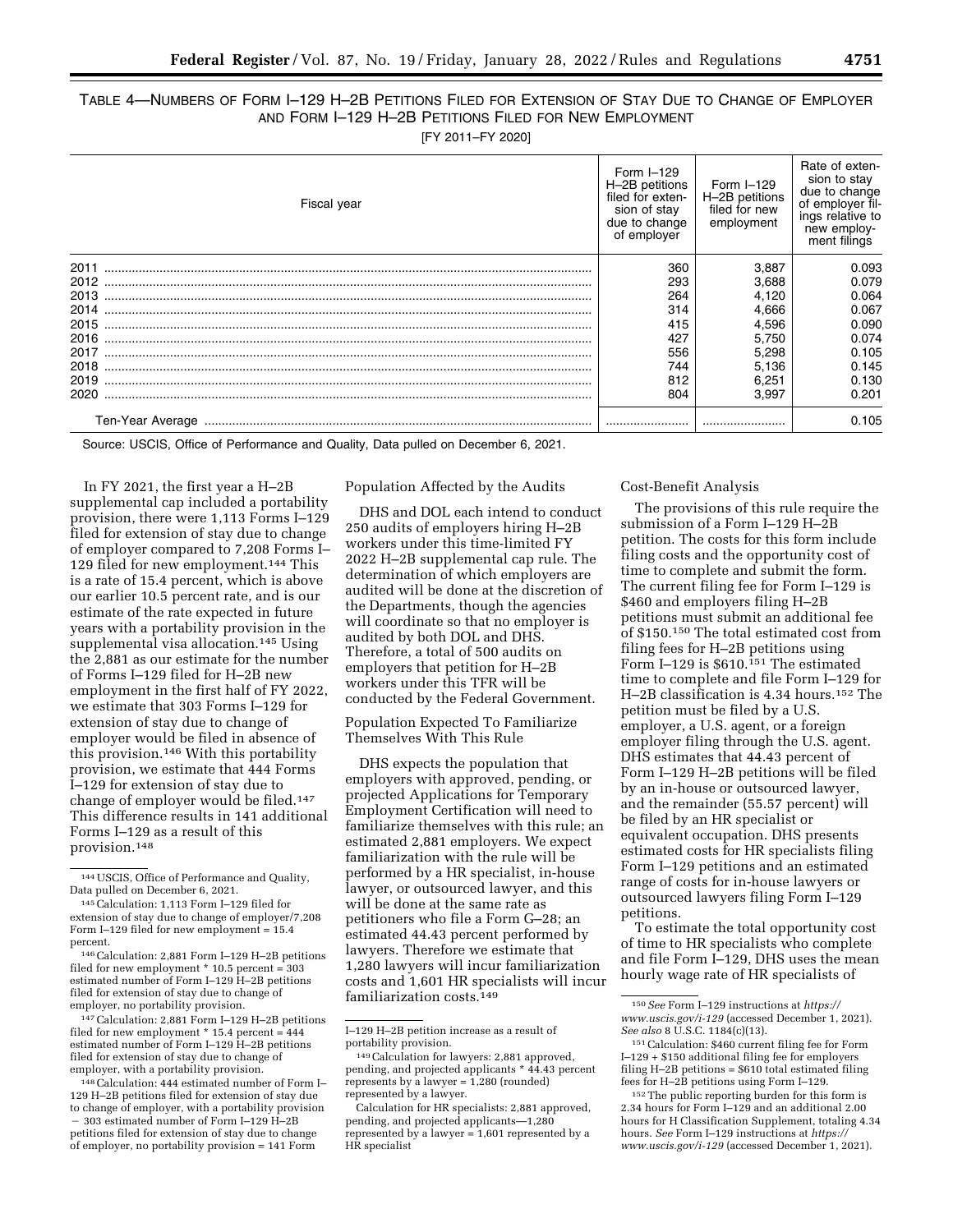TABLE 4—NUMBERS OF FORM I–129 H–2B PETITIONS FILED FOR EXTENSION OF STAY DUE TO CHANGE OF EMPLOYER AND FORM I–129 H–2B PETITIONS FILED FOR NEW EMPLOYMENT

[FY 2011–FY 2020]

| Fiscal year | Form I–129 H–2B petitions filed for extension of stay due to change of employer | Form I–129 H–2B petitions filed for new employment | Rate of extension to stay due to change of employer filings relative to new employment filings |
|---|---|---|---|
| 2011 | 360 | 3,887 | 0.093 |
| 2012 | 293 | 3,688 | 0.079 |
| 2013 | 264 | 4,120 | 0.064 |
| 2014 | 314 | 4,666 | 0.067 |
| 2015 | 415 | 4,596 | 0.090 |
| 2016 | 427 | 5,750 | 0.074 |
| 2017 | 556 | 5,298 | 0.105 |
| 2018 | 744 | 5,136 | 0.145 |
| 2019 | 812 | 6,251 | 0.130 |
| 2020 | 804 | 3,997 | 0.201 |
| Ten-Year Average | | | 0.105 |

Source: USCIS, Office of Performance and Quality, Data pulled on December 6, 2021.

In FY 2021, the first year a H–2B supplemental cap included a portability provision, there were 1,113 Forms I–129 filed for extension of stay due to change of employer compared to 7,208 Forms I–129 filed for new employment.[144] This is a rate of 15.4 percent, which is above our earlier 10.5 percent rate, and is our estimate of the rate expected in future years with a portability provision in the supplemental visa allocation.[145] Using the 2,881 as our estimate for the number of Forms I–129 filed for H–2B new employment in the first half of FY 2022, we estimate that 303 Forms I–129 for extension of stay due to change of employer would be filed in absence of this provision.[146] With this portability provision, we estimate that 444 Forms I–129 for extension of stay due to change of employer would be filed.[147] This difference results in 141 additional Forms I–129 as a result of this provision.[148]

Population Affected by the Audits

DHS and DOL each intend to conduct 250 audits of employers hiring H–2B workers under this time-limited FY 2022 H–2B supplemental cap rule. The determination of which employers are audited will be done at the discretion of the Departments, though the agencies will coordinate so that no employer is audited by both DOL and DHS. Therefore, a total of 500 audits on employers that petition for H–2B workers under this TFR will be conducted by the Federal Government.

Population Expected To Familiarize Themselves With This Rule

DHS expects the population that employers with approved, pending, or projected Applications for Temporary Employment Certification will need to familiarize themselves with this rule; an estimated 2,881 employers. We expect familiarization with the rule will be performed by a HR specialist, in-house lawyer, or outsourced lawyer, and this will be done at the same rate as petitioners who file a Form G–28; an estimated 44.43 percent performed by lawyers. Therefore we estimate that 1,280 lawyers will incur familiarization costs and 1,601 HR specialists will incur familiarization costs.[149]

Cost-Benefit Analysis

The provisions of this rule require the submission of a Form I–129 H–2B petition. The costs for this form include filing costs and the opportunity cost of time to complete and submit the form. The current filing fee for Form I–129 is $460 and employers filing H–2B petitions must submit an additional fee of $150.[150] The total estimated cost from filing fees for H–2B petitions using Form I–129 is $610.[151] The estimated time to complete and file Form I–129 for H–2B classification is 4.34 hours.[152] The petition must be filed by a U.S. employer, a U.S. agent, or a foreign employer filing through the U.S. agent. DHS estimates that 44.43 percent of Form I–129 H–2B petitions will be filed by an in-house or outsourced lawyer, and the remainder (55.57 percent) will be filed by an HR specialist or equivalent occupation. DHS presents estimated costs for HR specialists filing Form I–129 petitions and an estimated range of costs for in-house lawyers or outsourced lawyers filing Form I–129 petitions.

To estimate the total opportunity cost of time to HR specialists who complete and file Form I–129, DHS uses the mean hourly wage rate of HR specialists of

---

[144] USCIS, Office of Performance and Quality, Data pulled on December 6, 2021.

[145] Calculation: 1,113 Form I–129 filed for extension of stay due to change of employer/7,208 Form I–129 filed for new employment = 15.4 percent.

[146] Calculation: 2,881 Form I–129 H–2B petitions filed for new employment * 10.5 percent = 303 estimated number of Form I–129 H–2B petitions filed for extension of stay due to change of employer, no portability provision.

[147] Calculation: 2,881 Form I–129 H–2B petitions filed for new employment * 15.4 percent = 444 estimated number of Form I–129 H–2B petitions filed for extension of stay due to change of employer, with a portability provision.

[148] Calculation: 444 estimated number of Form I–129 H–2B petitions filed for extension of stay due to change of employer, with a portability provision − 303 estimated number of Form I–129 H–2B petitions filed for extension of stay due to change of employer, no portability provision = 141 Form I–129 H–2B petition increase as a result of portability provision.

[149] Calculation for lawyers: 2,881 approved, pending, and projected applicants * 44.43 percent represents by a lawyer = 1,280 (rounded) represented by a lawyer.

Calculation for HR specialists: 2,881 approved, pending, and projected applicants—1,280 represented by a lawyer = 1,601 represented by a HR specialist

[150] *See* Form I–129 instructions at *https://www.uscis.gov/i-129* (accessed December 1, 2021). *See also* 8 U.S.C. 1184(c)(13).

[151] Calculation: $460 current filing fee for Form I–129 + $150 additional filing fee for employers filing H–2B petitions = $610 total estimated filing fees for H–2B petitions using Form I–129.

[152] The public reporting burden for this form is 2.34 hours for Form I–129 and an additional 2.00 hours for H Classification Supplement, totaling 4.34 hours. *See* Form I–129 instructions at *https://www.uscis.gov/i-129* (accessed December 1, 2021).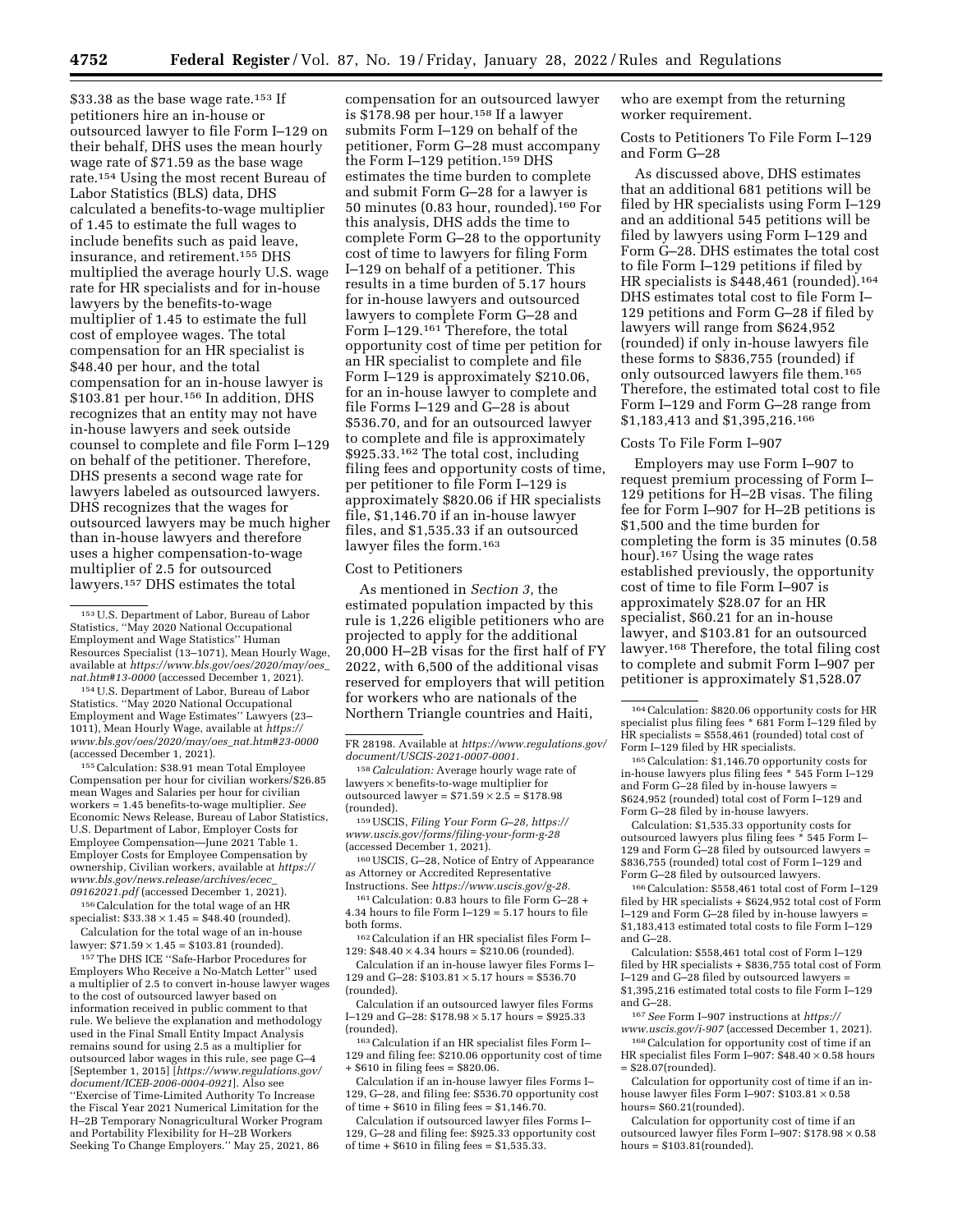$33.38 as the base wage rate.[153] If petitioners hire an in-house or outsourced lawyer to file Form I–129 on their behalf, DHS uses the mean hourly wage rate of $71.59 as the base wage rate.[154] Using the most recent Bureau of Labor Statistics (BLS) data, DHS calculated a benefits-to-wage multiplier of 1.45 to estimate the full wages to include benefits such as paid leave, insurance, and retirement.[155] DHS multiplied the average hourly U.S. wage rate for HR specialists and for in-house lawyers by the benefits-to-wage multiplier of 1.45 to estimate the full cost of employee wages. The total compensation for an HR specialist is $48.40 per hour, and the total compensation for an in-house lawyer is $103.81 per hour.[156] In addition, DHS recognizes that an entity may not have in-house lawyers and seek outside counsel to complete and file Form I–129 on behalf of the petitioner. Therefore, DHS presents a second wage rate for lawyers labeled as outsourced lawyers. DHS recognizes that the wages for outsourced lawyers may be much higher than in-house lawyers and therefore uses a higher compensation-to-wage multiplier of 2.5 for outsourced lawyers.[157] DHS estimates the total compensation for an outsourced lawyer is $178.98 per hour.[158] If a lawyer submits Form I–129 on behalf of the petitioner, Form G–28 must accompany the Form I–129 petition.[159] DHS estimates the time burden to complete and submit Form G–28 for a lawyer is 50 minutes (0.83 hour, rounded).[160] For this analysis, DHS adds the time to complete Form G–28 to the opportunity cost of time to lawyers for filing Form I–129 on behalf of a petitioner. This results in a time burden of 5.17 hours for in-house lawyers and outsourced lawyers to complete Form G–28 and Form I–129.[161] Therefore, the total opportunity cost of time per petition for an HR specialist to complete and file Form I–129 is approximately $210.06, for an in-house lawyer to complete and file Forms I–129 and G–28 is about $536.70, and for an outsourced lawyer to complete and file is approximately $925.33.[162] The total cost, including filing fees and opportunity costs of time, per petitioner to file Form I–129 is approximately $820.06 if HR specialists file, $1,146.70 if an in-house lawyer files, and $1,535.33 if an outsourced lawyer files the form.[163]

Cost to Petitioners

As mentioned in *Section 3,* the estimated population impacted by this rule is 1,226 eligible petitioners who are projected to apply for the additional 20,000 H–2B visas for the first half of FY 2022, with 6,500 of the additional visas reserved for employers that will petition for workers who are nationals of the Northern Triangle countries and Haiti, who are exempt from the returning worker requirement.

Costs to Petitioners To File Form I–129 and Form G–28

As discussed above, DHS estimates that an additional 681 petitions will be filed by HR specialists using Form I–129 and an additional 545 petitions will be filed by lawyers using Form I–129 and Form G–28. DHS estimates the total cost to file Form I–129 petitions if filed by HR specialists is $448,461 (rounded).[164] DHS estimates total cost to file Form I–129 petitions and Form G–28 if filed by lawyers will range from $624,952 (rounded) if only in-house lawyers file these forms to $836,755 (rounded) if only outsourced lawyers file them.[165] Therefore, the estimated total cost to file Form I–129 and Form G–28 range from $1,183,413 and $1,395,216.[166]

Costs To File Form I–907

Employers may use Form I–907 to request premium processing of Form I–129 petitions for H–2B visas. The filing fee for Form I–907 for H–2B petitions is $1,500 and the time burden for completing the form is 35 minutes (0.58 hour).[167] Using the wage rates established previously, the opportunity cost of time to file Form I–907 is approximately $28.07 for an HR specialist, $60.21 for an in-house lawyer, and $103.81 for an outsourced lawyer.[168] Therefore, the total filing cost to complete and submit Form I–907 per petitioner is approximately $1,528.07

---

[153] U.S. Department of Labor, Bureau of Labor Statistics, "May 2020 National Occupational Employment and Wage Statistics" Human Resources Specialist (13–1071), Mean Hourly Wage, available at *https://www.bls.gov/oes/2020/may/oes_nat.htm#13-0000* (accessed December 1, 2021).

[154] U.S. Department of Labor, Bureau of Labor Statistics. "May 2020 National Occupational Employment and Wage Estimates" Lawyers (23–1011), Mean Hourly Wage, available at *https://www.bls.gov/oes/2020/may/oes_nat.htm#23-0000* (accessed December 1, 2021).

[155] Calculation: $38.91 mean Total Employee Compensation per hour for civilian workers/$26.85 mean Wages and Salaries per hour for civilian workers = 1.45 benefits-to-wage multiplier. *See* Economic News Release, Bureau of Labor Statistics, U.S. Department of Labor, Employer Costs for Employee Compensation—June 2021 Table 1. Employer Costs for Employee Compensation by ownership, Civilian workers, available at *https://www.bls.gov/news.release/archives/ecec_09162021.pdf* (accessed December 1, 2021).

[156] Calculation for the total wage of an HR specialist: $33.38 × 1.45 = $48.40 (rounded).

Calculation for the total wage of an in-house lawyer: $71.59 × 1.45 = $103.81 (rounded).

[157] The DHS ICE "Safe-Harbor Procedures for Employers Who Receive a No-Match Letter" used a multiplier of 2.5 to convert in-house lawyer wages to the cost of outsourced lawyer based on information received in public comment to that rule. We believe the explanation and methodology used in the Final Small Entity Impact Analysis remains sound for using 2.5 as a multiplier for outsourced labor wages in this rule, see page G–4 [September 1, 2015] [*https://www.regulations.gov/document/ICEB-2006-0004-0921*]. Also see "Exercise of Time-Limited Authority To Increase the Fiscal Year 2021 Numerical Limitation for the H–2B Temporary Nonagricultural Worker Program and Portability Flexibility for H–2B Workers Seeking To Change Employers." May 25, 2021, 86 FR 28198. Available at *https://www.regulations.gov/document/USCIS-2021-0007-0001.*

[158] *Calculation:* Average hourly wage rate of lawyers × benefits-to-wage multiplier for outsourced lawyer = $71.59 × 2.5 = $178.98 (rounded).

[159] USCIS, *Filing Your Form G–28, https://www.uscis.gov/forms/filing-your-form-g-28* (accessed December 1, 2021).

[160] USCIS, G–28, Notice of Entry of Appearance as Attorney or Accredited Representative Instructions. See *https://www.uscis.gov/g-28.*

[161] Calculation: 0.83 hours to file Form G–28 + 4.34 hours to file Form I–129 = 5.17 hours to file both forms.

[162] Calculation if an HR specialist files Form I–129: $48.40 × 4.34 hours = $210.06 (rounded).

Calculation if an in-house lawyer files Forms I–129 and G–28: $103.81 × 5.17 hours = $536.70 (rounded).

Calculation if an outsourced lawyer files Forms I–129 and G–28: $178.98 × 5.17 hours = $925.33 (rounded).

[163] Calculation if an HR specialist files Form I–129 and filing fee: $210.06 opportunity cost of time + $610 in filing fees = $820.06.

Calculation if an in-house lawyer files Forms I–129, G–28, and filing fee: $536.70 opportunity cost of time + $610 in filing fees = $1,146.70.

Calculation if outsourced lawyer files Forms I–129, G–28 and filing fee: $925.33 opportunity cost of time + $610 in filing fees = $1,535.33.

[164] Calculation: $820.06 opportunity costs for HR specialist plus filing fees * 681 Form I–129 filed by HR specialists = $558,461 (rounded) total cost of Form I–129 filed by HR specialists.

[165] Calculation: $1,146.70 opportunity costs for in-house lawyers plus filing fees * 545 Form I–129 and Form G–28 filed by in-house lawyers = $624,952 (rounded) total cost of Form I–129 and Form G–28 filed by in-house lawyers.

Calculation: $1,535.33 opportunity costs for outsourced lawyers plus filing fees * 545 Form I–129 and Form G–28 filed by outsourced lawyers = $836,755 (rounded) total cost of Form I–129 and Form G–28 filed by outsourced lawyers.

[166] Calculation: $558,461 total cost of Form I–129 filed by HR specialists + $624,952 total cost of Form I–129 and Form G–28 filed by in-house lawyers = $1,183,413 estimated total costs to file Form I–129 and G–28.

Calculation: $558,461 total cost of Form I–129 filed by HR specialists + $836,755 total cost of Form I–129 and G–28 filed by outsourced lawyers = $1,395,216 estimated total costs to file Form I–129 and G–28.

[167] *See* Form I–907 instructions at *https://www.uscis.gov/i-907* (accessed December 1, 2021).

[168] Calculation for opportunity cost of time if an HR specialist files Form I–907: $48.40 × 0.58 hours = $28.07(rounded).

Calculation for opportunity cost of time if an in-house lawyer files Form I–907: $103.81 × 0.58 hours= $60.21(rounded).

Calculation for opportunity cost of time if an outsourced lawyer files Form I–907: $178.98 × 0.58 hours = $103.81(rounded).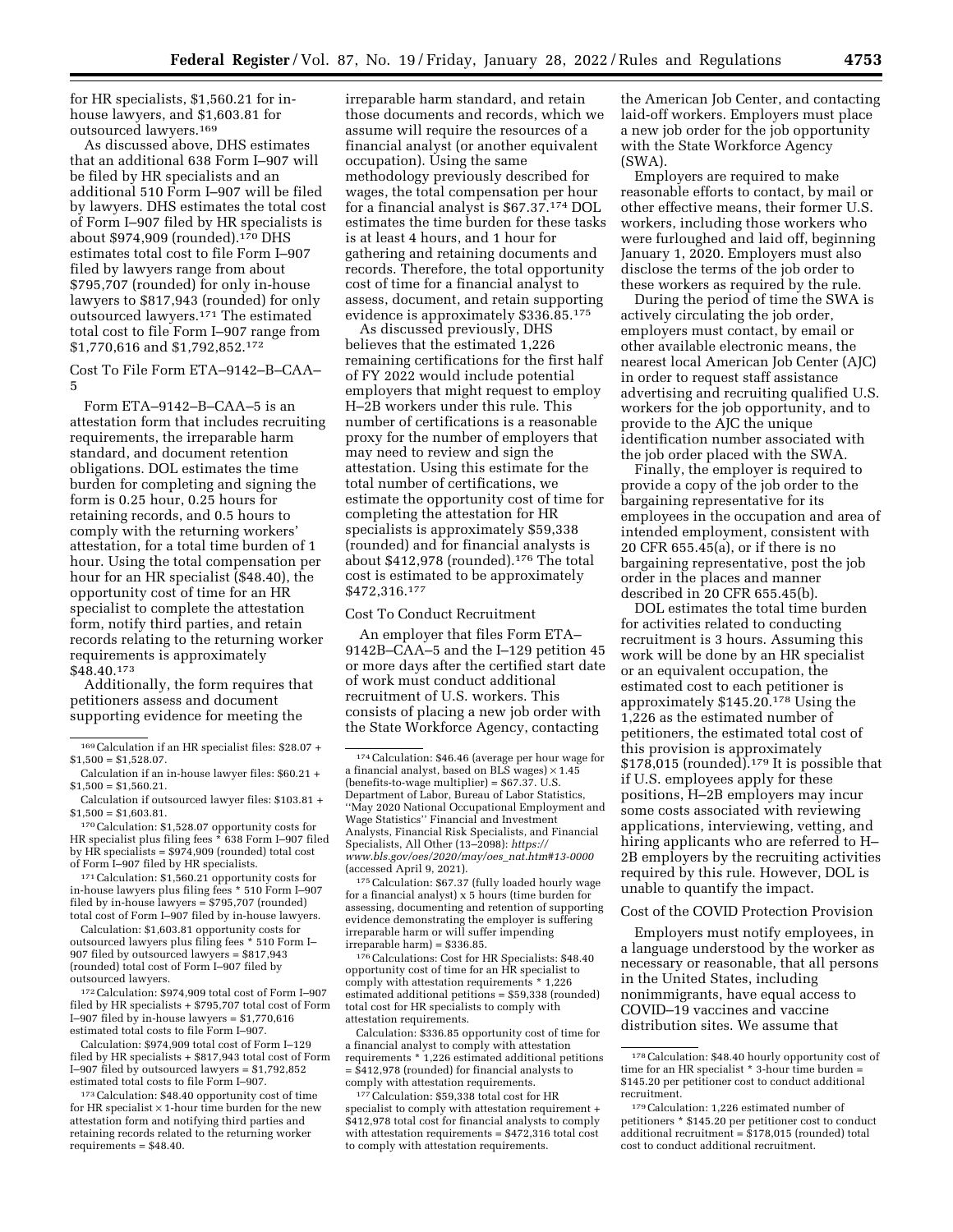for HR specialists, $1,560.21 for in-house lawyers, and $1,603.81 for outsourced lawyers.[169]

As discussed above, DHS estimates that an additional 638 Form I–907 will be filed by HR specialists and an additional 510 Form I–907 will be filed by lawyers. DHS estimates the total cost of Form I–907 filed by HR specialists is about $974,909 (rounded).[170] DHS estimates total cost to file Form I–907 filed by lawyers range from about $795,707 (rounded) for only in-house lawyers to $817,943 (rounded) for only outsourced lawyers.[171] The estimated total cost to file Form I–907 range from $1,770,616 and $1,792,852.[172]

Cost To File Form ETA–9142–B–CAA–5

Form ETA–9142–B–CAA–5 is an attestation form that includes recruiting requirements, the irreparable harm standard, and document retention obligations. DOL estimates the time burden for completing and signing the form is 0.25 hour, 0.25 hours for retaining records, and 0.5 hours to comply with the returning workers' attestation, for a total time burden of 1 hour. Using the total compensation per hour for an HR specialist ($48.40), the opportunity cost of time for an HR specialist to complete the attestation form, notify third parties, and retain records relating to the returning worker requirements is approximately $48.40.[173]

Additionally, the form requires that petitioners assess and document supporting evidence for meeting the irreparable harm standard, and retain those documents and records, which we assume will require the resources of a financial analyst (or another equivalent occupation). Using the same methodology previously described for wages, the total compensation per hour for a financial analyst is $67.37.[174] DOL estimates the time burden for these tasks is at least 4 hours, and 1 hour for gathering and retaining documents and records. Therefore, the total opportunity cost of time for a financial analyst to assess, document, and retain supporting evidence is approximately $336.85.[175]

As discussed previously, DHS believes that the estimated 1,226 remaining certifications for the first half of FY 2022 would include potential employers that might request to employ H–2B workers under this rule. This number of certifications is a reasonable proxy for the number of employers that may need to review and sign the attestation. Using this estimate for the total number of certifications, we estimate the opportunity cost of time for completing the attestation for HR specialists is approximately $59,338 (rounded) and for financial analysts is about $412,978 (rounded).[176] The total cost is estimated to be approximately $472,316.[177]

Cost To Conduct Recruitment

An employer that files Form ETA–9142B–CAA–5 and the I–129 petition 45 or more days after the certified start date of work must conduct additional recruitment of U.S. workers. This consists of placing a new job order with the State Workforce Agency, contacting the American Job Center, and contacting laid-off workers. Employers must place a new job order for the job opportunity with the State Workforce Agency (SWA).

Employers are required to make reasonable efforts to contact, by mail or other effective means, their former U.S. workers, including those workers who were furloughed and laid off, beginning January 1, 2020. Employers must also disclose the terms of the job order to these workers as required by the rule.

During the period of time the SWA is actively circulating the job order, employers must contact, by email or other available electronic means, the nearest local American Job Center (AJC) in order to request staff assistance advertising and recruiting qualified U.S. workers for the job opportunity, and to provide to the AJC the unique identification number associated with the job order placed with the SWA.

Finally, the employer is required to provide a copy of the job order to the bargaining representative for its employees in the occupation and area of intended employment, consistent with 20 CFR 655.45(a), or if there is no bargaining representative, post the job order in the places and manner described in 20 CFR 655.45(b).

DOL estimates the total time burden for activities related to conducting recruitment is 3 hours. Assuming this work will be done by an HR specialist or an equivalent occupation, the estimated cost to each petitioner is approximately $145.20.[178] Using the 1,226 as the estimated number of petitioners, the estimated total cost of this provision is approximately $178,015 (rounded).[179] It is possible that if U.S. employees apply for these positions, H–2B employers may incur some costs associated with reviewing applications, interviewing, vetting, and hiring applicants who are referred to H–2B employers by the recruiting activities required by this rule. However, DOL is unable to quantify the impact.

Cost of the COVID Protection Provision

Employers must notify employees, in a language understood by the worker as necessary or reasonable, that all persons in the United States, including nonimmigrants, have equal access to COVID–19 vaccines and vaccine distribution sites. We assume that

---

[169] Calculation if an HR specialist files: $28.07 + $1,500 = $1,528.07.

Calculation if an in-house lawyer files: $60.21 + $1,500 = $1,560.21.

Calculation if outsourced lawyer files: $103.81 + $1,500 = $1,603.81.

[170] Calculation: $1,528.07 opportunity costs for HR specialist plus filing fees * 638 Form I–907 filed by HR specialists = $974,909 (rounded) total cost of Form I–907 filed by HR specialists.

[171] Calculation: $1,560.21 opportunity costs for in-house lawyers plus filing fees * 510 Form I–907 filed by in-house lawyers = $795,707 (rounded) total cost of Form I–907 filed by in-house lawyers.

Calculation: $1,603.81 opportunity costs for outsourced lawyers plus filing fees * 510 Form I–907 filed by outsourced lawyers = $817,943 (rounded) total cost of Form I–907 filed by outsourced lawyers.

[172] Calculation: $974,909 total cost of Form I–907 filed by HR specialists + $795,707 total cost of Form I–907 filed by in-house lawyers = $1,770,616 estimated total costs to file Form I–907.

Calculation: $974,909 total cost of Form I–129 filed by HR specialists + $817,943 total cost of Form I–907 filed by outsourced lawyers = $1,792,852 estimated total costs to file Form I–907.

[173] Calculation: $48.40 opportunity cost of time for HR specialist × 1-hour time burden for the new attestation form and notifying third parties and retaining records related to the returning worker requirements = $48.40.

[174] Calculation: $46.46 (average per hour wage for a financial analyst, based on BLS wages) × 1.45 (benefits-to-wage multiplier) = $67.37. U.S. Department of Labor, Bureau of Labor Statistics, "May 2020 National Occupational Employment and Wage Statistics" Financial and Investment Analysts, Financial Risk Specialists, and Financial Specialists, All Other (13–2098): *https://www.bls.gov/oes/2020/may/oes_nat.htm#13-0000* (accessed April 9, 2021).

[175] Calculation: $67.37 (fully loaded hourly wage for a financial analyst) x 5 hours (time burden for assessing, documenting and retention of supporting evidence demonstrating the employer is suffering irreparable harm or will suffer impending irreparable harm) = $336.85.

[176] Calculations: Cost for HR Specialists: $48.40 opportunity cost of time for an HR specialist to comply with attestation requirements * 1,226 estimated additional petitions = $59,338 (rounded) total cost for HR specialists to comply with attestation requirements.

Calculation: $336.85 opportunity cost of time for a financial analyst to comply with attestation requirements * 1,226 estimated additional petitions = $412,978 (rounded) for financial analysts to comply with attestation requirements.

[177] Calculation: $59,338 total cost for HR specialist to comply with attestation requirement + $412,978 total cost for financial analysts to comply with attestation requirements = $472,316 total cost to comply with attestation requirements.

[178] Calculation: $48.40 hourly opportunity cost of time for an HR specialist * 3-hour time burden = $145.20 per petitioner cost to conduct additional recruitment.

[179] Calculation: 1,226 estimated number of petitioners * $145.20 per petitioner cost to conduct additional recruitment = $178,015 (rounded) total cost to conduct additional recruitment.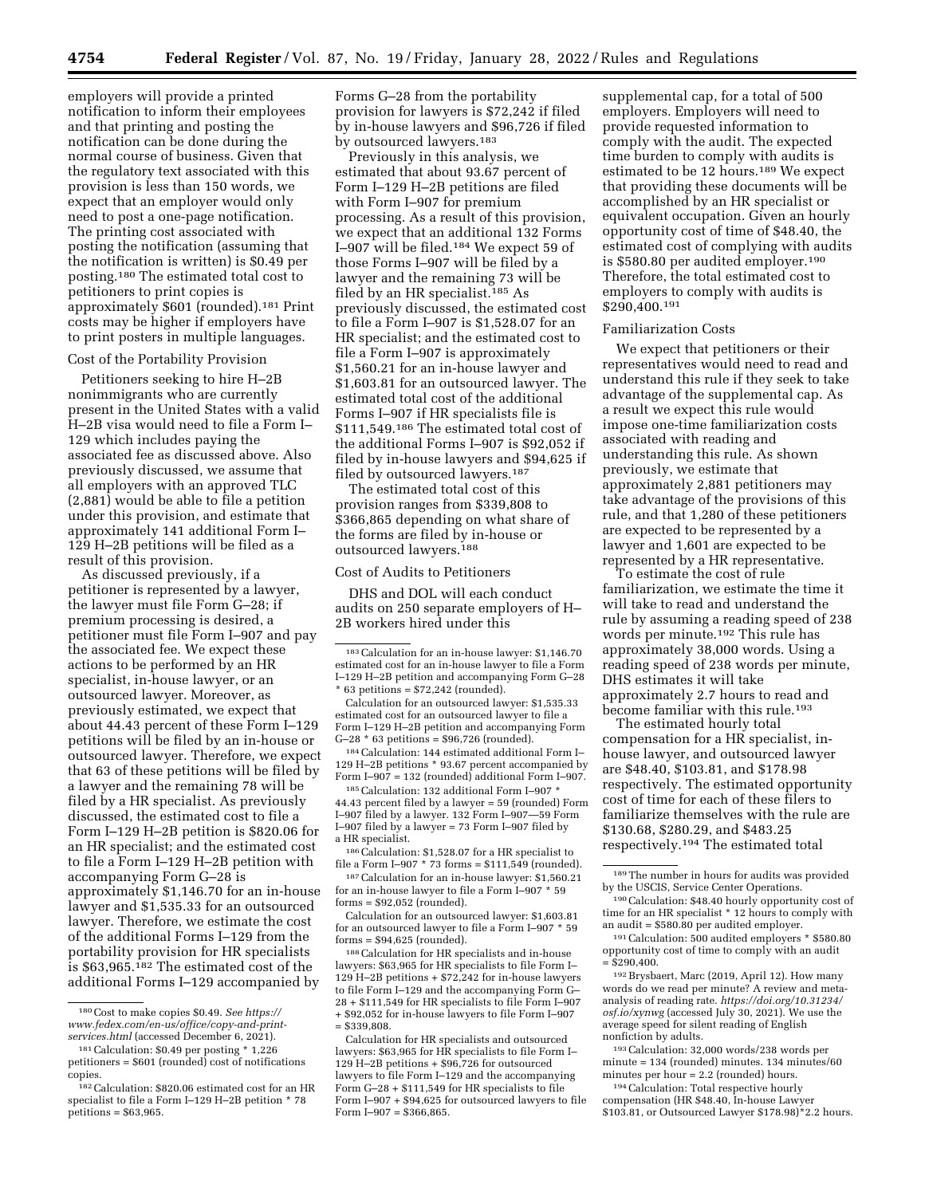employers will provide a printed notification to inform their employees and that printing and posting the notification can be done during the normal course of business. Given that the regulatory text associated with this provision is less than 150 words, we expect that an employer would only need to post a one-page notification. The printing cost associated with posting the notification (assuming that the notification is written) is $0.49 per posting.[180] The estimated total cost to petitioners to print copies is approximately $601 (rounded).[181] Print costs may be higher if employers have to print posters in multiple languages.

Cost of the Portability Provision

Petitioners seeking to hire H–2B nonimmigrants who are currently present in the United States with a valid H–2B visa would need to file a Form I–129 which includes paying the associated fee as discussed above. Also previously discussed, we assume that all employers with an approved TLC (2,881) would be able to file a petition under this provision, and estimate that approximately 141 additional Form I–129 H–2B petitions will be filed as a result of this provision.

As discussed previously, if a petitioner is represented by a lawyer, the lawyer must file Form G–28; if premium processing is desired, a petitioner must file Form I–907 and pay the associated fee. We expect these actions to be performed by an HR specialist, in-house lawyer, or an outsourced lawyer. Moreover, as previously estimated, we expect that about 44.43 percent of these Form I–129 petitions will be filed by an in-house or outsourced lawyer. Therefore, we expect that 63 of these petitions will be filed by a lawyer and the remaining 78 will be filed by a HR specialist. As previously discussed, the estimated cost to file a Form I–129 H–2B petition is $820.06 for an HR specialist; and the estimated cost to file a Form I–129 H–2B petition with accompanying Form G–28 is approximately $1,146.70 for an in-house lawyer and $1,535.33 for an outsourced lawyer. Therefore, we estimate the cost of the additional Forms I–129 from the portability provision for HR specialists is $63,965.[182] The estimated cost of the additional Forms I–129 accompanied by Forms G–28 from the portability provision for lawyers is $72,242 if filed by in-house lawyers and $96,726 if filed by outsourced lawyers.[183]

Previously in this analysis, we estimated that about 93.67 percent of Form I–129 H–2B petitions are filed with Form I–907 for premium processing. As a result of this provision, we expect that an additional 132 Forms I–907 will be filed.[184] We expect 59 of those Forms I–907 will be filed by a lawyer and the remaining 73 will be filed by an HR specialist.[185] As previously discussed, the estimated cost to file a Form I–907 is $1,528.07 for an HR specialist; and the estimated cost to file a Form I–907 is approximately $1,560.21 for an in-house lawyer and $1,603.81 for an outsourced lawyer. The estimated total cost of the additional Forms I–907 if HR specialists file is $111,549.[186] The estimated total cost of the additional Forms I–907 is $92,052 if filed by in-house lawyers and $94,625 if filed by outsourced lawyers.[187]

The estimated total cost of this provision ranges from $339,808 to $366,865 depending on what share of the forms are filed by in-house or outsourced lawyers.[188]

Cost of Audits to Petitioners

DHS and DOL will each conduct audits on 250 separate employers of H–2B workers hired under this supplemental cap, for a total of 500 employers. Employers will need to provide requested information to comply with the audit. The expected time burden to comply with audits is estimated to be 12 hours.[189] We expect that providing these documents will be accomplished by an HR specialist or equivalent occupation. Given an hourly opportunity cost of time of $48.40, the estimated cost of complying with audits is $580.80 per audited employer.[190] Therefore, the total estimated cost to employers to comply with audits is $290,400.[191]

Familiarization Costs

We expect that petitioners or their representatives would need to read and understand this rule if they seek to take advantage of the supplemental cap. As a result we expect this rule would impose one-time familiarization costs associated with reading and understanding this rule. As shown previously, we estimate that approximately 2,881 petitioners may take advantage of the provisions of this rule, and that 1,280 of these petitioners are expected to be represented by a lawyer and 1,601 are expected to be represented by a HR representative.

To estimate the cost of rule familiarization, we estimate the time it will take to read and understand the rule by assuming a reading speed of 238 words per minute.[192] This rule has approximately 38,000 words. Using a reading speed of 238 words per minute, DHS estimates it will take approximately 2.7 hours to read and become familiar with this rule.[193]

The estimated hourly total compensation for a HR specialist, in-house lawyer, and outsourced lawyer are $48.40, $103.81, and $178.98 respectively. The estimated opportunity cost of time for each of these filers to familiarize themselves with the rule are $130.68, $280.29, and $483.25 respectively.[194] The estimated total

---

[180] Cost to make copies $0.49. *See https://www.fedex.com/en-us/office/copy-and-print-services.html* (accessed December 6, 2021).

[181] Calculation: $0.49 per posting * 1,226 petitioners = $601 (rounded) cost of notifications copies.

[182] Calculation: $820.06 estimated cost for an HR specialist to file a Form I–129 H–2B petition * 78 petitions = $63,965.

[183] Calculation for an in-house lawyer: $1,146.70 estimated cost for an in-house lawyer to file a Form I–129 H–2B petition and accompanying Form G–28 * 63 petitions = $72,242 (rounded).

Calculation for an outsourced lawyer: $1,535.33 estimated cost for an outsourced lawyer to file a Form I–129 H–2B petition and accompanying Form G–28 * 63 petitions = $96,726 (rounded).

[184] Calculation: 144 estimated additional Form I–129 H–2B petitions * 93.67 percent accompanied by Form I–907 = 132 (rounded) additional Form I–907.

[185] Calculation: 132 additional Form I–907 * 44.43 percent filed by a lawyer = 59 (rounded) Form I–907 filed by a lawyer. 132 Form I–907—59 Form I–907 filed by a lawyer = 73 Form I–907 filed by a HR specialist.

[186] Calculation: $1,528.07 for a HR specialist to file a Form I–907 * 73 forms = $111,549 (rounded).

[187] Calculation for an in-house lawyer: $1,560.21 for an in-house lawyer to file a Form I–907 * 59 forms = $92,052 (rounded).

Calculation for an outsourced lawyer: $1,603.81 for an outsourced lawyer to file a Form I–907 * 59 forms = $94,625 (rounded).

[188] Calculation for HR specialists and in-house lawyers: $63,965 for HR specialists to file Form I–129 H–2B petitions + $72,242 for in-house lawyers to file Form I–129 and the accompanying Form G–28 + $111,549 for HR specialists to file Form I–907 + $92,052 for in-house lawyers to file Form I–907 = $339,808.

Calculation for HR specialists and outsourced lawyers: $63,965 for HR specialists to file Form I–129 H–2B petitions + $96,726 for outsourced lawyers to file Form I–129 and the accompanying Form G–28 + $111,549 for HR specialists to file Form I–907 + $94,625 for outsourced lawyers to file Form I–907 = $366,865.

[189] The number in hours for audits was provided by the USCIS, Service Center Operations.

[190] Calculation: $48.40 hourly opportunity cost of time for an HR specialist * 12 hours to comply with an audit = $580.80 per audited employer.

[191] Calculation: 500 audited employers * $580.80 opportunity cost of time to comply with an audit = $290,400.

[192] Brysbaert, Marc (2019, April 12). How many words do we read per minute? A review and meta-analysis of reading rate. *https://doi.org/10.31234/osf.io/xynwg* (accessed July 30, 2021). We use the average speed for silent reading of English nonfiction by adults.

[193] Calculation: 32,000 words/238 words per minute = 134 (rounded) minutes. 134 minutes/60 minutes per hour = 2.2 (rounded) hours.

[194] Calculation: Total respective hourly compensation (HR $48.40, In-house Lawyer $103.81, or Outsourced Lawyer $178.98)*2.2 hours.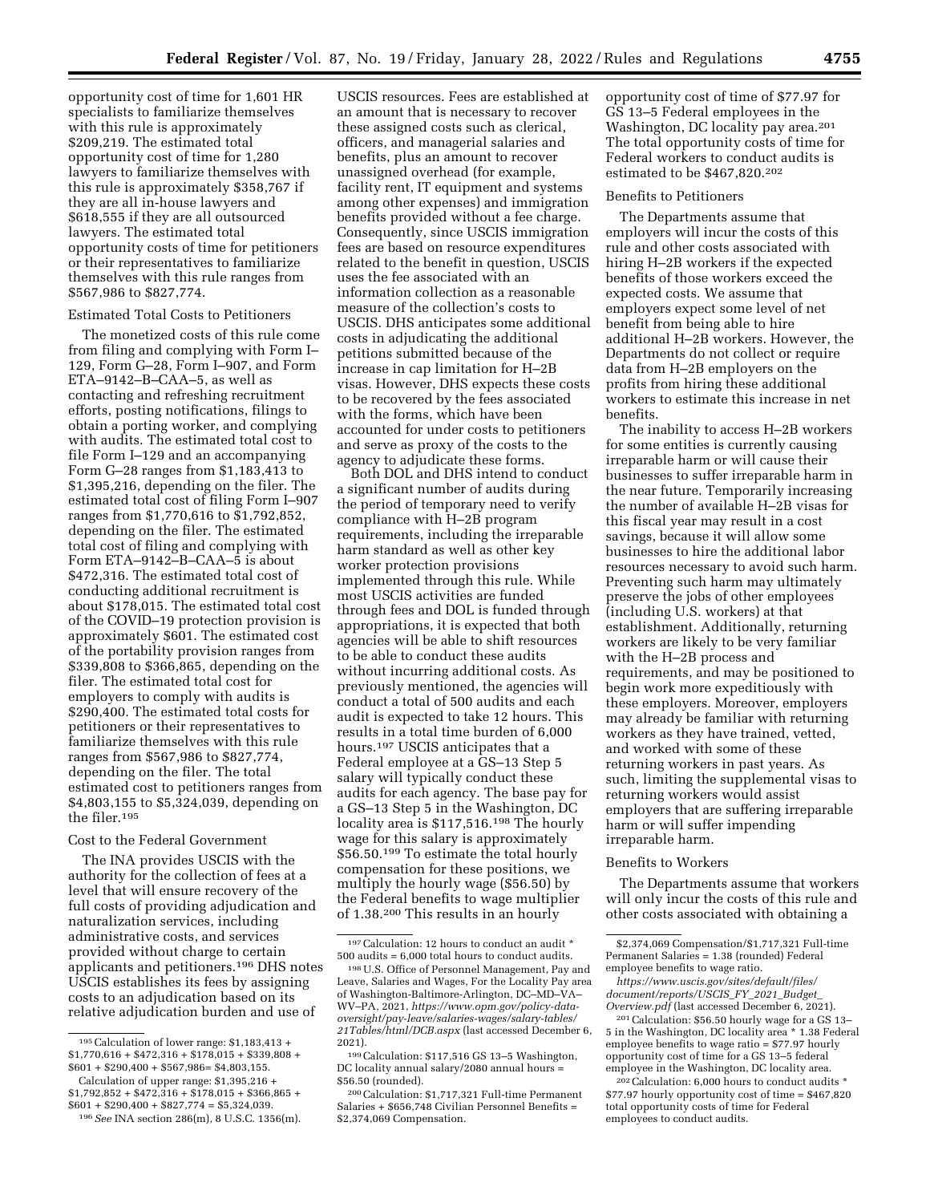opportunity cost of time for 1,601 HR specialists to familiarize themselves with this rule is approximately $209,219. The estimated total opportunity cost of time for 1,280 lawyers to familiarize themselves with this rule is approximately $358,767 if they are all in-house lawyers and $618,555 if they are all outsourced lawyers. The estimated total opportunity costs of time for petitioners or their representatives to familiarize themselves with this rule ranges from $567,986 to $827,774.

Estimated Total Costs to Petitioners

The monetized costs of this rule come from filing and complying with Form I–129, Form G–28, Form I–907, and Form ETA–9142–B–CAA–5, as well as contacting and refreshing recruitment efforts, posting notifications, filings to obtain a porting worker, and complying with audits. The estimated total cost to file Form I–129 and an accompanying Form G–28 ranges from $1,183,413 to $1,395,216, depending on the filer. The estimated total cost of filing Form I–907 ranges from $1,770,616 to $1,792,852, depending on the filer. The estimated total cost of filing and complying with Form ETA–9142–B–CAA–5 is about $472,316. The estimated total cost of conducting additional recruitment is about $178,015. The estimated total cost of the COVID–19 protection provision is approximately $601. The estimated cost of the portability provision ranges from $339,808 to $366,865, depending on the filer. The estimated total cost for employers to comply with audits is $290,400. The estimated total costs for petitioners or their representatives to familiarize themselves with this rule ranges from $567,986 to $827,774, depending on the filer. The total estimated cost to petitioners ranges from $4,803,155 to $5,324,039, depending on the filer.[195]

Cost to the Federal Government

The INA provides USCIS with the authority for the collection of fees at a level that will ensure recovery of the full costs of providing adjudication and naturalization services, including administrative costs, and services provided without charge to certain applicants and petitioners.[196] DHS notes USCIS establishes its fees by assigning costs to an adjudication based on its relative adjudication burden and use of USCIS resources. Fees are established at an amount that is necessary to recover these assigned costs such as clerical, officers, and managerial salaries and benefits, plus an amount to recover unassigned overhead (for example, facility rent, IT equipment and systems among other expenses) and immigration benefits provided without a fee charge. Consequently, since USCIS immigration fees are based on resource expenditures related to the benefit in question, USCIS uses the fee associated with an information collection as a reasonable measure of the collection's costs to USCIS. DHS anticipates some additional costs in adjudicating the additional petitions submitted because of the increase in cap limitation for H–2B visas. However, DHS expects these costs to be recovered by the fees associated with the forms, which have been accounted for under costs to petitioners and serve as proxy of the costs to the agency to adjudicate these forms.

Both DOL and DHS intend to conduct a significant number of audits during the period of temporary need to verify compliance with H–2B program requirements, including the irreparable harm standard as well as other key worker protection provisions implemented through this rule. While most USCIS activities are funded through fees and DOL is funded through appropriations, it is expected that both agencies will be able to shift resources to be able to conduct these audits without incurring additional costs. As previously mentioned, the agencies will conduct a total of 500 audits and each audit is expected to take 12 hours. This results in a total time burden of 6,000 hours.[197] USCIS anticipates that a Federal employee at a GS–13 Step 5 salary will typically conduct these audits for each agency. The base pay for a GS–13 Step 5 in the Washington, DC locality area is $117,516.[198] The hourly wage for this salary is approximately $56.50.[199] To estimate the total hourly compensation for these positions, we multiply the hourly wage ($56.50) by the Federal benefits to wage multiplier of 1.38.[200] This results in an hourly opportunity cost of time of $77.97 for GS 13–5 Federal employees in the Washington, DC locality pay area.[201] The total opportunity costs of time for Federal workers to conduct audits is estimated to be $467,820.[202]

Benefits to Petitioners

The Departments assume that employers will incur the costs of this rule and other costs associated with hiring H–2B workers if the expected benefits of those workers exceed the expected costs. We assume that employers expect some level of net benefit from being able to hire additional H–2B workers. However, the Departments do not collect or require data from H–2B employers on the profits from hiring these additional workers to estimate this increase in net benefits.

The inability to access H–2B workers for some entities is currently causing irreparable harm or will cause their businesses to suffer irreparable harm in the near future. Temporarily increasing the number of available H–2B visas for this fiscal year may result in a cost savings, because it will allow some businesses to hire the additional labor resources necessary to avoid such harm. Preventing such harm may ultimately preserve the jobs of other employees (including U.S. workers) at that establishment. Additionally, returning workers are likely to be very familiar with the H–2B process and requirements, and may be positioned to begin work more expeditiously with these employers. Moreover, employers may already be familiar with returning workers as they have trained, vetted, and worked with some of these returning workers in past years. As such, limiting the supplemental visas to returning workers would assist employers that are suffering irreparable harm or will suffer impending irreparable harm.

Benefits to Workers

The Departments assume that workers will only incur the costs of this rule and other costs associated with obtaining a

---

[195] Calculation of lower range: $1,183,413 + $1,770,616 + $472,316 + $178,015 + $339,808 + $601 + $290,400 + $567,986= $4,803,155.

Calculation of upper range: $1,395,216 + $1,792,852 + $472,316 + $178,015 + $366,865 + $601 + $290,400 + $827,774 = $5,324,039.

[196] *See* INA section 286(m), 8 U.S.C. 1356(m).

[197] Calculation: 12 hours to conduct an audit * 500 audits = 6,000 total hours to conduct audits.

[198] U.S. Office of Personnel Management, Pay and Leave, Salaries and Wages, For the Locality Pay area of Washington-Baltimore-Arlington, DC–MD–VA–WV–PA, 2021, *https://www.opm.gov/policy-data-oversight/pay-leave/salaries-wages/salary-tables/21Tables/html/DCB.aspx* (last accessed December 6, 2021).

[199] Calculation: $117,516 GS 13–5 Washington, DC locality annual salary/2080 annual hours = $56.50 (rounded).

[200] Calculation: $1,717,321 Full-time Permanent Salaries + $656,748 Civilian Personnel Benefits = $2,374,069 Compensation.

$2,374,069 Compensation/$1,717,321 Full-time Permanent Salaries = 1.38 (rounded) Federal employee benefits to wage ratio.

*https://www.uscis.gov/sites/default/files/document/reports/USCIS_FY_2021_Budget_Overview.pdf* (last accessed December 6, 2021).

[201] Calculation: $56.50 hourly wage for a GS 13–5 in the Washington, DC locality area * 1.38 Federal employee benefits to wage ratio = $77.97 hourly opportunity cost of time for a GS 13–5 federal employee in the Washington, DC locality area.

[202] Calculation: 6,000 hours to conduct audits * $77.97 hourly opportunity cost of time = $467,820 total opportunity costs of time for Federal employees to conduct audits.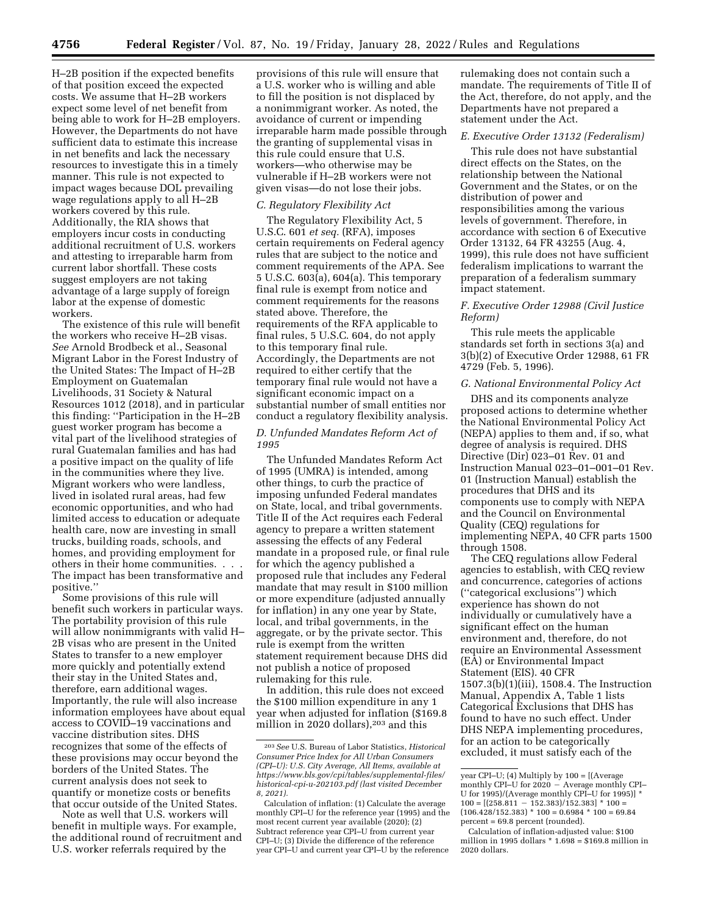H–2B position if the expected benefits of that position exceed the expected costs. We assume that H–2B workers expect some level of net benefit from being able to work for H–2B employers. However, the Departments do not have sufficient data to estimate this increase in net benefits and lack the necessary resources to investigate this in a timely manner. This rule is not expected to impact wages because DOL prevailing wage regulations apply to all H–2B workers covered by this rule. Additionally, the RIA shows that employers incur costs in conducting additional recruitment of U.S. workers and attesting to irreparable harm from current labor shortfall. These costs suggest employers are not taking advantage of a large supply of foreign labor at the expense of domestic workers.

The existence of this rule will benefit the workers who receive H–2B visas. *See* Arnold Brodbeck et al., Seasonal Migrant Labor in the Forest Industry of the United States: The Impact of H–2B Employment on Guatemalan Livelihoods, 31 Society & Natural Resources 1012 (2018), and in particular this finding: ''Participation in the H–2B guest worker program has become a vital part of the livelihood strategies of rural Guatemalan families and has had a positive impact on the quality of life in the communities where they live. Migrant workers who were landless, lived in isolated rural areas, had few economic opportunities, and who had limited access to education or adequate health care, now are investing in small trucks, building roads, schools, and homes, and providing employment for others in their home communities. . . . The impact has been transformative and positive.''

Some provisions of this rule will benefit such workers in particular ways. The portability provision of this rule will allow nonimmigrants with valid H–2B visas who are present in the United States to transfer to a new employer more quickly and potentially extend their stay in the United States and, therefore, earn additional wages. Importantly, the rule will also increase information employees have about equal access to COVID–19 vaccinations and vaccine distribution sites. DHS recognizes that some of the effects of these provisions may occur beyond the borders of the United States. The current analysis does not seek to quantify or monetize costs or benefits that occur outside of the United States.

Note as well that U.S. workers will benefit in multiple ways. For example, the additional round of recruitment and U.S. worker referrals required by the provisions of this rule will ensure that a U.S. worker who is willing and able to fill the position is not displaced by a nonimmigrant worker. As noted, the avoidance of current or impending irreparable harm made possible through the granting of supplemental visas in this rule could ensure that U.S. workers—who otherwise may be vulnerable if H–2B workers were not given visas—do not lose their jobs.

### C. Regulatory Flexibility Act

The Regulatory Flexibility Act, 5 U.S.C. 601 *et seq.* (RFA), imposes certain requirements on Federal agency rules that are subject to the notice and comment requirements of the APA. See 5 U.S.C. 603(a), 604(a). This temporary final rule is exempt from notice and comment requirements for the reasons stated above. Therefore, the requirements of the RFA applicable to final rules, 5 U.S.C. 604, do not apply to this temporary final rule. Accordingly, the Departments are not required to either certify that the temporary final rule would not have a significant economic impact on a substantial number of small entities nor conduct a regulatory flexibility analysis.

### D. Unfunded Mandates Reform Act of 1995

The Unfunded Mandates Reform Act of 1995 (UMRA) is intended, among other things, to curb the practice of imposing unfunded Federal mandates on State, local, and tribal governments. Title II of the Act requires each Federal agency to prepare a written statement assessing the effects of any Federal mandate in a proposed rule, or final rule for which the agency published a proposed rule that includes any Federal mandate that may result in \$100 million or more expenditure (adjusted annually for inflation) in any one year by State, local, and tribal governments, in the aggregate, or by the private sector. This rule is exempt from the written statement requirement because DHS did not publish a notice of proposed rulemaking for this rule.

In addition, this rule does not exceed the \$100 million expenditure in any 1 year when adjusted for inflation (\$169.8 million in 2020 dollars),[203] and this rulemaking does not contain such a mandate. The requirements of Title II of the Act, therefore, do not apply, and the Departments have not prepared a statement under the Act.

### E. Executive Order 13132 (Federalism)

This rule does not have substantial direct effects on the States, on the relationship between the National Government and the States, or on the distribution of power and responsibilities among the various levels of government. Therefore, in accordance with section 6 of Executive Order 13132, 64 FR 43255 (Aug. 4, 1999), this rule does not have sufficient federalism implications to warrant the preparation of a federalism summary impact statement.

### F. Executive Order 12988 (Civil Justice Reform)

This rule meets the applicable standards set forth in sections 3(a) and 3(b)(2) of Executive Order 12988, 61 FR 4729 (Feb. 5, 1996).

### G. National Environmental Policy Act

DHS and its components analyze proposed actions to determine whether the National Environmental Policy Act (NEPA) applies to them and, if so, what degree of analysis is required. DHS Directive (Dir) 023–01 Rev. 01 and Instruction Manual 023–01–001–01 Rev. 01 (Instruction Manual) establish the procedures that DHS and its components use to comply with NEPA and the Council on Environmental Quality (CEQ) regulations for implementing NEPA, 40 CFR parts 1500 through 1508.

The CEQ regulations allow Federal agencies to establish, with CEQ review and concurrence, categories of actions (''categorical exclusions'') which experience has shown do not individually or cumulatively have a significant effect on the human environment and, therefore, do not require an Environmental Assessment (EA) or Environmental Impact Statement (EIS). 40 CFR 1507.3(b)(1)(iii), 1508.4. The Instruction Manual, Appendix A, Table 1 lists Categorical Exclusions that DHS has found to have no such effect. Under DHS NEPA implementing procedures, for an action to be categorically excluded, it must satisfy each of the

---

[203] *See* U.S. Bureau of Labor Statistics, *Historical Consumer Price Index for All Urban Consumers (CPI–U): U.S. City Average, All Items, available at https://www.bls.gov/cpi/tables/supplemental-files/historical-cpi-u-202103.pdf (last visited December 8, 2021).*

Calculation of inflation: (1) Calculate the average monthly CPI–U for the reference year (1995) and the most recent current year available (2020); (2) Subtract reference year CPI–U from current year CPI–U; (3) Divide the difference of the reference year CPI–U and current year CPI–U by the reference year CPI–U; (4) Multiply by 100 = [(Average monthly CPI–U for 2020 − Average monthly CPI–U for 1995)/(Average monthly CPI–U for 1995)] * 100 = [(258.811 − 152.383)/152.383] * 100 = (106.428/152.383) * 100 = 0.6984 * 100 = 69.84 percent = 69.8 percent (rounded).

Calculation of inflation-adjusted value: \$100 million in 1995 dollars * 1.698 = \$169.8 million in 2020 dollars.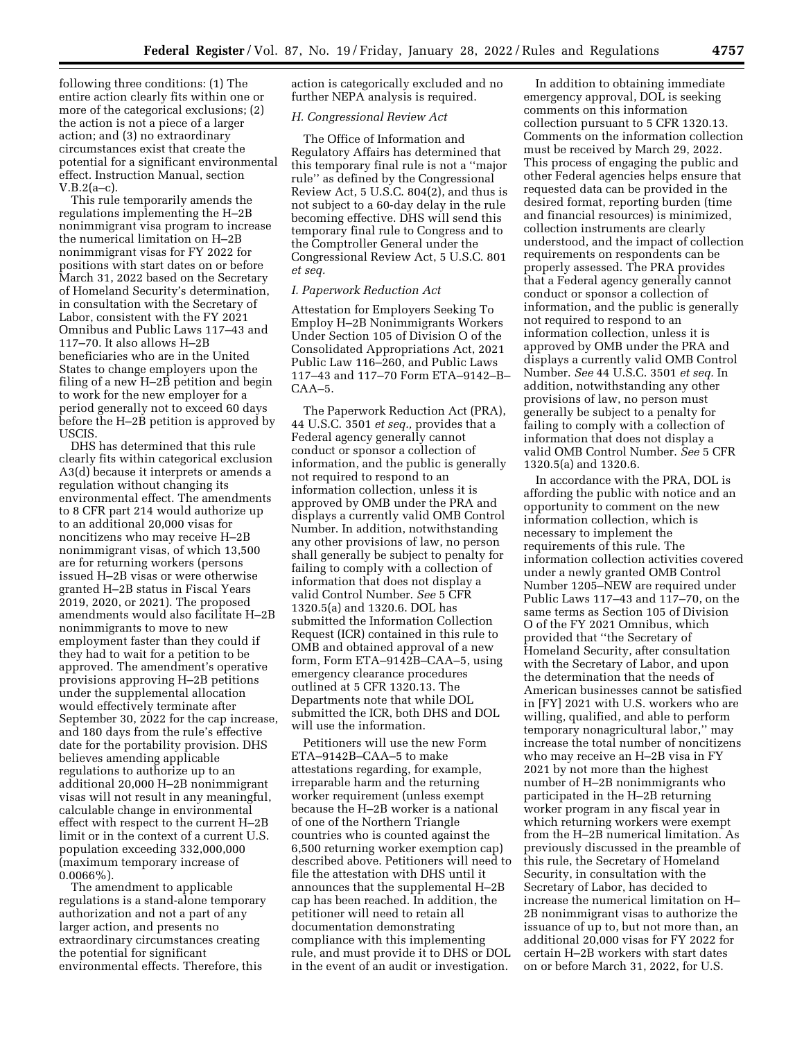following three conditions: (1) The entire action clearly fits within one or more of the categorical exclusions; (2) the action is not a piece of a larger action; and (3) no extraordinary circumstances exist that create the potential for a significant environmental effect. Instruction Manual, section V.B.2(a–c).

This rule temporarily amends the regulations implementing the H–2B nonimmigrant visa program to increase the numerical limitation on H–2B nonimmigrant visas for FY 2022 for positions with start dates on or before March 31, 2022 based on the Secretary of Homeland Security's determination, in consultation with the Secretary of Labor, consistent with the FY 2021 Omnibus and Public Laws 117–43 and 117–70. It also allows H–2B beneficiaries who are in the United States to change employers upon the filing of a new H–2B petition and begin to work for the new employer for a period generally not to exceed 60 days before the H–2B petition is approved by USCIS.

DHS has determined that this rule clearly fits within categorical exclusion A3(d) because it interprets or amends a regulation without changing its environmental effect. The amendments to 8 CFR part 214 would authorize up to an additional 20,000 visas for noncitizens who may receive H–2B nonimmigrant visas, of which 13,500 are for returning workers (persons issued H–2B visas or were otherwise granted H–2B status in Fiscal Years 2019, 2020, or 2021). The proposed amendments would also facilitate H–2B nonimmigrants to move to new employment faster than they could if they had to wait for a petition to be approved. The amendment's operative provisions approving H–2B petitions under the supplemental allocation would effectively terminate after September 30, 2022 for the cap increase, and 180 days from the rule's effective date for the portability provision. DHS believes amending applicable regulations to authorize up to an additional 20,000 H–2B nonimmigrant visas will not result in any meaningful, calculable change in environmental effect with respect to the current H–2B limit or in the context of a current U.S. population exceeding 332,000,000 (maximum temporary increase of 0.0066%).

The amendment to applicable regulations is a stand-alone temporary authorization and not a part of any larger action, and presents no extraordinary circumstances creating the potential for significant environmental effects. Therefore, this action is categorically excluded and no further NEPA analysis is required.

### *H. Congressional Review Act*

The Office of Information and Regulatory Affairs has determined that this temporary final rule is not a ''major rule'' as defined by the Congressional Review Act, 5 U.S.C. 804(2), and thus is not subject to a 60-day delay in the rule becoming effective. DHS will send this temporary final rule to Congress and to the Comptroller General under the Congressional Review Act, 5 U.S.C. 801 *et seq.*

### *I. Paperwork Reduction Act*

Attestation for Employers Seeking To Employ H–2B Nonimmigrants Workers Under Section 105 of Division O of the Consolidated Appropriations Act, 2021 Public Law 116–260, and Public Laws 117–43 and 117–70 Form ETA–9142–B–CAA–5.

The Paperwork Reduction Act (PRA), 44 U.S.C. 3501 *et seq.,* provides that a Federal agency generally cannot conduct or sponsor a collection of information, and the public is generally not required to respond to an information collection, unless it is approved by OMB under the PRA and displays a currently valid OMB Control Number. In addition, notwithstanding any other provisions of law, no person shall generally be subject to penalty for failing to comply with a collection of information that does not display a valid Control Number. *See* 5 CFR 1320.5(a) and 1320.6. DOL has submitted the Information Collection Request (ICR) contained in this rule to OMB and obtained approval of a new form, Form ETA–9142B–CAA–5, using emergency clearance procedures outlined at 5 CFR 1320.13. The Departments note that while DOL submitted the ICR, both DHS and DOL will use the information.

Petitioners will use the new Form ETA–9142B–CAA–5 to make attestations regarding, for example, irreparable harm and the returning worker requirement (unless exempt because the H–2B worker is a national of one of the Northern Triangle countries who is counted against the 6,500 returning worker exemption cap) described above. Petitioners will need to file the attestation with DHS until it announces that the supplemental H–2B cap has been reached. In addition, the petitioner will need to retain all documentation demonstrating compliance with this implementing rule, and must provide it to DHS or DOL in the event of an audit or investigation.

In addition to obtaining immediate emergency approval, DOL is seeking comments on this information collection pursuant to 5 CFR 1320.13. Comments on the information collection must be received by March 29, 2022. This process of engaging the public and other Federal agencies helps ensure that requested data can be provided in the desired format, reporting burden (time and financial resources) is minimized, collection instruments are clearly understood, and the impact of collection requirements on respondents can be properly assessed. The PRA provides that a Federal agency generally cannot conduct or sponsor a collection of information, and the public is generally not required to respond to an information collection, unless it is approved by OMB under the PRA and displays a currently valid OMB Control Number. *See* 44 U.S.C. 3501 *et seq.* In addition, notwithstanding any other provisions of law, no person must generally be subject to a penalty for failing to comply with a collection of information that does not display a valid OMB Control Number. *See* 5 CFR 1320.5(a) and 1320.6.

In accordance with the PRA, DOL is affording the public with notice and an opportunity to comment on the new information collection, which is necessary to implement the requirements of this rule. The information collection activities covered under a newly granted OMB Control Number 1205–NEW are required under Public Laws 117–43 and 117–70, on the same terms as Section 105 of Division O of the FY 2021 Omnibus, which provided that ''the Secretary of Homeland Security, after consultation with the Secretary of Labor, and upon the determination that the needs of American businesses cannot be satisfied in [FY] 2021 with U.S. workers who are willing, qualified, and able to perform temporary nonagricultural labor,'' may increase the total number of noncitizens who may receive an H–2B visa in FY 2021 by not more than the highest number of H–2B nonimmigrants who participated in the H–2B returning worker program in any fiscal year in which returning workers were exempt from the H–2B numerical limitation. As previously discussed in the preamble of this rule, the Secretary of Homeland Security, in consultation with the Secretary of Labor, has decided to increase the numerical limitation on H–2B nonimmigrant visas to authorize the issuance of up to, but not more than, an additional 20,000 visas for FY 2022 for certain H–2B workers with start dates on or before March 31, 2022, for U.S.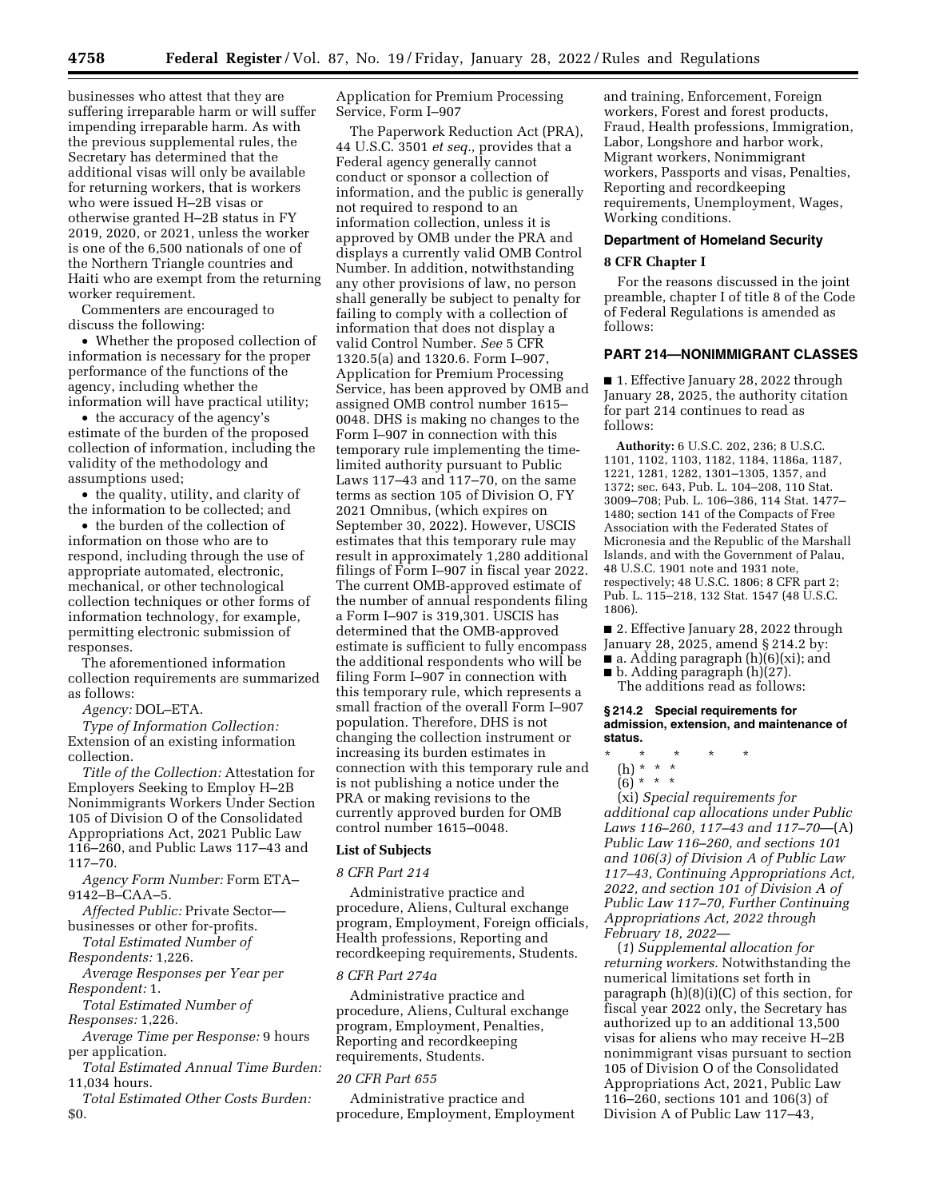businesses who attest that they are suffering irreparable harm or will suffer impending irreparable harm. As with the previous supplemental rules, the Secretary has determined that the additional visas will only be available for returning workers, that is workers who were issued H–2B visas or otherwise granted H–2B status in FY 2019, 2020, or 2021, unless the worker is one of the 6,500 nationals of one of the Northern Triangle countries and Haiti who are exempt from the returning worker requirement.

Commenters are encouraged to discuss the following:

- Whether the proposed collection of information is necessary for the proper performance of the functions of the agency, including whether the information will have practical utility;
- the accuracy of the agency's estimate of the burden of the proposed collection of information, including the validity of the methodology and assumptions used;
- the quality, utility, and clarity of the information to be collected; and
- the burden of the collection of information on those who are to respond, including through the use of appropriate automated, electronic, mechanical, or other technological collection techniques or other forms of information technology, for example, permitting electronic submission of responses.

The aforementioned information collection requirements are summarized as follows:

*Agency:* DOL–ETA.

*Type of Information Collection:* Extension of an existing information collection.

*Title of the Collection:* Attestation for Employers Seeking to Employ H–2B Nonimmigrants Workers Under Section 105 of Division O of the Consolidated Appropriations Act, 2021 Public Law 116–260, and Public Laws 117–43 and 117–70.

*Agency Form Number:* Form ETA–9142–B–CAA–5.

*Affected Public:* Private Sector—businesses or other for-profits.

*Total Estimated Number of Respondents:* 1,226.

*Average Responses per Year per Respondent:* 1.

*Total Estimated Number of Responses:* 1,226.

*Average Time per Response:* 9 hours per application.

*Total Estimated Annual Time Burden:* 11,034 hours.

*Total Estimated Other Costs Burden:* $0.

Application for Premium Processing Service, Form I–907

The Paperwork Reduction Act (PRA), 44 U.S.C. 3501 *et seq.,* provides that a Federal agency generally cannot conduct or sponsor a collection of information, and the public is generally not required to respond to an information collection, unless it is approved by OMB under the PRA and displays a currently valid OMB Control Number. In addition, notwithstanding any other provisions of law, no person shall generally be subject to penalty for failing to comply with a collection of information that does not display a valid Control Number. *See* 5 CFR 1320.5(a) and 1320.6. Form I–907, Application for Premium Processing Service, has been approved by OMB and assigned OMB control number 1615–0048. DHS is making no changes to the Form I–907 in connection with this temporary rule implementing the time-limited authority pursuant to Public Laws 117–43 and 117–70, on the same terms as section 105 of Division O, FY 2021 Omnibus, (which expires on September 30, 2022). However, USCIS estimates that this temporary rule may result in approximately 1,280 additional filings of Form I–907 in fiscal year 2022. The current OMB-approved estimate of the number of annual respondents filing a Form I–907 is 319,301. USCIS has determined that the OMB-approved estimate is sufficient to fully encompass the additional respondents who will be filing Form I–907 in connection with this temporary rule, which represents a small fraction of the overall Form I–907 population. Therefore, DHS is not changing the collection instrument or increasing its burden estimates in connection with this temporary rule and is not publishing a notice under the PRA or making revisions to the currently approved burden for OMB control number 1615–0048.

## List of Subjects

### 8 CFR Part 214

Administrative practice and procedure, Aliens, Cultural exchange program, Employment, Foreign officials, Health professions, Reporting and recordkeeping requirements, Students.

### 8 CFR Part 274a

Administrative practice and procedure, Aliens, Cultural exchange program, Employment, Penalties, Reporting and recordkeeping requirements, Students.

### 20 CFR Part 655

Administrative practice and procedure, Employment, Employment and training, Enforcement, Foreign workers, Forest and forest products, Fraud, Health professions, Immigration, Labor, Longshore and harbor work, Migrant workers, Nonimmigrant workers, Passports and visas, Penalties, Reporting and recordkeeping requirements, Unemployment, Wages, Working conditions.

## Department of Homeland Security

### 8 CFR Chapter I

For the reasons discussed in the joint preamble, chapter I of title 8 of the Code of Federal Regulations is amended as follows:

## PART 214—NONIMMIGRANT CLASSES

■ 1. Effective January 28, 2022 through January 28, 2025, the authority citation for part 214 continues to read as follows:

**Authority:** 6 U.S.C. 202, 236; 8 U.S.C. 1101, 1102, 1103, 1182, 1184, 1186a, 1187, 1221, 1281, 1282, 1301–1305, 1357, and 1372; sec. 643, Pub. L. 104–208, 110 Stat. 3009–708; Pub. L. 106–386, 114 Stat. 1477–1480; section 141 of the Compacts of Free Association with the Federated States of Micronesia and the Republic of the Marshall Islands, and with the Government of Palau, 48 U.S.C. 1901 note and 1931 note, respectively; 48 U.S.C. 1806; 8 CFR part 2; Pub. L. 115–218, 132 Stat. 1547 (48 U.S.C. 1806).

■ 2. Effective January 28, 2022 through January 28, 2025, amend § 214.2 by:

■ a. Adding paragraph (h)(6)(xi); and

■ b. Adding paragraph (h)(27).

The additions read as follows:

### § 214.2 Special requirements for admission, extension, and maintenance of status.

\* \* \* \* \*

(h) \* \* \*

(6) \* \* \*

(xi) *Special requirements for additional cap allocations under Public Laws 116–260, 117–43 and 117–70*—(A) *Public Law 116–260, and sections 101 and 106(3) of Division A of Public Law 117–43, Continuing Appropriations Act, 2022, and section 101 of Division A of Public Law 117–70, Further Continuing Appropriations Act, 2022 through February 18, 2022*—

(*1*) *Supplemental allocation for returning workers.* Notwithstanding the numerical limitations set forth in paragraph (h)(8)(i)(C) of this section, for fiscal year 2022 only, the Secretary has authorized up to an additional 13,500 visas for aliens who may receive H–2B nonimmigrant visas pursuant to section 105 of Division O of the Consolidated Appropriations Act, 2021, Public Law 116–260, sections 101 and 106(3) of Division A of Public Law 117–43,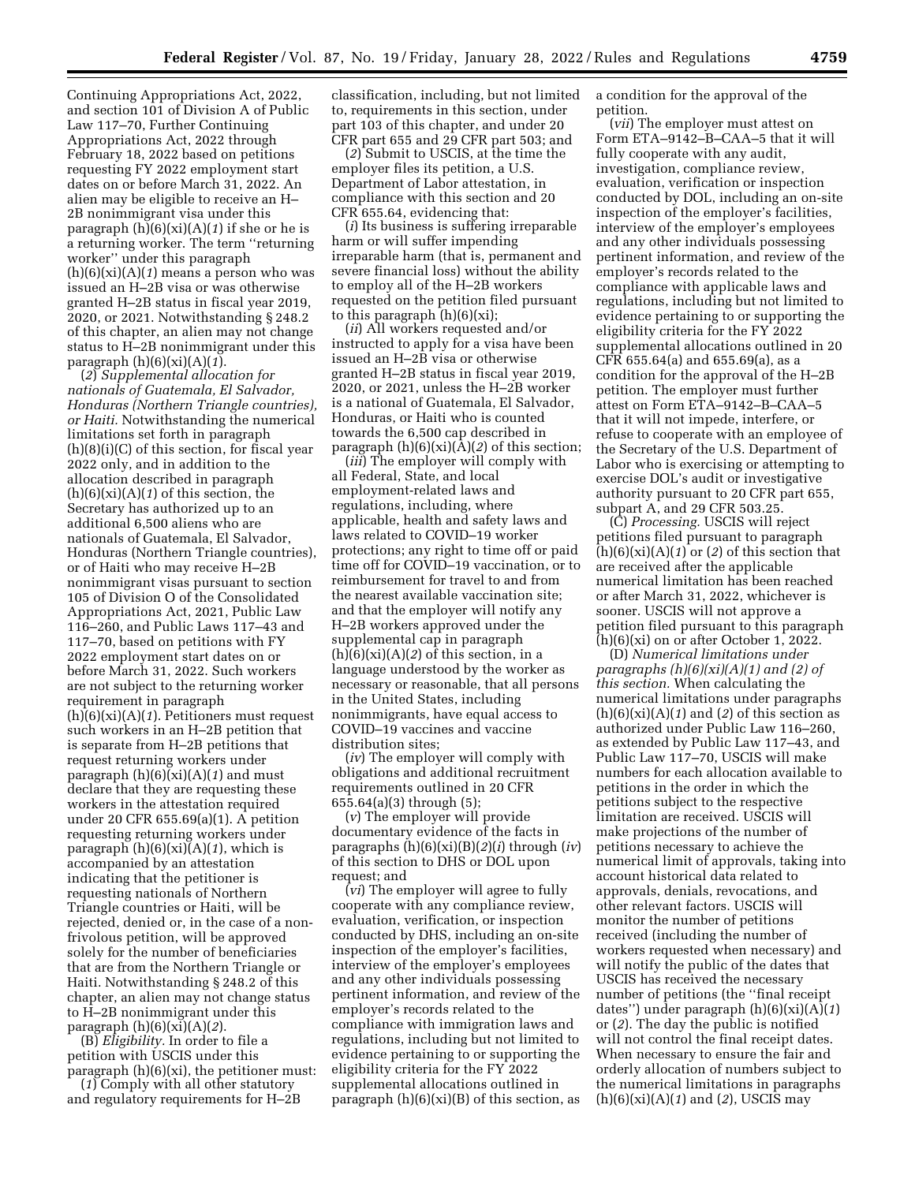Continuing Appropriations Act, 2022, and section 101 of Division A of Public Law 117–70, Further Continuing Appropriations Act, 2022 through February 18, 2022 based on petitions requesting FY 2022 employment start dates on or before March 31, 2022. An alien may be eligible to receive an H–2B nonimmigrant visa under this paragraph (h)(6)(xi)(A)(*1*) if she or he is a returning worker. The term ''returning worker'' under this paragraph (h)(6)(xi)(A)(*1*) means a person who was issued an H–2B visa or was otherwise granted H–2B status in fiscal year 2019, 2020, or 2021. Notwithstanding § 248.2 of this chapter, an alien may not change status to H–2B nonimmigrant under this paragraph (h)(6)(xi)(A)(*1*).

(*2*) *Supplemental allocation for nationals of Guatemala, El Salvador, Honduras (Northern Triangle countries), or Haiti.* Notwithstanding the numerical limitations set forth in paragraph (h)(8)(i)(C) of this section, for fiscal year 2022 only, and in addition to the allocation described in paragraph (h)(6)(xi)(A)(*1*) of this section, the Secretary has authorized up to an additional 6,500 aliens who are nationals of Guatemala, El Salvador, Honduras (Northern Triangle countries), or of Haiti who may receive H–2B nonimmigrant visas pursuant to section 105 of Division O of the Consolidated Appropriations Act, 2021, Public Law 116–260, and Public Laws 117–43 and 117–70, based on petitions with FY 2022 employment start dates on or before March 31, 2022. Such workers are not subject to the returning worker requirement in paragraph (h)(6)(xi)(A)(*1*). Petitioners must request such workers in an H–2B petition that is separate from H–2B petitions that request returning workers under paragraph (h)(6)(xi)(A)(*1*) and must declare that they are requesting these workers in the attestation required under 20 CFR 655.69(a)(1). A petition requesting returning workers under paragraph (h)(6)(xi)(A)(*1*), which is accompanied by an attestation indicating that the petitioner is requesting nationals of Northern Triangle countries or Haiti, will be rejected, denied or, in the case of a non-frivolous petition, will be approved solely for the number of beneficiaries that are from the Northern Triangle or Haiti. Notwithstanding § 248.2 of this chapter, an alien may not change status to H–2B nonimmigrant under this paragraph (h)(6)(xi)(A)(*2*).

(B) *Eligibility.* In order to file a petition with USCIS under this paragraph (h)(6)(xi), the petitioner must:

(*1*) Comply with all other statutory and regulatory requirements for H–2B classification, including, but not limited to, requirements in this section, under part 103 of this chapter, and under 20 CFR part 655 and 29 CFR part 503; and

(*2*) Submit to USCIS, at the time the employer files its petition, a U.S. Department of Labor attestation, in compliance with this section and 20 CFR 655.64, evidencing that:

(*i*) Its business is suffering irreparable harm or will suffer impending irreparable harm (that is, permanent and severe financial loss) without the ability to employ all of the H–2B workers requested on the petition filed pursuant to this paragraph (h)(6)(xi);

(*ii*) All workers requested and/or instructed to apply for a visa have been issued an H–2B visa or otherwise granted H–2B status in fiscal year 2019, 2020, or 2021, unless the H–2B worker is a national of Guatemala, El Salvador, Honduras, or Haiti who is counted towards the 6,500 cap described in paragraph (h)(6)(xi)(A)(*2*) of this section;

(*iii*) The employer will comply with all Federal, State, and local employment-related laws and regulations, including, where applicable, health and safety laws and laws related to COVID–19 worker protections; any right to time off or paid time off for COVID–19 vaccination, or to reimbursement for travel to and from the nearest available vaccination site; and that the employer will notify any H–2B workers approved under the supplemental cap in paragraph (h)(6)(xi)(A)(*2*) of this section, in a language understood by the worker as necessary or reasonable, that all persons in the United States, including nonimmigrants, have equal access to COVID–19 vaccines and vaccine distribution sites;

(*iv*) The employer will comply with obligations and additional recruitment requirements outlined in 20 CFR 655.64(a)(3) through (5);

(*v*) The employer will provide documentary evidence of the facts in paragraphs (h)(6)(xi)(B)(*2*)(*i*) through (*iv*) of this section to DHS or DOL upon request; and

(*vi*) The employer will agree to fully cooperate with any compliance review, evaluation, verification, or inspection conducted by DHS, including an on-site inspection of the employer's facilities, interview of the employer's employees and any other individuals possessing pertinent information, and review of the employer's records related to the compliance with immigration laws and regulations, including but not limited to evidence pertaining to or supporting the eligibility criteria for the FY 2022 supplemental allocations outlined in paragraph (h)(6)(xi)(B) of this section, as a condition for the approval of the petition.

(*vii*) The employer must attest on Form ETA–9142–B–CAA–5 that it will fully cooperate with any audit, investigation, compliance review, evaluation, verification or inspection conducted by DOL, including an on-site inspection of the employer's facilities, interview of the employer's employees and any other individuals possessing pertinent information, and review of the employer's records related to the compliance with applicable laws and regulations, including but not limited to evidence pertaining to or supporting the eligibility criteria for the FY 2022 supplemental allocations outlined in 20 CFR 655.64(a) and 655.69(a), as a condition for the approval of the H–2B petition. The employer must further attest on Form ETA–9142–B–CAA–5 that it will not impede, interfere, or refuse to cooperate with an employee of the Secretary of the U.S. Department of Labor who is exercising or attempting to exercise DOL's audit or investigative authority pursuant to 20 CFR part 655, subpart A, and 29 CFR 503.25.

(C) *Processing.* USCIS will reject petitions filed pursuant to paragraph (h)(6)(xi)(A)(*1*) or (*2*) of this section that are received after the applicable numerical limitation has been reached or after March 31, 2022, whichever is sooner. USCIS will not approve a petition filed pursuant to this paragraph (h)(6)(xi) on or after October 1, 2022.

(D) *Numerical limitations under paragraphs (h)(6)(xi)(A)(1) and (2) of this section.* When calculating the numerical limitations under paragraphs (h)(6)(xi)(A)(*1*) and (*2*) of this section as authorized under Public Law 116–260, as extended by Public Law 117–43, and Public Law 117–70, USCIS will make numbers for each allocation available to petitions in the order in which the petitions subject to the respective limitation are received. USCIS will make projections of the number of petitions necessary to achieve the numerical limit of approvals, taking into account historical data related to approvals, denials, revocations, and other relevant factors. USCIS will monitor the number of petitions received (including the number of workers requested when necessary) and will notify the public of the dates that USCIS has received the necessary number of petitions (the ''final receipt dates'') under paragraph (h)(6)(xi)(A)(*1*) or (*2*). The day the public is notified will not control the final receipt dates. When necessary to ensure the fair and orderly allocation of numbers subject to the numerical limitations in paragraphs (h)(6)(xi)(A)(*1*) and (*2*), USCIS may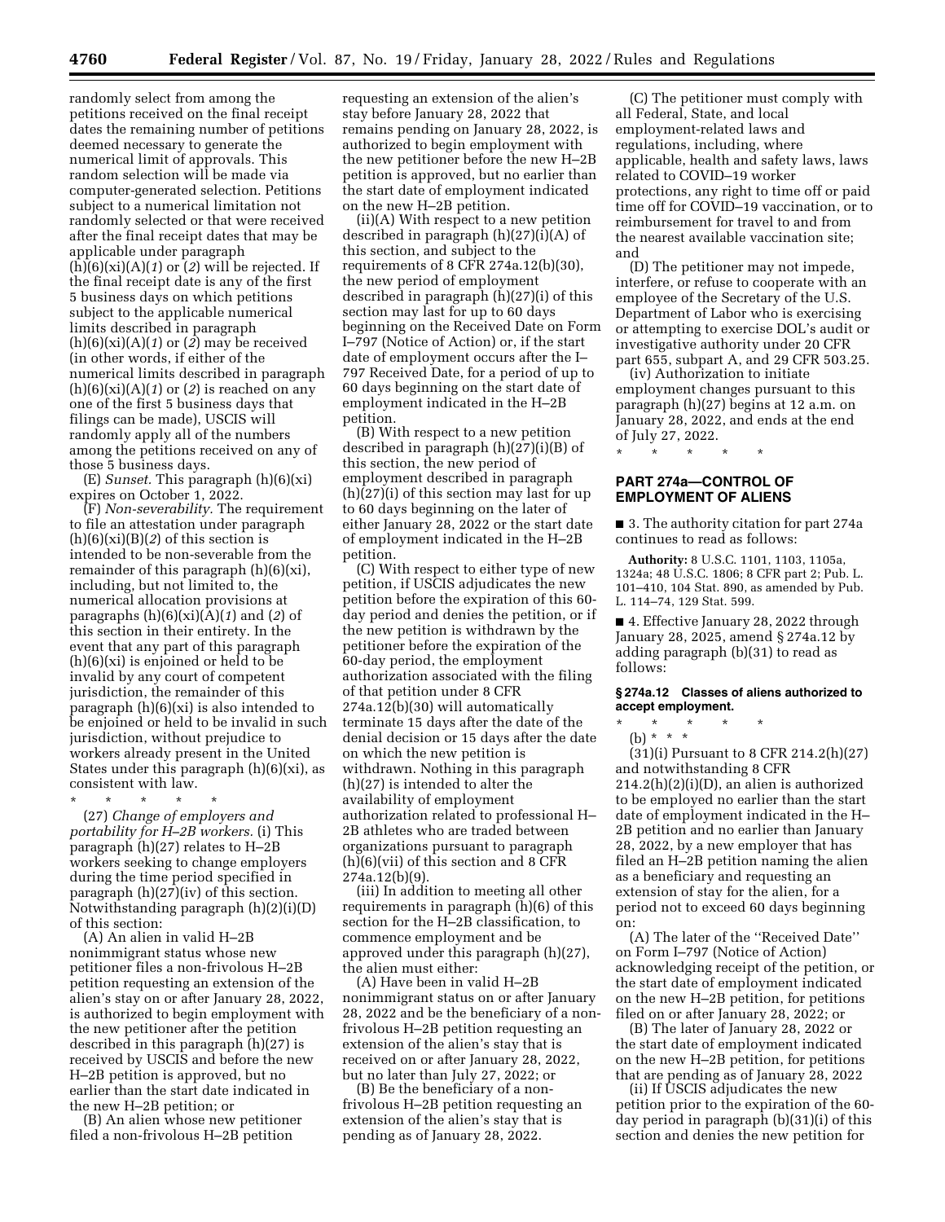randomly select from among the petitions received on the final receipt dates the remaining number of petitions deemed necessary to generate the numerical limit of approvals. This random selection will be made via computer-generated selection. Petitions subject to a numerical limitation not randomly selected or that were received after the final receipt dates that may be applicable under paragraph (h)(6)(xi)(A)(*1*) or (*2*) will be rejected. If the final receipt date is any of the first 5 business days on which petitions subject to the applicable numerical limits described in paragraph (h)(6)(xi)(A)(*1*) or (*2*) may be received (in other words, if either of the numerical limits described in paragraph (h)(6)(xi)(A)(*1*) or (*2*) is reached on any one of the first 5 business days that filings can be made), USCIS will randomly apply all of the numbers among the petitions received on any of those 5 business days.

(E) *Sunset.* This paragraph (h)(6)(xi) expires on October 1, 2022.

(F) *Non-severability.* The requirement to file an attestation under paragraph (h)(6)(xi)(B)(*2*) of this section is intended to be non-severable from the remainder of this paragraph (h)(6)(xi), including, but not limited to, the numerical allocation provisions at paragraphs (h)(6)(xi)(A)(*1*) and (*2*) of this section in their entirety. In the event that any part of this paragraph (h)(6)(xi) is enjoined or held to be invalid by any court of competent jurisdiction, the remainder of this paragraph (h)(6)(xi) is also intended to be enjoined or held to be invalid in such jurisdiction, without prejudice to workers already present in the United States under this paragraph (h)(6)(xi), as consistent with law.

\* \* \* \* \*

(27) *Change of employers and portability for H–2B workers.* (i) This paragraph (h)(27) relates to H–2B workers seeking to change employers during the time period specified in paragraph (h)(27)(iv) of this section. Notwithstanding paragraph (h)(2)(i)(D) of this section:

(A) An alien in valid H–2B nonimmigrant status whose new petitioner files a non-frivolous H–2B petition requesting an extension of the alien's stay on or after January 28, 2022, is authorized to begin employment with the new petitioner after the petition described in this paragraph (h)(27) is received by USCIS and before the new H–2B petition is approved, but no earlier than the start date indicated in the new H–2B petition; or

(B) An alien whose new petitioner filed a non-frivolous H–2B petition requesting an extension of the alien's stay before January 28, 2022 that remains pending on January 28, 2022, is authorized to begin employment with the new petitioner before the new H–2B petition is approved, but no earlier than the start date of employment indicated on the new H–2B petition.

(ii)(A) With respect to a new petition described in paragraph (h)(27)(i)(A) of this section, and subject to the requirements of 8 CFR 274a.12(b)(30), the new period of employment described in paragraph (h)(27)(i) of this section may last for up to 60 days beginning on the Received Date on Form I–797 (Notice of Action) or, if the start date of employment occurs after the I–797 Received Date, for a period of up to 60 days beginning on the start date of employment indicated in the H–2B petition.

(B) With respect to a new petition described in paragraph (h)(27)(i)(B) of this section, the new period of employment described in paragraph (h)(27)(i) of this section may last for up to 60 days beginning on the later of either January 28, 2022 or the start date of employment indicated in the H–2B petition.

(C) With respect to either type of new petition, if USCIS adjudicates the new petition before the expiration of this 60-day period and denies the petition, or if the new petition is withdrawn by the petitioner before the expiration of the 60-day period, the employment authorization associated with the filing of that petition under 8 CFR 274a.12(b)(30) will automatically terminate 15 days after the date of the denial decision or 15 days after the date on which the new petition is withdrawn. Nothing in this paragraph (h)(27) is intended to alter the availability of employment authorization related to professional H–2B athletes who are traded between organizations pursuant to paragraph (h)(6)(vii) of this section and 8 CFR 274a.12(b)(9).

(iii) In addition to meeting all other requirements in paragraph (h)(6) of this section for the H–2B classification, to commence employment and be approved under this paragraph (h)(27), the alien must either:

(A) Have been in valid H–2B nonimmigrant status on or after January 28, 2022 and be the beneficiary of a non-frivolous H–2B petition requesting an extension of the alien's stay that is received on or after January 28, 2022, but no later than July 27, 2022; or

(B) Be the beneficiary of a non-frivolous H–2B petition requesting an extension of the alien's stay that is pending as of January 28, 2022.

(C) The petitioner must comply with all Federal, State, and local employment-related laws and regulations, including, where applicable, health and safety laws, laws related to COVID–19 worker protections, any right to time off or paid time off for COVID–19 vaccination, or to reimbursement for travel to and from the nearest available vaccination site; and

(D) The petitioner may not impede, interfere, or refuse to cooperate with an employee of the Secretary of the U.S. Department of Labor who is exercising or attempting to exercise DOL's audit or investigative authority under 20 CFR part 655, subpart A, and 29 CFR 503.25.

(iv) Authorization to initiate employment changes pursuant to this paragraph (h)(27) begins at 12 a.m. on January 28, 2022, and ends at the end of July 27, 2022.

\* \* \* \* \*

## PART 274a—CONTROL OF EMPLOYMENT OF ALIENS

■ 3. The authority citation for part 274a continues to read as follows:

**Authority:** 8 U.S.C. 1101, 1103, 1105a, 1324a; 48 U.S.C. 1806; 8 CFR part 2; Pub. L. 101–410, 104 Stat. 890, as amended by Pub. L. 114–74, 129 Stat. 599.

■ 4. Effective January 28, 2022 through January 28, 2025, amend § 274a.12 by adding paragraph (b)(31) to read as follows:

### § 274a.12 Classes of aliens authorized to accept employment.

\* \* \* \* \*

(b) \* \* \*

(31)(i) Pursuant to 8 CFR 214.2(h)(27) and notwithstanding 8 CFR 214.2(h)(2)(i)(D), an alien is authorized to be employed no earlier than the start date of employment indicated in the H–2B petition and no earlier than January 28, 2022, by a new employer that has filed an H–2B petition naming the alien as a beneficiary and requesting an extension of stay for the alien, for a period not to exceed 60 days beginning on:

(A) The later of the ''Received Date'' on Form I–797 (Notice of Action) acknowledging receipt of the petition, or the start date of employment indicated on the new H–2B petition, for petitions filed on or after January 28, 2022; or

(B) The later of January 28, 2022 or the start date of employment indicated on the new H–2B petition, for petitions that are pending as of January 28, 2022

(ii) If USCIS adjudicates the new petition prior to the expiration of the 60-day period in paragraph (b)(31)(i) of this section and denies the new petition for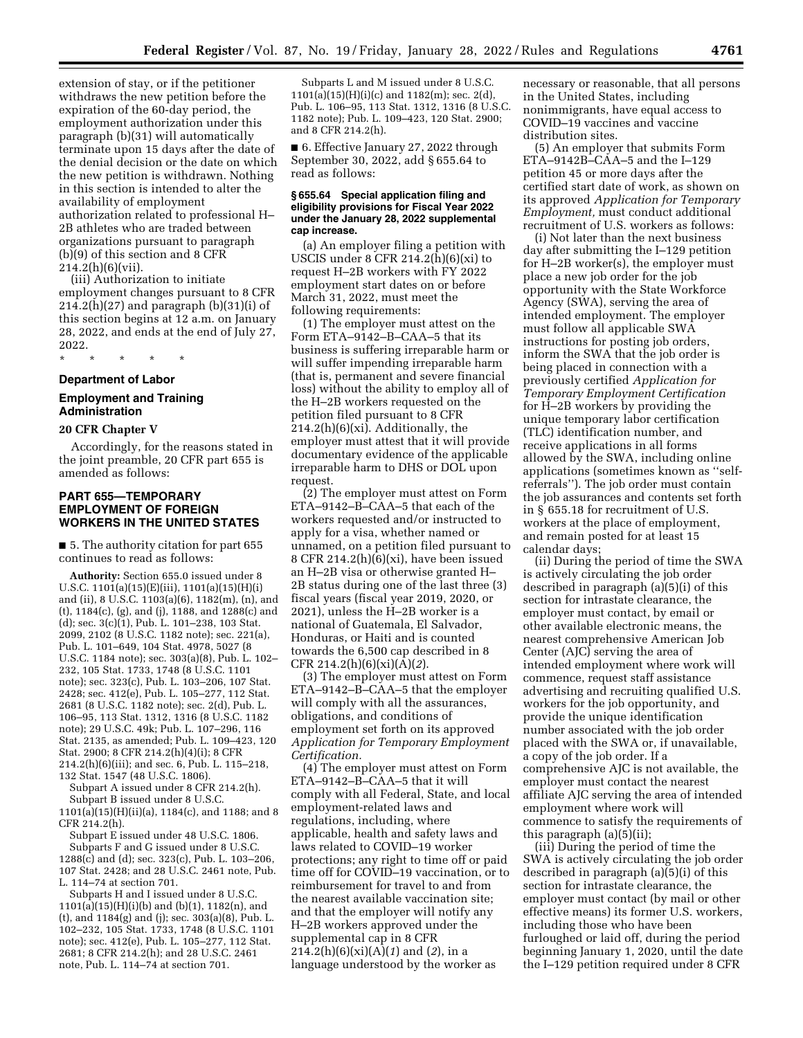extension of stay, or if the petitioner withdraws the new petition before the expiration of the 60-day period, the employment authorization under this paragraph (b)(31) will automatically terminate upon 15 days after the date of the denial decision or the date on which the new petition is withdrawn. Nothing in this section is intended to alter the availability of employment authorization related to professional H–2B athletes who are traded between organizations pursuant to paragraph (b)(9) of this section and 8 CFR 214.2(h)(6)(vii).

(iii) Authorization to initiate employment changes pursuant to 8 CFR 214.2(h)(27) and paragraph (b)(31)(i) of this section begins at 12 a.m. on January 28, 2022, and ends at the end of July 27, 2022.

\* \* \* \* \*

## Department of Labor

## Employment and Training Administration

### 20 CFR Chapter V

Accordingly, for the reasons stated in the joint preamble, 20 CFR part 655 is amended as follows:

## PART 655—TEMPORARY EMPLOYMENT OF FOREIGN WORKERS IN THE UNITED STATES

■ 5. The authority citation for part 655 continues to read as follows:

**Authority:** Section 655.0 issued under 8 U.S.C. 1101(a)(15)(E)(iii), 1101(a)(15)(H)(i) and (ii), 8 U.S.C. 1103(a)(6), 1182(m), (n), and (t), 1184(c), (g), and (j), 1188, and 1288(c) and (d); sec. 3(c)(1), Pub. L. 101–238, 103 Stat. 2099, 2102 (8 U.S.C. 1182 note); sec. 221(a), Pub. L. 101–649, 104 Stat. 4978, 5027 (8 U.S.C. 1184 note); sec. 303(a)(8), Pub. L. 102–232, 105 Stat. 1733, 1748 (8 U.S.C. 1101 note); sec. 323(c), Pub. L. 103–206, 107 Stat. 2428; sec. 412(e), Pub. L. 105–277, 112 Stat. 2681 (8 U.S.C. 1182 note); sec. 2(d), Pub. L. 106–95, 113 Stat. 1312, 1316 (8 U.S.C. 1182 note); 29 U.S.C. 49k; Pub. L. 107–296, 116 Stat. 2135, as amended; Pub. L. 109–423, 120 Stat. 2900; 8 CFR 214.2(h)(4)(i); 8 CFR 214.2(h)(6)(iii); and sec. 6, Pub. L. 115–218, 132 Stat. 1547 (48 U.S.C. 1806).

Subpart A issued under 8 CFR 214.2(h).

Subpart B issued under 8 U.S.C. 1101(a)(15)(H)(ii)(a), 1184(c), and 1188; and 8 CFR 214.2(h).

Subpart E issued under 48 U.S.C. 1806.

Subparts F and G issued under 8 U.S.C. 1288(c) and (d); sec. 323(c), Pub. L. 103–206, 107 Stat. 2428; and 28 U.S.C. 2461 note, Pub. L. 114–74 at section 701.

Subparts H and I issued under 8 U.S.C. 1101(a)(15)(H)(i)(b) and (b)(1), 1182(n), and (t), and 1184(g) and (j); sec. 303(a)(8), Pub. L. 102–232, 105 Stat. 1733, 1748 (8 U.S.C. 1101 note); sec. 412(e), Pub. L. 105–277, 112 Stat. 2681; 8 CFR 214.2(h); and 28 U.S.C. 2461 note, Pub. L. 114–74 at section 701.

Subparts L and M issued under 8 U.S.C. 1101(a)(15)(H)(i)(c) and 1182(m); sec. 2(d), Pub. L. 106–95, 113 Stat. 1312, 1316 (8 U.S.C. 1182 note); Pub. L. 109–423, 120 Stat. 2900; and 8 CFR 214.2(h).

■ 6. Effective January 27, 2022 through September 30, 2022, add § 655.64 to read as follows:

### § 655.64 Special application filing and eligibility provisions for Fiscal Year 2022 under the January 28, 2022 supplemental cap increase.

(a) An employer filing a petition with USCIS under 8 CFR 214.2(h)(6)(xi) to request H–2B workers with FY 2022 employment start dates on or before March 31, 2022, must meet the following requirements:

(1) The employer must attest on the Form ETA–9142–B–CAA–5 that its business is suffering irreparable harm or will suffer impending irreparable harm (that is, permanent and severe financial loss) without the ability to employ all of the H–2B workers requested on the petition filed pursuant to 8 CFR 214.2(h)(6)(xi). Additionally, the employer must attest that it will provide documentary evidence of the applicable irreparable harm to DHS or DOL upon request.

(2) The employer must attest on Form ETA–9142–B–CAA–5 that each of the workers requested and/or instructed to apply for a visa, whether named or unnamed, on a petition filed pursuant to 8 CFR 214.2(h)(6)(xi), have been issued an H–2B visa or otherwise granted H–2B status during one of the last three (3) fiscal years (fiscal year 2019, 2020, or 2021), unless the H–2B worker is a national of Guatemala, El Salvador, Honduras, or Haiti and is counted towards the 6,500 cap described in 8 CFR 214.2(h)(6)(xi)(A)(*2*).

(3) The employer must attest on Form ETA–9142–B–CAA–5 that the employer will comply with all the assurances, obligations, and conditions of employment set forth on its approved *Application for Temporary Employment Certification.*

(4) The employer must attest on Form ETA–9142–B–CAA–5 that it will comply with all Federal, State, and local employment-related laws and regulations, including, where applicable, health and safety laws and laws related to COVID–19 worker protections; any right to time off or paid time off for COVID–19 vaccination, or to reimbursement for travel to and from the nearest available vaccination site; and that the employer will notify any H–2B workers approved under the supplemental cap in 8 CFR 214.2(h)(6)(xi)(A)(*1*) and (*2*), in a language understood by the worker as necessary or reasonable, that all persons in the United States, including nonimmigrants, have equal access to COVID–19 vaccines and vaccine distribution sites.

(5) An employer that submits Form ETA–9142B–CAA–5 and the I–129 petition 45 or more days after the certified start date of work, as shown on its approved *Application for Temporary Employment,* must conduct additional recruitment of U.S. workers as follows:

(i) Not later than the next business day after submitting the I–129 petition for H–2B worker(s), the employer must place a new job order for the job opportunity with the State Workforce Agency (SWA), serving the area of intended employment. The employer must follow all applicable SWA instructions for posting job orders, inform the SWA that the job order is being placed in connection with a previously certified *Application for Temporary Employment Certification* for H–2B workers by providing the unique temporary labor certification (TLC) identification number, and receive applications in all forms allowed by the SWA, including online applications (sometimes known as "self-referrals"). The job order must contain the job assurances and contents set forth in § 655.18 for recruitment of U.S. workers at the place of employment, and remain posted for at least 15 calendar days;

(ii) During the period of time the SWA is actively circulating the job order described in paragraph (a)(5)(i) of this section for intrastate clearance, the employer must contact, by email or other available electronic means, the nearest comprehensive American Job Center (AJC) serving the area of intended employment where work will commence, request staff assistance advertising and recruiting qualified U.S. workers for the job opportunity, and provide the unique identification number associated with the job order placed with the SWA or, if unavailable, a copy of the job order. If a comprehensive AJC is not available, the employer must contact the nearest affiliate AJC serving the area of intended employment where work will commence to satisfy the requirements of this paragraph (a)(5)(ii);

(iii) During the period of time the SWA is actively circulating the job order described in paragraph (a)(5)(i) of this section for intrastate clearance, the employer must contact (by mail or other effective means) its former U.S. workers, including those who have been furloughed or laid off, during the period beginning January 1, 2020, until the date the I–129 petition required under 8 CFR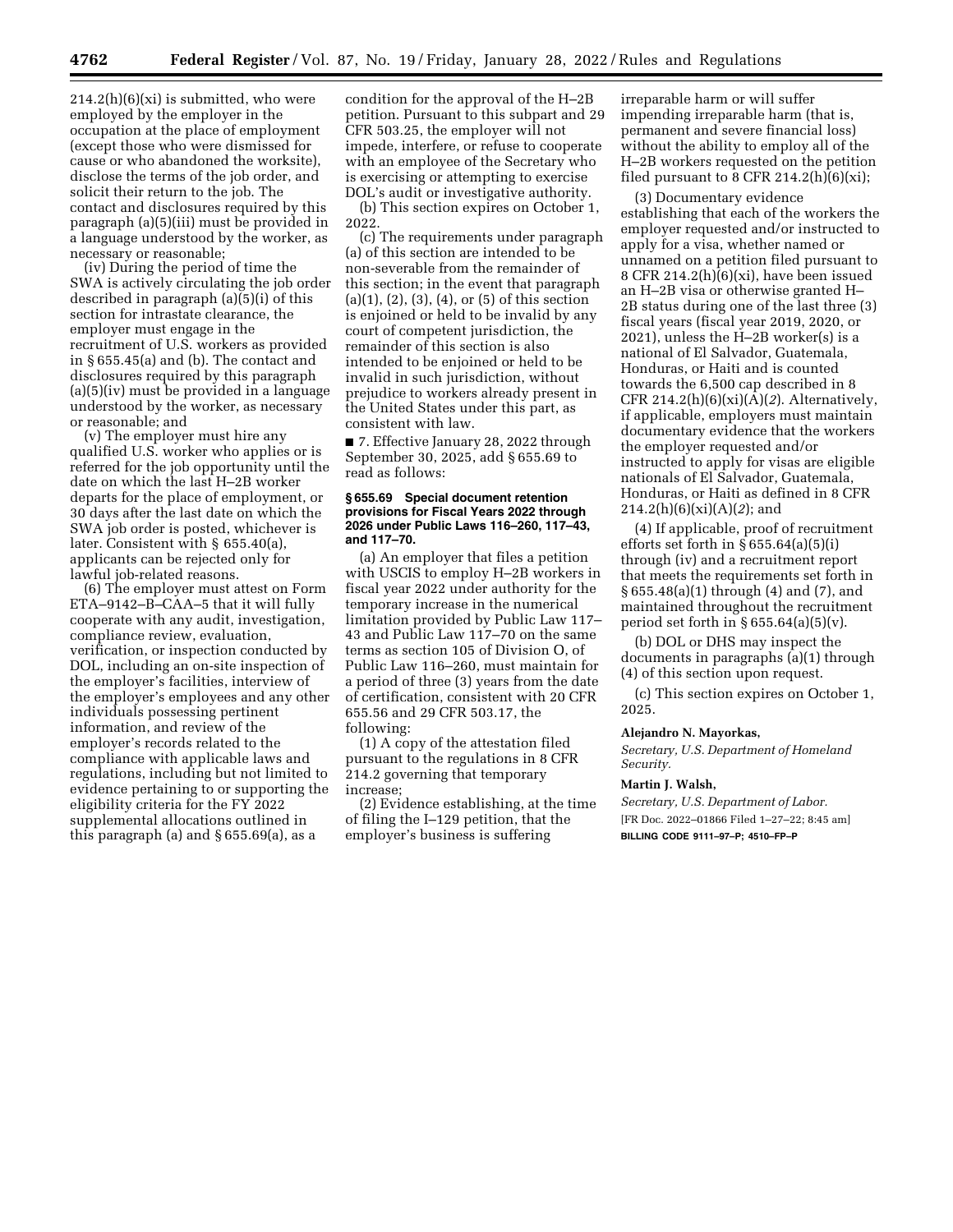214.2(h)(6)(xi) is submitted, who were employed by the employer in the occupation at the place of employment (except those who were dismissed for cause or who abandoned the worksite), disclose the terms of the job order, and solicit their return to the job. The contact and disclosures required by this paragraph (a)(5)(iii) must be provided in a language understood by the worker, as necessary or reasonable;

(iv) During the period of time the SWA is actively circulating the job order described in paragraph (a)(5)(i) of this section for intrastate clearance, the employer must engage in the recruitment of U.S. workers as provided in § 655.45(a) and (b). The contact and disclosures required by this paragraph (a)(5)(iv) must be provided in a language understood by the worker, as necessary or reasonable; and

(v) The employer must hire any qualified U.S. worker who applies or is referred for the job opportunity until the date on which the last H–2B worker departs for the place of employment, or 30 days after the last date on which the SWA job order is posted, whichever is later. Consistent with § 655.40(a), applicants can be rejected only for lawful job-related reasons.

(6) The employer must attest on Form ETA–9142–B–CAA–5 that it will fully cooperate with any audit, investigation, compliance review, evaluation, verification, or inspection conducted by DOL, including an on-site inspection of the employer's facilities, interview of the employer's employees and any other individuals possessing pertinent information, and review of the employer's records related to the compliance with applicable laws and regulations, including but not limited to evidence pertaining to or supporting the eligibility criteria for the FY 2022 supplemental allocations outlined in this paragraph (a) and § 655.69(a), as a condition for the approval of the H–2B petition. Pursuant to this subpart and 29 CFR 503.25, the employer will not impede, interfere, or refuse to cooperate with an employee of the Secretary who is exercising or attempting to exercise DOL's audit or investigative authority.

(b) This section expires on October 1, 2022.

(c) The requirements under paragraph (a) of this section are intended to be non-severable from the remainder of this section; in the event that paragraph (a)(1), (2), (3), (4), or (5) of this section is enjoined or held to be invalid by any court of competent jurisdiction, the remainder of this section is also intended to be enjoined or held to be invalid in such jurisdiction, without prejudice to workers already present in the United States under this part, as consistent with law.

■ 7. Effective January 28, 2022 through September 30, 2025, add § 655.69 to read as follows:

**§ 655.69 Special document retention provisions for Fiscal Years 2022 through 2026 under Public Laws 116–260, 117–43, and 117–70.**

(a) An employer that files a petition with USCIS to employ H–2B workers in fiscal year 2022 under authority for the temporary increase in the numerical limitation provided by Public Law 117–43 and Public Law 117–70 on the same terms as section 105 of Division O, of Public Law 116–260, must maintain for a period of three (3) years from the date of certification, consistent with 20 CFR 655.56 and 29 CFR 503.17, the following:

(1) A copy of the attestation filed pursuant to the regulations in 8 CFR 214.2 governing that temporary increase;

(2) Evidence establishing, at the time of filing the I–129 petition, that the employer's business is suffering irreparable harm or will suffer impending irreparable harm (that is, permanent and severe financial loss) without the ability to employ all of the H–2B workers requested on the petition filed pursuant to 8 CFR 214.2(h)(6)(xi);

(3) Documentary evidence establishing that each of the workers the employer requested and/or instructed to apply for a visa, whether named or unnamed on a petition filed pursuant to 8 CFR 214.2(h)(6)(xi), have been issued an H–2B visa or otherwise granted H–2B status during one of the last three (3) fiscal years (fiscal year 2019, 2020, or 2021), unless the H–2B worker(s) is a national of El Salvador, Guatemala, Honduras, or Haiti and is counted towards the 6,500 cap described in 8 CFR 214.2(h)(6)(xi)(A)(*2*). Alternatively, if applicable, employers must maintain documentary evidence that the workers the employer requested and/or instructed to apply for visas are eligible nationals of El Salvador, Guatemala, Honduras, or Haiti as defined in 8 CFR 214.2(h)(6)(xi)(A)(*2*); and

(4) If applicable, proof of recruitment efforts set forth in § 655.64(a)(5)(i) through (iv) and a recruitment report that meets the requirements set forth in § 655.48(a)(1) through (4) and (7), and maintained throughout the recruitment period set forth in § 655.64(a)(5)(v).

(b) DOL or DHS may inspect the documents in paragraphs (a)(1) through (4) of this section upon request.

(c) This section expires on October 1, 2025.

**Alejandro N. Mayorkas,**

*Secretary, U.S. Department of Homeland Security.*

**Martin J. Walsh,**

*Secretary, U.S. Department of Labor.*

[FR Doc. 2022–01866 Filed 1–27–22; 8:45 am]

**BILLING CODE 9111–97–P; 4510–FP–P**